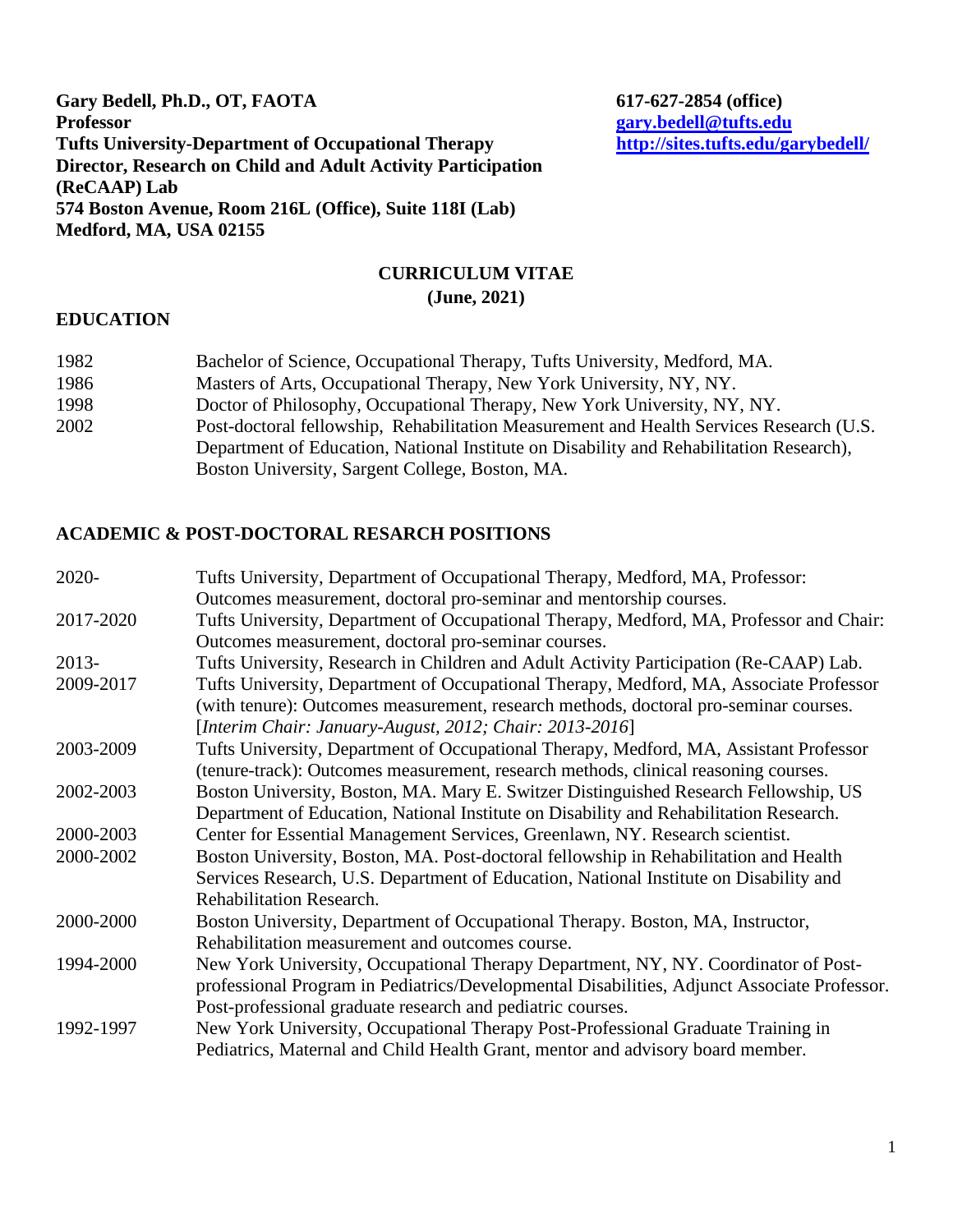**Gary Bedell, Ph.D., OT, FAOTA**
**Professor**
**Tufts University-Department of Occupational Therapy**
**Director, Research on Child and Adult Activity Participation (ReCAAP) Lab**
**574 Boston Avenue, Room 216L (Office), Suite 118I (Lab)**
**Medford, MA, USA 02155**

**617-627-2854 (office)**
**gary.bedell@tufts.edu**
**http://sites.tufts.edu/garybedell/**

# CURRICULUM VITAE

**(June, 2021)**

## EDUCATION

| | |
|---|---|
| 1982 | Bachelor of Science, Occupational Therapy, Tufts University, Medford, MA. |
| 1986 | Masters of Arts, Occupational Therapy, New York University, NY, NY. |
| 1998 | Doctor of Philosophy, Occupational Therapy, New York University, NY, NY. |
| 2002 | Post-doctoral fellowship, Rehabilitation Measurement and Health Services Research (U.S. Department of Education, National Institute on Disability and Rehabilitation Research), Boston University, Sargent College, Boston, MA. |

## ACADEMIC & POST-DOCTORAL RESEARCH POSITIONS

| | |
|---|---|
| 2020- | Tufts University, Department of Occupational Therapy, Medford, MA, Professor: Outcomes measurement, doctoral pro-seminar and mentorship courses. |
| 2017-2020 | Tufts University, Department of Occupational Therapy, Medford, MA, Professor and Chair: Outcomes measurement, doctoral pro-seminar courses. |
| 2013- | Tufts University, Research in Children and Adult Activity Participation (Re-CAAP) Lab. |
| 2009-2017 | Tufts University, Department of Occupational Therapy, Medford, MA, Associate Professor (with tenure): Outcomes measurement, research methods, doctoral pro-seminar courses. [*Interim Chair: January-August, 2012; Chair: 2013-2016*] |
| 2003-2009 | Tufts University, Department of Occupational Therapy, Medford, MA, Assistant Professor (tenure-track): Outcomes measurement, research methods, clinical reasoning courses. |
| 2002-2003 | Boston University, Boston, MA. Mary E. Switzer Distinguished Research Fellowship, US Department of Education, National Institute on Disability and Rehabilitation Research. |
| 2000-2003 | Center for Essential Management Services, Greenlawn, NY. Research scientist. |
| 2000-2002 | Boston University, Boston, MA. Post-doctoral fellowship in Rehabilitation and Health Services Research, U.S. Department of Education, National Institute on Disability and Rehabilitation Research. |
| 2000-2000 | Boston University, Department of Occupational Therapy. Boston, MA, Instructor, Rehabilitation measurement and outcomes course. |
| 1994-2000 | New York University, Occupational Therapy Department, NY, NY. Coordinator of Post-professional Program in Pediatrics/Developmental Disabilities, Adjunct Associate Professor. Post-professional graduate research and pediatric courses. |
| 1992-1997 | New York University, Occupational Therapy Post-Professional Graduate Training in Pediatrics, Maternal and Child Health Grant, mentor and advisory board member. |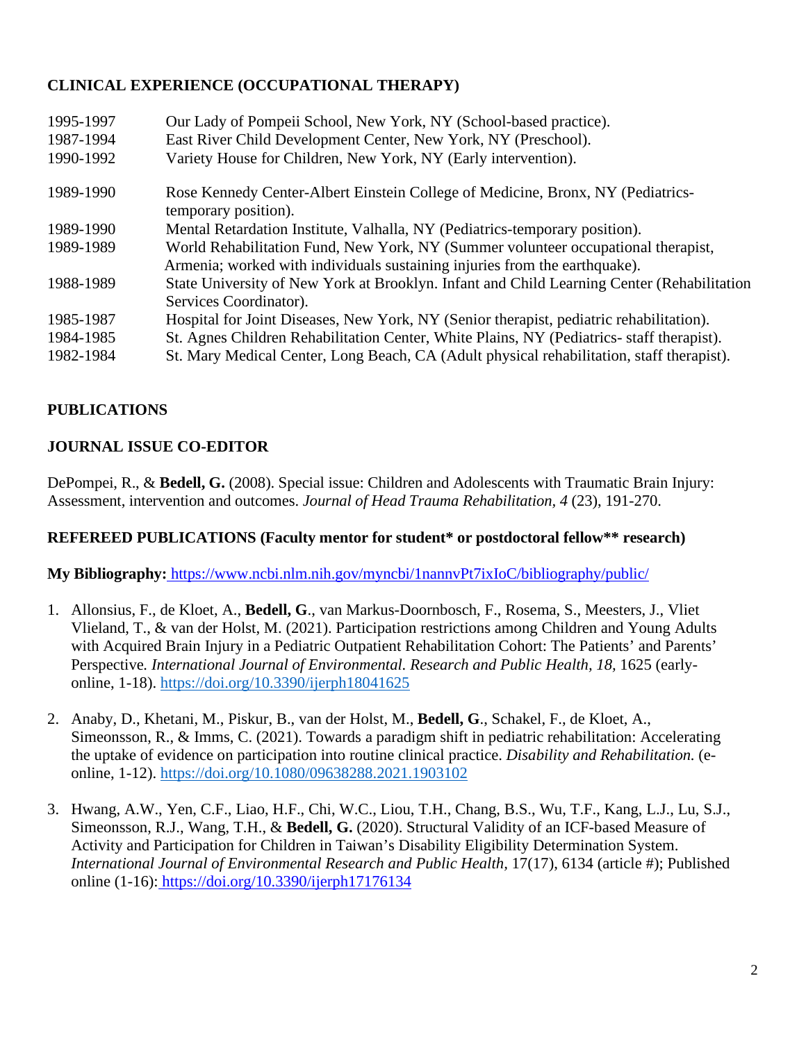## CLINICAL EXPERIENCE (OCCUPATIONAL THERAPY)

| | |
|---|---|
| 1995-1997 | Our Lady of Pompeii School, New York, NY (School-based practice). |
| 1987-1994 | East River Child Development Center, New York, NY (Preschool). |
| 1990-1992 | Variety House for Children, New York, NY (Early intervention). |
| 1989-1990 | Rose Kennedy Center-Albert Einstein College of Medicine, Bronx, NY (Pediatrics-temporary position). |
| 1989-1990 | Mental Retardation Institute, Valhalla, NY (Pediatrics-temporary position). |
| 1989-1989 | World Rehabilitation Fund, New York, NY (Summer volunteer occupational therapist, Armenia; worked with individuals sustaining injuries from the earthquake). |
| 1988-1989 | State University of New York at Brooklyn. Infant and Child Learning Center (Rehabilitation Services Coordinator). |
| 1985-1987 | Hospital for Joint Diseases, New York, NY (Senior therapist, pediatric rehabilitation). |
| 1984-1985 | St. Agnes Children Rehabilitation Center, White Plains, NY (Pediatrics- staff therapist). |
| 1982-1984 | St. Mary Medical Center, Long Beach, CA (Adult physical rehabilitation, staff therapist). |

## PUBLICATIONS

### JOURNAL ISSUE CO-EDITOR

DePompei, R., & **Bedell, G.** (2008). Special issue: Children and Adolescents with Traumatic Brain Injury: Assessment, intervention and outcomes. *Journal of Head Trauma Rehabilitation, 4* (23), 191-270.

### REFEREED PUBLICATIONS (Faculty mentor for student* or postdoctoral fellow** research)

**My Bibliography:** https://www.ncbi.nlm.nih.gov/myncbi/1nannvPt7ixIoC/bibliography/public/

1. Allonsius, F., de Kloet, A., **Bedell, G**., van Markus-Doornbosch, F., Rosema, S., Meesters, J., Vliet Vlieland, T., & van der Holst, M. (2021). Participation restrictions among Children and Young Adults with Acquired Brain Injury in a Pediatric Outpatient Rehabilitation Cohort: The Patients' and Parents' Perspective*. International Journal of Environmental. Research and Public Health, 18*, 1625 (early-online, 1-18). https://doi.org/10.3390/ijerph18041625

2. Anaby, D., Khetani, M., Piskur, B., van der Holst, M., **Bedell, G**., Schakel, F., de Kloet, A., Simeonsson, R., & Imms, C. (2021). Towards a paradigm shift in pediatric rehabilitation: Accelerating the uptake of evidence on participation into routine clinical practice. *Disability and Rehabilitation.* (e-online, 1-12). https://doi.org/10.1080/09638288.2021.1903102

3. Hwang, A.W., Yen, C.F., Liao, H.F., Chi, W.C., Liou, T.H., Chang, B.S., Wu, T.F., Kang, L.J., Lu, S.J., Simeonsson, R.J., Wang, T.H., & **Bedell, G.** (2020). Structural Validity of an ICF-based Measure of Activity and Participation for Children in Taiwan's Disability Eligibility Determination System. *International Journal of Environmental Research and Public Health*, 17(17), 6134 (article #); Published online (1-16): https://doi.org/10.3390/ijerph17176134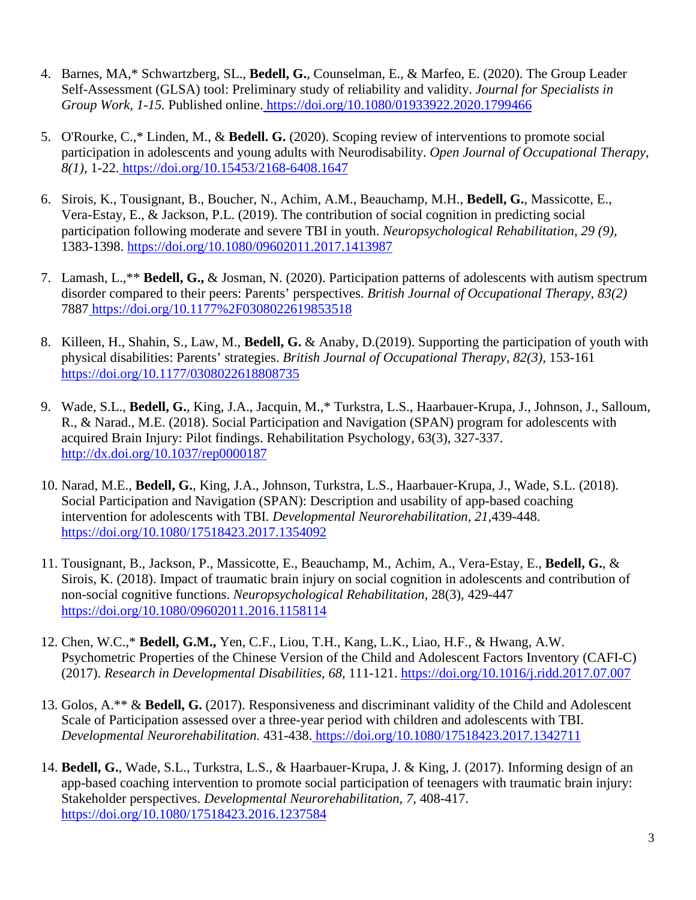4. Barnes, MA,* Schwartzberg, SL., **Bedell, G.**, Counselman, E., & Marfeo, E. (2020). The Group Leader Self-Assessment (GLSA) tool: Preliminary study of reliability and validity. *Journal for Specialists in Group Work, 1-15.* Published online. https://doi.org/10.1080/01933922.2020.1799466

5. O'Rourke, C.,* Linden, M., & **Bedell. G.** (2020). Scoping review of interventions to promote social participation in adolescents and young adults with Neurodisability. *Open Journal of Occupational Therapy, 8(1),* 1-22. https://doi.org/10.15453/2168-6408.1647

6. Sirois, K., Tousignant, B., Boucher, N., Achim, A.M., Beauchamp, M.H., **Bedell, G.**, Massicotte, E., Vera-Estay, E., & Jackson, P.L. (2019). The contribution of social cognition in predicting social participation following moderate and severe TBI in youth. *Neuropsychological Rehabilitation, 29 (9),* 1383-1398. https://doi.org/10.1080/09602011.2017.1413987

7. Lamash, L.,** **Bedell, G.,** & Josman, N. (2020). Participation patterns of adolescents with autism spectrum disorder compared to their peers: Parents' perspectives. *British Journal of Occupational Therapy, 83(2)* 7887 https://doi.org/10.1177%2F0308022619853518

8. Killeen, H., Shahin, S., Law, M., **Bedell, G.** & Anaby, D.(2019). Supporting the participation of youth with physical disabilities: Parents' strategies. *British Journal of Occupational Therapy, 82(3),* 153-161 https://doi.org/10.1177/0308022618808735

9. Wade, S.L., **Bedell, G.**, King, J.A., Jacquin, M.,* Turkstra, L.S., Haarbauer-Krupa, J., Johnson, J., Salloum, R., & Narad., M.E. (2018). Social Participation and Navigation (SPAN) program for adolescents with acquired Brain Injury: Pilot findings. Rehabilitation Psychology, 63(3), 327-337. http://dx.doi.org/10.1037/rep0000187

10. Narad, M.E., **Bedell, G.**, King, J.A., Johnson, Turkstra, L.S., Haarbauer-Krupa, J., Wade, S.L. (2018). Social Participation and Navigation (SPAN): Description and usability of app-based coaching intervention for adolescents with TBI. *Developmental Neurorehabilitation, 21,*439-448. https://doi.org/10.1080/17518423.2017.1354092

11. Tousignant, B., Jackson, P., Massicotte, E., Beauchamp, M., Achim, A., Vera-Estay, E., **Bedell, G.**, & Sirois, K. (2018). Impact of traumatic brain injury on social cognition in adolescents and contribution of non-social cognitive functions. *Neuropsychological Rehabilitation*, 28(3), 429-447 https://doi.org/10.1080/09602011.2016.1158114

12. Chen, W.C.,* **Bedell, G.M.,** Yen, C.F., Liou, T.H., Kang, L.K., Liao, H.F., & Hwang, A.W. Psychometric Properties of the Chinese Version of the Child and Adolescent Factors Inventory (CAFI-C) (2017). *Research in Developmental Disabilities, 68,* 111-121. https://doi.org/10.1016/j.ridd.2017.07.007

13. Golos, A.** & **Bedell, G.** (2017). Responsiveness and discriminant validity of the Child and Adolescent Scale of Participation assessed over a three-year period with children and adolescents with TBI. *Developmental Neurorehabilitation.* 431-438. https://doi.org/10.1080/17518423.2017.1342711

14. **Bedell, G.**, Wade, S.L., Turkstra, L.S., & Haarbauer-Krupa, J. & King, J. (2017). Informing design of an app-based coaching intervention to promote social participation of teenagers with traumatic brain injury: Stakeholder perspectives. *Developmental Neurorehabilitation, 7,* 408-417. https://doi.org/10.1080/17518423.2016.1237584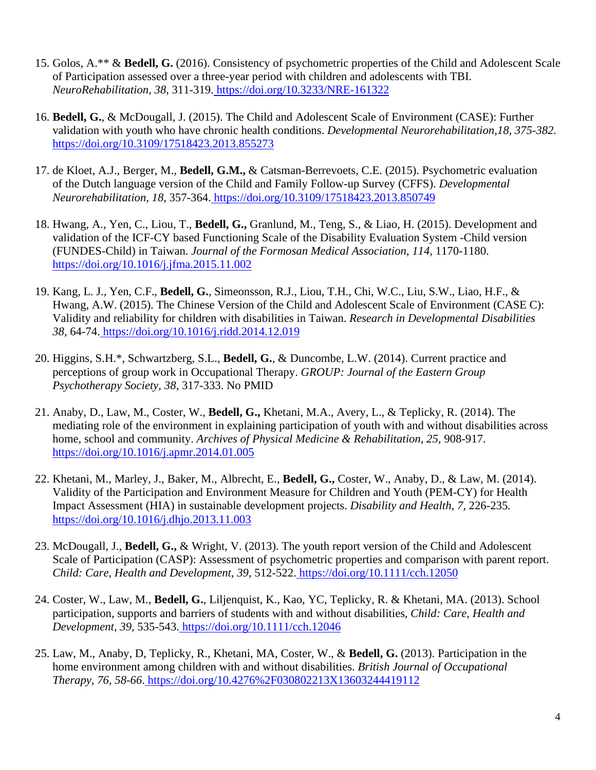15. Golos, A.** & **Bedell, G.** (2016). Consistency of psychometric properties of the Child and Adolescent Scale of Participation assessed over a three-year period with children and adolescents with TBI. *NeuroRehabilitation, 38*, 311-319. https://doi.org/10.3233/NRE-161322

16. **Bedell, G.**, & McDougall, J. (2015). The Child and Adolescent Scale of Environment (CASE): Further validation with youth who have chronic health conditions. *Developmental Neurorehabilitation,18, 375-382.* https://doi.org/10.3109/17518423.2013.855273

17. de Kloet, A.J., Berger, M., **Bedell, G.M.,** & Catsman-Berrevoets, C.E. (2015). Psychometric evaluation of the Dutch language version of the Child and Family Follow-up Survey (CFFS). *Developmental Neurorehabilitation, 18,* 357-364. https://doi.org/10.3109/17518423.2013.850749

18. Hwang, A., Yen, C., Liou, T., **Bedell, G.,** Granlund, M., Teng, S., & Liao, H. (2015). Development and validation of the ICF-CY based Functioning Scale of the Disability Evaluation System -Child version (FUNDES-Child) in Taiwan. *Journal of the Formosan Medical Association, 114,* 1170-1180. https://doi.org/10.1016/j.jfma.2015.11.002

19. Kang, L. J., Yen, C.F., **Bedell, G.**, Simeonsson, R.J., Liou, T.H., Chi, W.C., Liu, S.W., Liao, H.F., & Hwang, A.W. (2015). The Chinese Version of the Child and Adolescent Scale of Environment (CASE C): Validity and reliability for children with disabilities in Taiwan. *Research in Developmental Disabilities 38,* 64-74. https://doi.org/10.1016/j.ridd.2014.12.019

20. Higgins, S.H.*, Schwartzberg, S.L., **Bedell, G.**, & Duncombe, L.W. (2014). Current practice and perceptions of group work in Occupational Therapy. *GROUP: Journal of the Eastern Group Psychotherapy Society, 38*, 317-333. No PMID

21. Anaby, D., Law, M., Coster, W., **Bedell, G.,** Khetani, M.A., Avery, L., & Teplicky, R. (2014). The mediating role of the environment in explaining participation of youth with and without disabilities across home, school and community. *Archives of Physical Medicine & Rehabilitation, 25,* 908-917. https://doi.org/10.1016/j.apmr.2014.01.005

22. Khetani, M., Marley, J., Baker, M., Albrecht, E., **Bedell, G.,** Coster, W., Anaby, D., & Law, M. (2014). Validity of the Participation and Environment Measure for Children and Youth (PEM-CY) for Health Impact Assessment (HIA) in sustainable development projects. *Disability and Health, 7,* 226-235*.* https://doi.org/10.1016/j.dhjo.2013.11.003

23. McDougall, J., **Bedell, G.,** & Wright, V. (2013). The youth report version of the Child and Adolescent Scale of Participation (CASP): Assessment of psychometric properties and comparison with parent report. *Child: Care, Health and Development, 39,* 512-522. https://doi.org/10.1111/cch.12050

24. Coster, W., Law, M., **Bedell, G.**, Liljenquist, K., Kao, YC, Teplicky, R. & Khetani, MA. (2013). School participation, supports and barriers of students with and without disabilities, *Child: Care, Health and Development, 39,* 535-543. https://doi.org/10.1111/cch.12046

25. Law, M., Anaby, D, Teplicky, R., Khetani, MA, Coster, W., & **Bedell, G.** (2013). Participation in the home environment among children with and without disabilities. *British Journal of Occupational Therapy, 76, 58-66*. https://doi.org/10.4276%2F030802213X13603244419112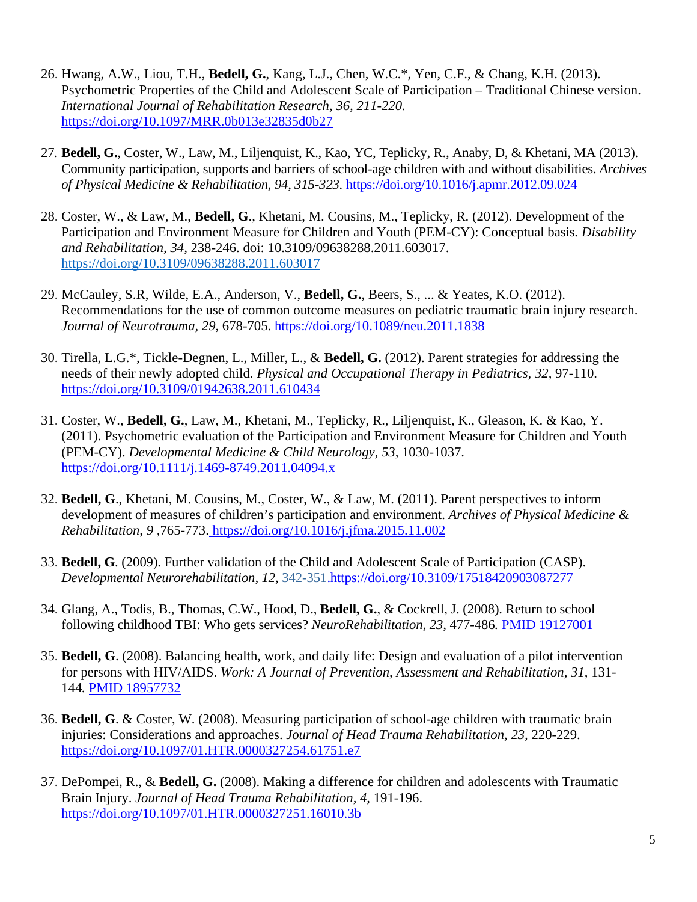26. Hwang, A.W., Liou, T.H., **Bedell, G.**, Kang, L.J., Chen, W.C.*, Yen, C.F., & Chang, K.H. (2013). Psychometric Properties of the Child and Adolescent Scale of Participation – Traditional Chinese version. *International Journal of Rehabilitation Research, 36, 211-220.* https://doi.org/10.1097/MRR.0b013e32835d0b27

27. **Bedell, G.**, Coster, W., Law, M., Liljenquist, K., Kao, YC, Teplicky, R., Anaby, D, & Khetani, MA (2013). Community participation, supports and barriers of school-age children with and without disabilities. *Archives of Physical Medicine & Rehabilitation, 94, 315-323.* https://doi.org/10.1016/j.apmr.2012.09.024

28. Coster, W., & Law, M., **Bedell, G**., Khetani, M. Cousins, M., Teplicky, R. (2012). Development of the Participation and Environment Measure for Children and Youth (PEM-CY): Conceptual basis. *Disability and Rehabilitation, 34,* 238-246. doi: 10.3109/09638288.2011.603017. https://doi.org/10.3109/09638288.2011.603017

29. McCauley, S.R, Wilde, E.A., Anderson, V., **Bedell, G.**, Beers, S., ... & Yeates, K.O. (2012). Recommendations for the use of common outcome measures on pediatric traumatic brain injury research. *Journal of Neurotrauma, 29,* 678-705. https://doi.org/10.1089/neu.2011.1838

30. Tirella, L.G.*, Tickle-Degnen, L., Miller, L., & **Bedell, G.** (2012). Parent strategies for addressing the needs of their newly adopted child. *Physical and Occupational Therapy in Pediatrics, 32,* 97-110. https://doi.org/10.3109/01942638.2011.610434

31. Coster, W., **Bedell, G.**, Law, M., Khetani, M., Teplicky, R., Liljenquist, K., Gleason, K. & Kao, Y. (2011). Psychometric evaluation of the Participation and Environment Measure for Children and Youth (PEM-CY). *Developmental Medicine & Child Neurology, 53,* 1030-1037. https://doi.org/10.1111/j.1469-8749.2011.04094.x

32. **Bedell, G**., Khetani, M. Cousins, M., Coster, W., & Law, M. (2011). Parent perspectives to inform development of measures of children's participation and environment. *Archives of Physical Medicine & Rehabilitation, 9* ,765-773. https://doi.org/10.1016/j.jfma.2015.11.002

33. **Bedell, G**. (2009). Further validation of the Child and Adolescent Scale of Participation (CASP). *Developmental Neurorehabilitation, 12,* 342-351.https://doi.org/10.3109/17518420903087277

34. Glang, A., Todis, B., Thomas, C.W., Hood, D., **Bedell, G.**, & Cockrell, J. (2008). Return to school following childhood TBI: Who gets services? *NeuroRehabilitation, 23,* 477-486. PMID 19127001

35. **Bedell, G**. (2008). Balancing health, work, and daily life: Design and evaluation of a pilot intervention for persons with HIV/AIDS. *Work: A Journal of Prevention, Assessment and Rehabilitation, 31,* 131-144. PMID 18957732

36. **Bedell, G**. & Coster, W. (2008). Measuring participation of school-age children with traumatic brain injuries: Considerations and approaches. *Journal of Head Trauma Rehabilitation, 23,* 220-229. https://doi.org/10.1097/01.HTR.0000327254.61751.e7

37. DePompei, R., & **Bedell, G.** (2008). Making a difference for children and adolescents with Traumatic Brain Injury. *Journal of Head Trauma Rehabilitation, 4,* 191-196. https://doi.org/10.1097/01.HTR.0000327251.16010.3b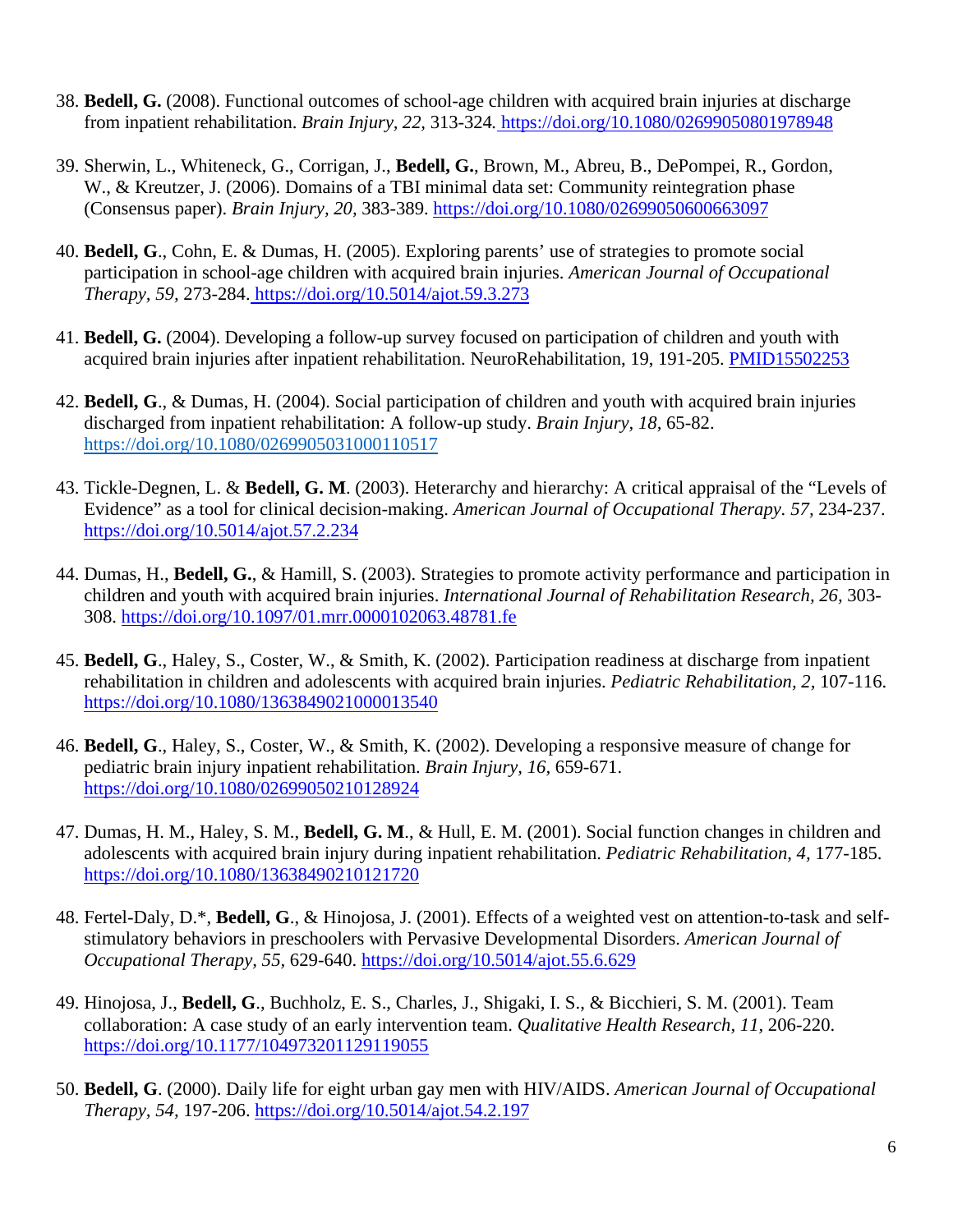38. **Bedell, G.** (2008). Functional outcomes of school-age children with acquired brain injuries at discharge from inpatient rehabilitation. *Brain Injury, 22,* 313-324. https://doi.org/10.1080/02699050801978948

39. Sherwin, L., Whiteneck, G., Corrigan, J., **Bedell, G.**, Brown, M., Abreu, B., DePompei, R., Gordon, W., & Kreutzer, J. (2006). Domains of a TBI minimal data set: Community reintegration phase (Consensus paper). *Brain Injury, 20,* 383-389. https://doi.org/10.1080/02699050600663097

40. **Bedell, G**., Cohn, E. & Dumas, H. (2005). Exploring parents' use of strategies to promote social participation in school-age children with acquired brain injuries. *American Journal of Occupational Therapy, 59,* 273-284. https://doi.org/10.5014/ajot.59.3.273

41. **Bedell, G.** (2004). Developing a follow-up survey focused on participation of children and youth with acquired brain injuries after inpatient rehabilitation. NeuroRehabilitation, 19, 191-205. PMID15502253

42. **Bedell, G**., & Dumas, H. (2004). Social participation of children and youth with acquired brain injuries discharged from inpatient rehabilitation: A follow-up study. *Brain Injury, 18,* 65-82. https://doi.org/10.1080/0269905031000110517

43. Tickle-Degnen, L. & **Bedell, G. M**. (2003). Heterarchy and hierarchy: A critical appraisal of the "Levels of Evidence" as a tool for clinical decision-making. *American Journal of Occupational Therapy. 57,* 234-237. https://doi.org/10.5014/ajot.57.2.234

44. Dumas, H., **Bedell, G.**, & Hamill, S. (2003). Strategies to promote activity performance and participation in children and youth with acquired brain injuries. *International Journal of Rehabilitation Research, 26,* 303-308. https://doi.org/10.1097/01.mrr.0000102063.48781.fe

45. **Bedell, G**., Haley, S., Coster, W., & Smith, K. (2002). Participation readiness at discharge from inpatient rehabilitation in children and adolescents with acquired brain injuries. *Pediatric Rehabilitation, 2,* 107-116. https://doi.org/10.1080/1363849021000013540

46. **Bedell, G**., Haley, S., Coster, W., & Smith, K. (2002). Developing a responsive measure of change for pediatric brain injury inpatient rehabilitation. *Brain Injury, 16,* 659-671. https://doi.org/10.1080/02699050210128924

47. Dumas, H. M., Haley, S. M., **Bedell, G. M**., & Hull, E. M. (2001). Social function changes in children and adolescents with acquired brain injury during inpatient rehabilitation. *Pediatric Rehabilitation, 4,* 177-185. https://doi.org/10.1080/13638490210121720

48. Fertel-Daly, D.*, **Bedell, G**., & Hinojosa, J. (2001). Effects of a weighted vest on attention-to-task and self-stimulatory behaviors in preschoolers with Pervasive Developmental Disorders. *American Journal of Occupational Therapy, 55,* 629-640. https://doi.org/10.5014/ajot.55.6.629

49. Hinojosa, J., **Bedell, G**., Buchholz, E. S., Charles, J., Shigaki, I. S., & Bicchieri, S. M. (2001). Team collaboration: A case study of an early intervention team. *Qualitative Health Research, 11,* 206-220. https://doi.org/10.1177/104973201129119055

50. **Bedell, G**. (2000). Daily life for eight urban gay men with HIV/AIDS. *American Journal of Occupational Therapy, 54,* 197-206. https://doi.org/10.5014/ajot.54.2.197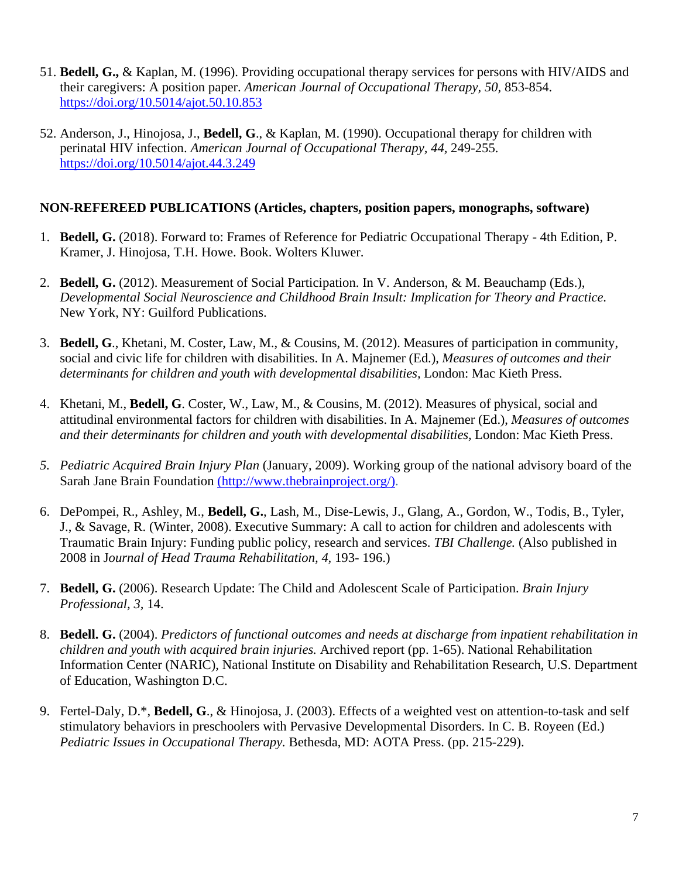51. **Bedell, G.,** & Kaplan, M. (1996). Providing occupational therapy services for persons with HIV/AIDS and their caregivers: A position paper. *American Journal of Occupational Therapy, 50,* 853-854. https://doi.org/10.5014/ajot.50.10.853

52. Anderson, J., Hinojosa, J., **Bedell, G**., & Kaplan, M. (1990). Occupational therapy for children with perinatal HIV infection. *American Journal of Occupational Therapy, 44,* 249-255. https://doi.org/10.5014/ajot.44.3.249

**NON-REFEREED PUBLICATIONS (Articles, chapters, position papers, monographs, software)**

1. **Bedell, G.** (2018). Forward to: Frames of Reference for Pediatric Occupational Therapy - 4th Edition, P. Kramer, J. Hinojosa, T.H. Howe. Book. Wolters Kluwer.

2. **Bedell, G.** (2012). Measurement of Social Participation. In V. Anderson, & M. Beauchamp (Eds.), *Developmental Social Neuroscience and Childhood Brain Insult: Implication for Theory and Practice.* New York, NY: Guilford Publications.

3. **Bedell, G**., Khetani, M. Coster, Law, M., & Cousins, M. (2012). Measures of participation in community, social and civic life for children with disabilities. In A. Majnemer (Ed.), *Measures of outcomes and their determinants for children and youth with developmental disabilities,* London: Mac Kieth Press.

4. Khetani, M., **Bedell, G**. Coster, W., Law, M., & Cousins, M. (2012). Measures of physical, social and attitudinal environmental factors for children with disabilities. In A. Majnemer (Ed.), *Measures of outcomes and their determinants for children and youth with developmental disabilities,* London: Mac Kieth Press.

5. *Pediatric Acquired Brain Injury Plan* (January, 2009). Working group of the national advisory board of the Sarah Jane Brain Foundation (http://www.thebrainproject.org/).

6. DePompei, R., Ashley, M., **Bedell, G.**, Lash, M., Dise-Lewis, J., Glang, A., Gordon, W., Todis, B., Tyler, J., & Savage, R. (Winter, 2008). Executive Summary: A call to action for children and adolescents with Traumatic Brain Injury: Funding public policy, research and services. *TBI Challenge.* (Also published in 2008 in J*ournal of Head Trauma Rehabilitation, 4,* 193- 196.)

7. **Bedell, G.** (2006). Research Update: The Child and Adolescent Scale of Participation. *Brain Injury Professional, 3,* 14.

8. **Bedell. G.** (2004). *Predictors of functional outcomes and needs at discharge from inpatient rehabilitation in children and youth with acquired brain injuries.* Archived report (pp. 1-65). National Rehabilitation Information Center (NARIC), National Institute on Disability and Rehabilitation Research, U.S. Department of Education, Washington D.C.

9. Fertel-Daly, D.*, **Bedell, G**., & Hinojosa, J. (2003). Effects of a weighted vest on attention-to-task and self stimulatory behaviors in preschoolers with Pervasive Developmental Disorders. In C. B. Royeen (Ed.) *Pediatric Issues in Occupational Therapy.* Bethesda, MD: AOTA Press. (pp. 215-229).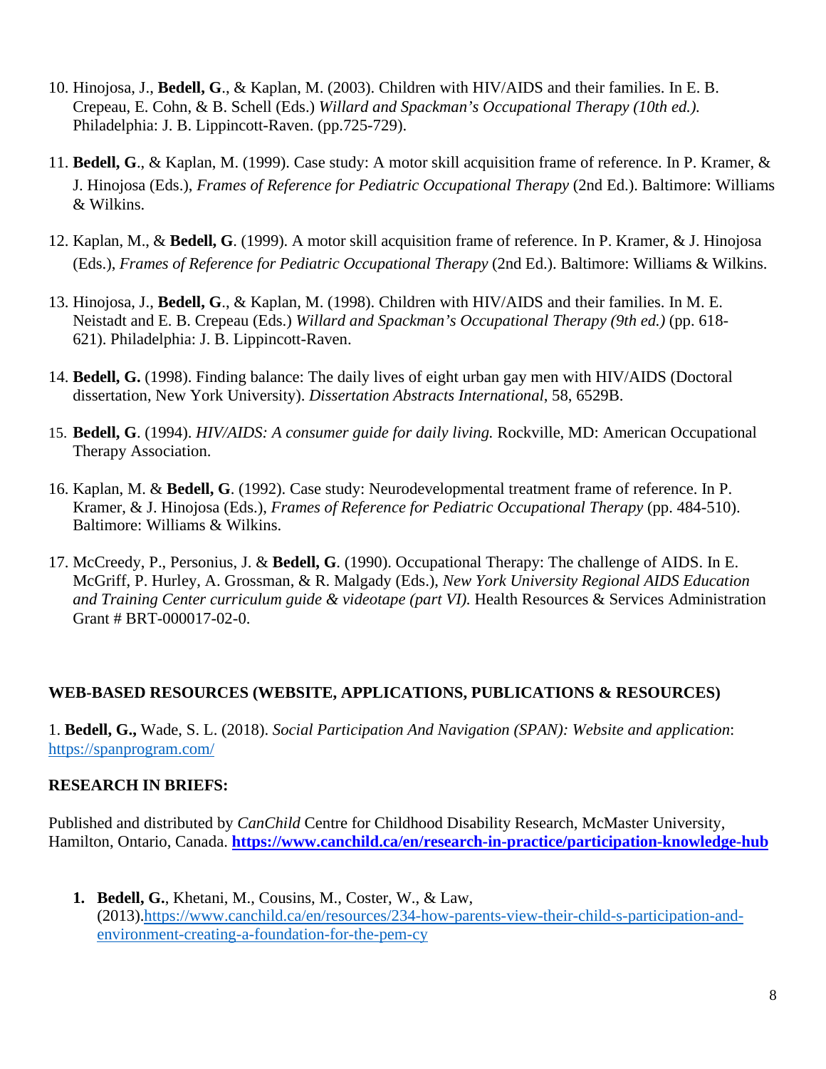10. Hinojosa, J., **Bedell, G**., & Kaplan, M. (2003). Children with HIV/AIDS and their families. In E. B. Crepeau, E. Cohn, & B. Schell (Eds.) *Willard and Spackman's Occupational Therapy (10th ed.).* Philadelphia: J. B. Lippincott-Raven. (pp.725-729).

11. **Bedell, G**., & Kaplan, M. (1999). Case study: A motor skill acquisition frame of reference. In P. Kramer, & J. Hinojosa (Eds.), *Frames of Reference for Pediatric Occupational Therapy* (2nd Ed.). Baltimore: Williams & Wilkins.

12. Kaplan, M., & **Bedell, G**. (1999). A motor skill acquisition frame of reference. In P. Kramer, & J. Hinojosa (Eds.), *Frames of Reference for Pediatric Occupational Therapy* (2nd Ed.). Baltimore: Williams & Wilkins.

13. Hinojosa, J., **Bedell, G**., & Kaplan, M. (1998). Children with HIV/AIDS and their families. In M. E. Neistadt and E. B. Crepeau (Eds.) *Willard and Spackman's Occupational Therapy (9th ed.)* (pp. 618-621). Philadelphia: J. B. Lippincott-Raven.

14. **Bedell, G.** (1998). Finding balance: The daily lives of eight urban gay men with HIV/AIDS (Doctoral dissertation, New York University). *Dissertation Abstracts International*, 58, 6529B.

15. **Bedell, G**. (1994). *HIV/AIDS: A consumer guide for daily living.* Rockville, MD: American Occupational Therapy Association.

16. Kaplan, M. & **Bedell, G**. (1992). Case study: Neurodevelopmental treatment frame of reference. In P. Kramer, & J. Hinojosa (Eds.), *Frames of Reference for Pediatric Occupational Therapy* (pp. 484-510). Baltimore: Williams & Wilkins.

17. McCreedy, P., Personius, J. & **Bedell, G**. (1990). Occupational Therapy: The challenge of AIDS. In E. McGriff, P. Hurley, A. Grossman, & R. Malgady (Eds.), *New York University Regional AIDS Education and Training Center curriculum guide & videotape (part VI).* Health Resources & Services Administration Grant # BRT-000017-02-0.

## WEB-BASED RESOURCES (WEBSITE, APPLICATIONS, PUBLICATIONS & RESOURCES)

1. **Bedell, G.,** Wade, S. L. (2018). *Social Participation And Navigation (SPAN): Website and application*: https://spanprogram.com/

## RESEARCH IN BRIEFS:

Published and distributed by *CanChild* Centre for Childhood Disability Research, McMaster University, Hamilton, Ontario, Canada. **https://www.canchild.ca/en/research-in-practice/participation-knowledge-hub**

1. **Bedell, G.**, Khetani, M., Cousins, M., Coster, W., & Law, (2013).https://www.canchild.ca/en/resources/234-how-parents-view-their-child-s-participation-and-environment-creating-a-foundation-for-the-pem-cy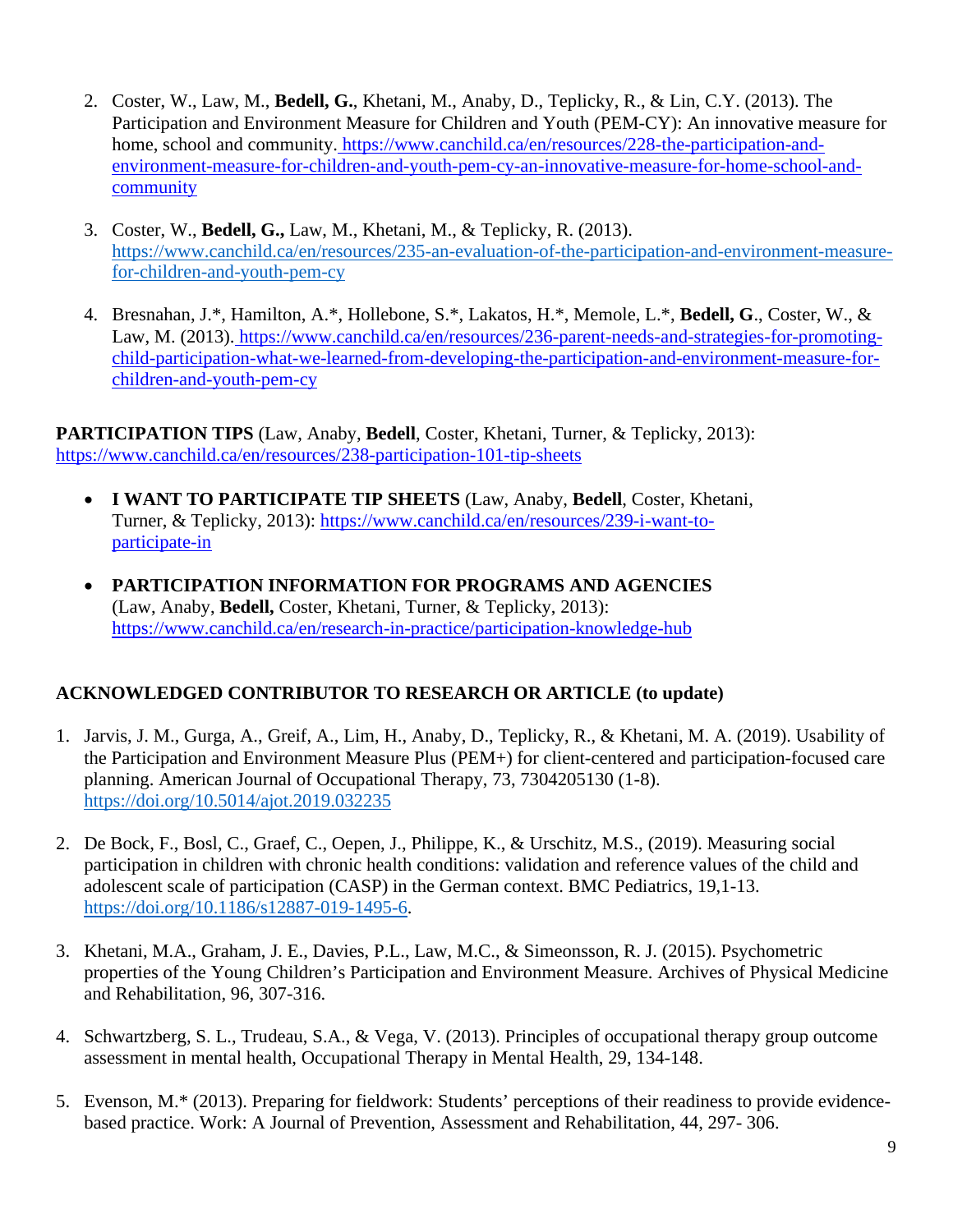2. Coster, W., Law, M., **Bedell, G.**, Khetani, M., Anaby, D., Teplicky, R., & Lin, C.Y. (2013). The Participation and Environment Measure for Children and Youth (PEM-CY): An innovative measure for home, school and community. https://www.canchild.ca/en/resources/228-the-participation-and-environment-measure-for-children-and-youth-pem-cy-an-innovative-measure-for-home-school-and-community

3. Coster, W., **Bedell, G.,** Law, M., Khetani, M., & Teplicky, R. (2013). https://www.canchild.ca/en/resources/235-an-evaluation-of-the-participation-and-environment-measure-for-children-and-youth-pem-cy

4. Bresnahan, J.*, Hamilton, A.*, Hollebone, S.*, Lakatos, H.*, Memole, L.*, **Bedell, G**., Coster, W., & Law, M. (2013). https://www.canchild.ca/en/resources/236-parent-needs-and-strategies-for-promoting-child-participation-what-we-learned-from-developing-the-participation-and-environment-measure-for-children-and-youth-pem-cy

**PARTICIPATION TIPS** (Law, Anaby, **Bedell**, Coster, Khetani, Turner, & Teplicky, 2013): https://www.canchild.ca/en/resources/238-participation-101-tip-sheets

- **I WANT TO PARTICIPATE TIP SHEETS** (Law, Anaby, **Bedell**, Coster, Khetani, Turner, & Teplicky, 2013): https://www.canchild.ca/en/resources/239-i-want-to-participate-in

- **PARTICIPATION INFORMATION FOR PROGRAMS AND AGENCIES** (Law, Anaby, **Bedell,** Coster, Khetani, Turner, & Teplicky, 2013): https://www.canchild.ca/en/research-in-practice/participation-knowledge-hub

## ACKNOWLEDGED CONTRIBUTOR TO RESEARCH OR ARTICLE (to update)

1. Jarvis, J. M., Gurga, A., Greif, A., Lim, H., Anaby, D., Teplicky, R., & Khetani, M. A. (2019). Usability of the Participation and Environment Measure Plus (PEM+) for client-centered and participation-focused care planning. American Journal of Occupational Therapy, 73, 7304205130 (1-8). https://doi.org/10.5014/ajot.2019.032235

2. De Bock, F., Bosl, C., Graef, C., Oepen, J., Philippe, K., & Urschitz, M.S., (2019). Measuring social participation in children with chronic health conditions: validation and reference values of the child and adolescent scale of participation (CASP) in the German context. BMC Pediatrics, 19,1-13. https://doi.org/10.1186/s12887-019-1495-6.

3. Khetani, M.A., Graham, J. E., Davies, P.L., Law, M.C., & Simeonsson, R. J. (2015). Psychometric properties of the Young Children's Participation and Environment Measure. Archives of Physical Medicine and Rehabilitation, 96, 307-316.

4. Schwartzberg, S. L., Trudeau, S.A., & Vega, V. (2013). Principles of occupational therapy group outcome assessment in mental health, Occupational Therapy in Mental Health, 29, 134-148.

5. Evenson, M.* (2013). Preparing for fieldwork: Students' perceptions of their readiness to provide evidence-based practice. Work: A Journal of Prevention, Assessment and Rehabilitation, 44, 297- 306.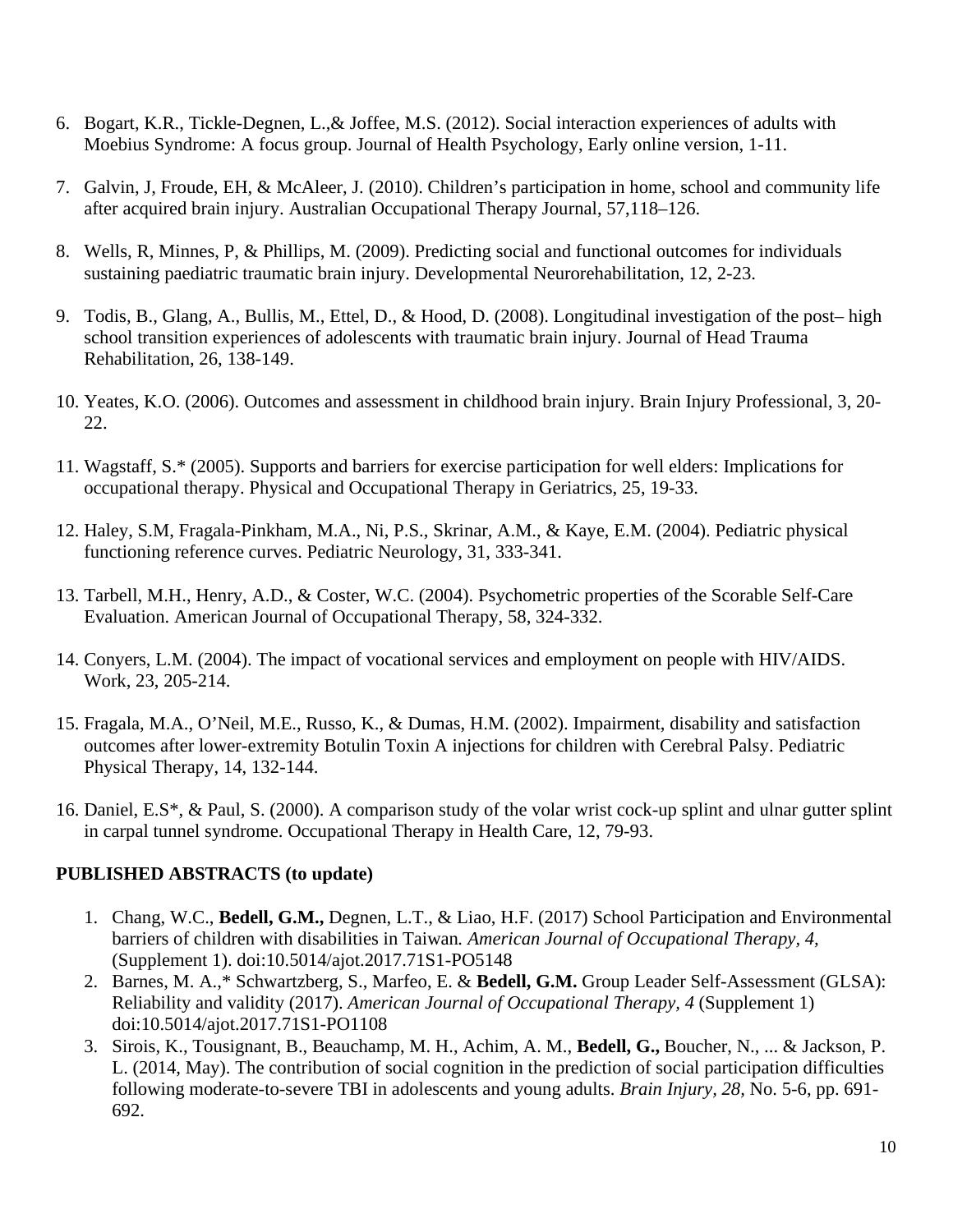6. Bogart, K.R., Tickle-Degnen, L.,& Joffee, M.S. (2012). Social interaction experiences of adults with Moebius Syndrome: A focus group. Journal of Health Psychology, Early online version, 1-11.

7. Galvin, J, Froude, EH, & McAleer, J. (2010). Children's participation in home, school and community life after acquired brain injury. Australian Occupational Therapy Journal, 57,118–126.

8. Wells, R, Minnes, P, & Phillips, M. (2009). Predicting social and functional outcomes for individuals sustaining paediatric traumatic brain injury. Developmental Neurorehabilitation, 12, 2-23.

9. Todis, B., Glang, A., Bullis, M., Ettel, D., & Hood, D. (2008). Longitudinal investigation of the post– high school transition experiences of adolescents with traumatic brain injury. Journal of Head Trauma Rehabilitation, 26, 138-149.

10. Yeates, K.O. (2006). Outcomes and assessment in childhood brain injury. Brain Injury Professional, 3, 20-22.

11. Wagstaff, S.* (2005). Supports and barriers for exercise participation for well elders: Implications for occupational therapy. Physical and Occupational Therapy in Geriatrics, 25, 19-33.

12. Haley, S.M, Fragala-Pinkham, M.A., Ni, P.S., Skrinar, A.M., & Kaye, E.M. (2004). Pediatric physical functioning reference curves. Pediatric Neurology, 31, 333-341.

13. Tarbell, M.H., Henry, A.D., & Coster, W.C. (2004). Psychometric properties of the Scorable Self-Care Evaluation. American Journal of Occupational Therapy, 58, 324-332.

14. Conyers, L.M. (2004). The impact of vocational services and employment on people with HIV/AIDS. Work, 23, 205-214.

15. Fragala, M.A., O'Neil, M.E., Russo, K., & Dumas, H.M. (2002). Impairment, disability and satisfaction outcomes after lower-extremity Botulin Toxin A injections for children with Cerebral Palsy. Pediatric Physical Therapy, 14, 132-144.

16. Daniel, E.S*, & Paul, S. (2000). A comparison study of the volar wrist cock-up splint and ulnar gutter splint in carpal tunnel syndrome. Occupational Therapy in Health Care, 12, 79-93.

**PUBLISHED ABSTRACTS (to update)**

1. Chang, W.C., **Bedell, G.M.,** Degnen, L.T., & Liao, H.F. (2017) School Participation and Environmental barriers of children with disabilities in Taiwan*. American Journal of Occupational Therapy, 4*, (Supplement 1). doi:10.5014/ajot.2017.71S1-PO5148
2. Barnes, M. A.,* Schwartzberg, S., Marfeo, E. & **Bedell, G.M.** Group Leader Self-Assessment (GLSA): Reliability and validity (2017). *American Journal of Occupational Therapy, 4* (Supplement 1) doi:10.5014/ajot.2017.71S1-PO1108
3. Sirois, K., Tousignant, B., Beauchamp, M. H., Achim, A. M., **Bedell, G.,** Boucher, N., ... & Jackson, P. L. (2014, May). The contribution of social cognition in the prediction of social participation difficulties following moderate-to-severe TBI in adolescents and young adults. *Brain Injury, 28,* No. 5-6, pp. 691-692.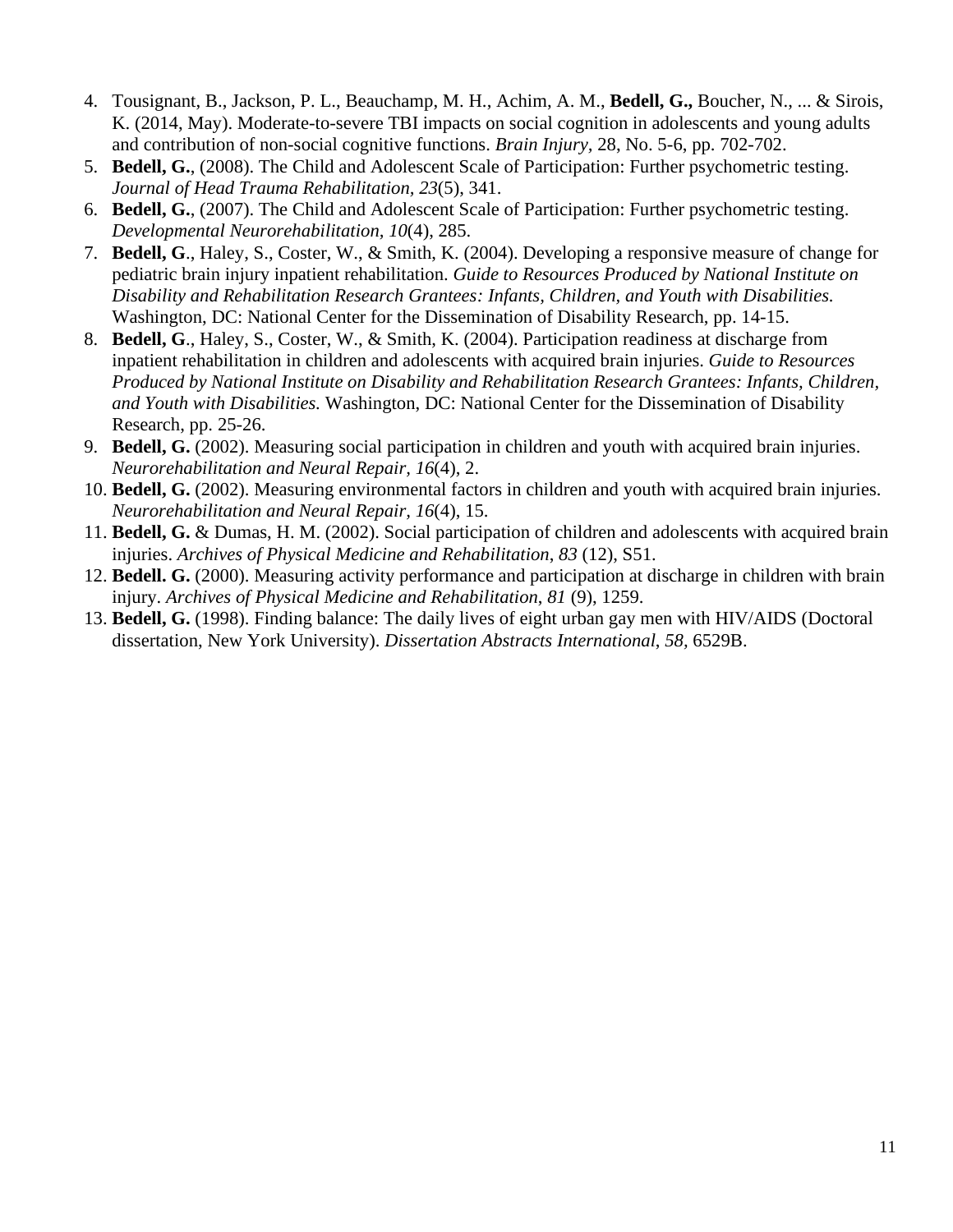4. Tousignant, B., Jackson, P. L., Beauchamp, M. H., Achim, A. M., **Bedell, G.,** Boucher, N., ... & Sirois, K. (2014, May). Moderate-to-severe TBI impacts on social cognition in adolescents and young adults and contribution of non-social cognitive functions. *Brain Injury*, 28, No. 5-6, pp. 702-702.
5. **Bedell, G.**, (2008). The Child and Adolescent Scale of Participation: Further psychometric testing. *Journal of Head Trauma Rehabilitation*, *23*(5), 341.
6. **Bedell, G.**, (2007). The Child and Adolescent Scale of Participation: Further psychometric testing. *Developmental Neurorehabilitation, 10*(4), 285.
7. **Bedell, G**., Haley, S., Coster, W., & Smith, K. (2004). Developing a responsive measure of change for pediatric brain injury inpatient rehabilitation. *Guide to Resources Produced by National Institute on Disability and Rehabilitation Research Grantees: Infants, Children, and Youth with Disabilities.* Washington, DC: National Center for the Dissemination of Disability Research, pp. 14-15.
8. **Bedell, G**., Haley, S., Coster, W., & Smith, K. (2004). Participation readiness at discharge from inpatient rehabilitation in children and adolescents with acquired brain injuries. *Guide to Resources Produced by National Institute on Disability and Rehabilitation Research Grantees: Infants, Children, and Youth with Disabilities.* Washington, DC: National Center for the Dissemination of Disability Research, pp. 25-26.
9. **Bedell, G.** (2002). Measuring social participation in children and youth with acquired brain injuries. *Neurorehabilitation and Neural Repair, 16*(4), 2.
10. **Bedell, G.** (2002). Measuring environmental factors in children and youth with acquired brain injuries. *Neurorehabilitation and Neural Repair, 16*(4), 15.
11. **Bedell, G.** & Dumas, H. M. (2002). Social participation of children and adolescents with acquired brain injuries. *Archives of Physical Medicine and Rehabilitation*, *83* (12), S51.
12. **Bedell. G.** (2000). Measuring activity performance and participation at discharge in children with brain injury. *Archives of Physical Medicine and Rehabilitation*, *81* (9), 1259.
13. **Bedell, G.** (1998). Finding balance: The daily lives of eight urban gay men with HIV/AIDS (Doctoral dissertation, New York University). *Dissertation Abstracts International*, *58,* 6529B.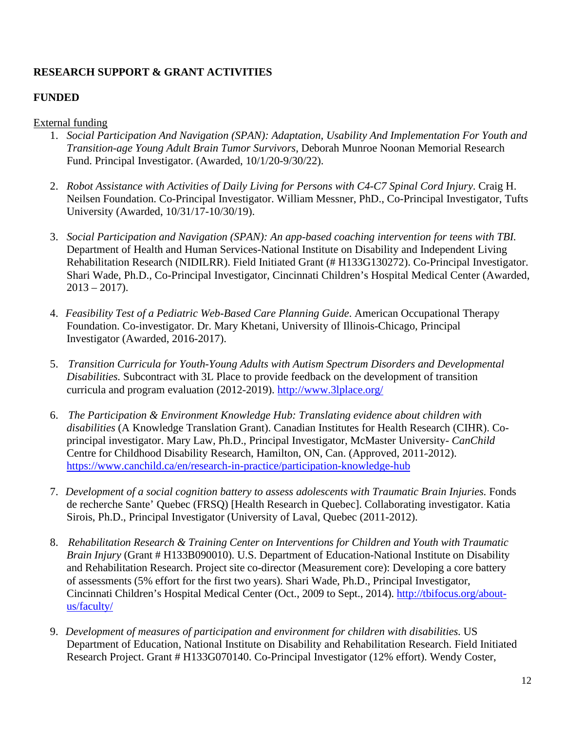**RESEARCH SUPPORT & GRANT ACTIVITIES**

**FUNDED**

External funding

1. *Social Participation And Navigation (SPAN): Adaptation, Usability And Implementation For Youth and Transition-age Young Adult Brain Tumor Survivors*, Deborah Munroe Noonan Memorial Research Fund. Principal Investigator. (Awarded, 10/1/20-9/30/22).

2. *Robot Assistance with Activities of Daily Living for Persons with C4-C7 Spinal Cord Injury*. Craig H. Neilsen Foundation. Co-Principal Investigator. William Messner, PhD., Co-Principal Investigator, Tufts University (Awarded, 10/31/17-10/30/19).

3. *Social Participation and Navigation (SPAN): An app-based coaching intervention for teens with TBI.* Department of Health and Human Services-National Institute on Disability and Independent Living Rehabilitation Research (NIDILRR). Field Initiated Grant (# H133G130272). Co-Principal Investigator. Shari Wade, Ph.D., Co-Principal Investigator, Cincinnati Children's Hospital Medical Center (Awarded, 2013 – 2017).

4. *Feasibility Test of a Pediatric Web-Based Care Planning Guide*. American Occupational Therapy Foundation. Co-investigator. Dr. Mary Khetani, University of Illinois-Chicago, Principal Investigator (Awarded, 2016-2017).

5. *Transition Curricula for Youth-Young Adults with Autism Spectrum Disorders and Developmental Disabilities.* Subcontract with 3L Place to provide feedback on the development of transition curricula and program evaluation (2012-2019). http://www.3lplace.org/

6. *The Participation & Environment Knowledge Hub: Translating evidence about children with disabilities* (A Knowledge Translation Grant). Canadian Institutes for Health Research (CIHR). Co-principal investigator. Mary Law, Ph.D., Principal Investigator, McMaster University- *CanChild* Centre for Childhood Disability Research, Hamilton, ON, Can. (Approved, 2011-2012). https://www.canchild.ca/en/research-in-practice/participation-knowledge-hub

7. *Development of a social cognition battery to assess adolescents with Traumatic Brain Injuries.* Fonds de recherche Sante' Quebec (FRSQ) [Health Research in Quebec]. Collaborating investigator. Katia Sirois, Ph.D., Principal Investigator (University of Laval, Quebec (2011-2012).

8. *Rehabilitation Research & Training Center on Interventions for Children and Youth with Traumatic Brain Injury* (Grant # H133B090010). U.S. Department of Education-National Institute on Disability and Rehabilitation Research. Project site co-director (Measurement core): Developing a core battery of assessments (5% effort for the first two years). Shari Wade, Ph.D., Principal Investigator, Cincinnati Children's Hospital Medical Center (Oct., 2009 to Sept., 2014). http://tbifocus.org/about-us/faculty/

9. *Development of measures of participation and environment for children with disabilities.* US Department of Education, National Institute on Disability and Rehabilitation Research. Field Initiated Research Project. Grant # H133G070140. Co-Principal Investigator (12% effort). Wendy Coster,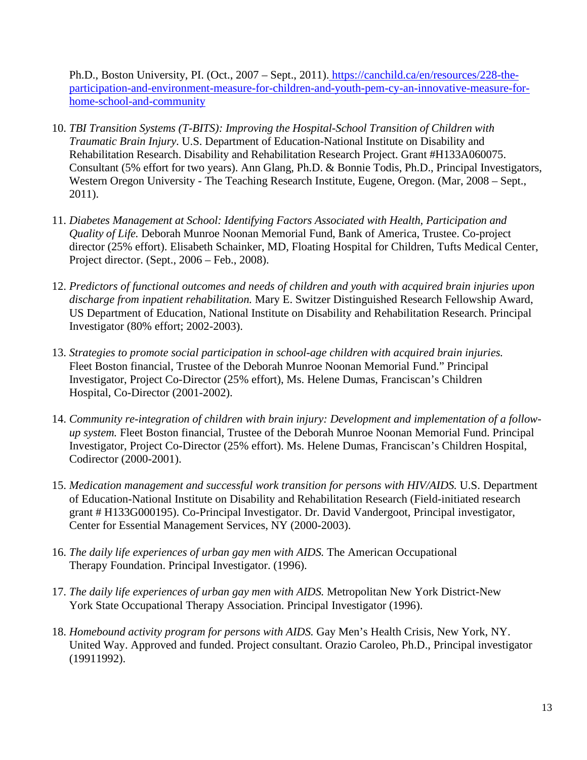Ph.D., Boston University, PI. (Oct., 2007 – Sept., 2011). https://canchild.ca/en/resources/228-the-participation-and-environment-measure-for-children-and-youth-pem-cy-an-innovative-measure-for-home-school-and-community

10. *TBI Transition Systems (T-BITS): Improving the Hospital-School Transition of Children with Traumatic Brain Injury*. U.S. Department of Education-National Institute on Disability and Rehabilitation Research. Disability and Rehabilitation Research Project. Grant #H133A060075. Consultant (5% effort for two years). Ann Glang, Ph.D. & Bonnie Todis, Ph.D., Principal Investigators, Western Oregon University - The Teaching Research Institute, Eugene, Oregon. (Mar, 2008 – Sept., 2011).

11. *Diabetes Management at School: Identifying Factors Associated with Health, Participation and Quality of Life.* Deborah Munroe Noonan Memorial Fund, Bank of America, Trustee. Co-project director (25% effort). Elisabeth Schainker, MD, Floating Hospital for Children, Tufts Medical Center, Project director. (Sept., 2006 – Feb., 2008).

12. *Predictors of functional outcomes and needs of children and youth with acquired brain injuries upon discharge from inpatient rehabilitation.* Mary E. Switzer Distinguished Research Fellowship Award, US Department of Education, National Institute on Disability and Rehabilitation Research. Principal Investigator (80% effort; 2002-2003).

13. *Strategies to promote social participation in school-age children with acquired brain injuries.* Fleet Boston financial, Trustee of the Deborah Munroe Noonan Memorial Fund." Principal Investigator, Project Co-Director (25% effort), Ms. Helene Dumas, Franciscan's Children Hospital, Co-Director (2001-2002).

14. *Community re-integration of children with brain injury: Development and implementation of a follow-up system.* Fleet Boston financial, Trustee of the Deborah Munroe Noonan Memorial Fund. Principal Investigator, Project Co-Director (25% effort). Ms. Helene Dumas, Franciscan's Children Hospital, Codirector (2000-2001).

15. *Medication management and successful work transition for persons with HIV/AIDS.* U.S. Department of Education-National Institute on Disability and Rehabilitation Research (Field-initiated research grant # H133G000195). Co-Principal Investigator. Dr. David Vandergoot, Principal investigator, Center for Essential Management Services, NY (2000-2003).

16. *The daily life experiences of urban gay men with AIDS.* The American Occupational Therapy Foundation. Principal Investigator. (1996).

17. *The daily life experiences of urban gay men with AIDS.* Metropolitan New York District-New York State Occupational Therapy Association. Principal Investigator (1996).

18. *Homebound activity program for persons with AIDS.* Gay Men's Health Crisis, New York, NY. United Way. Approved and funded. Project consultant. Orazio Caroleo, Ph.D., Principal investigator (19911992).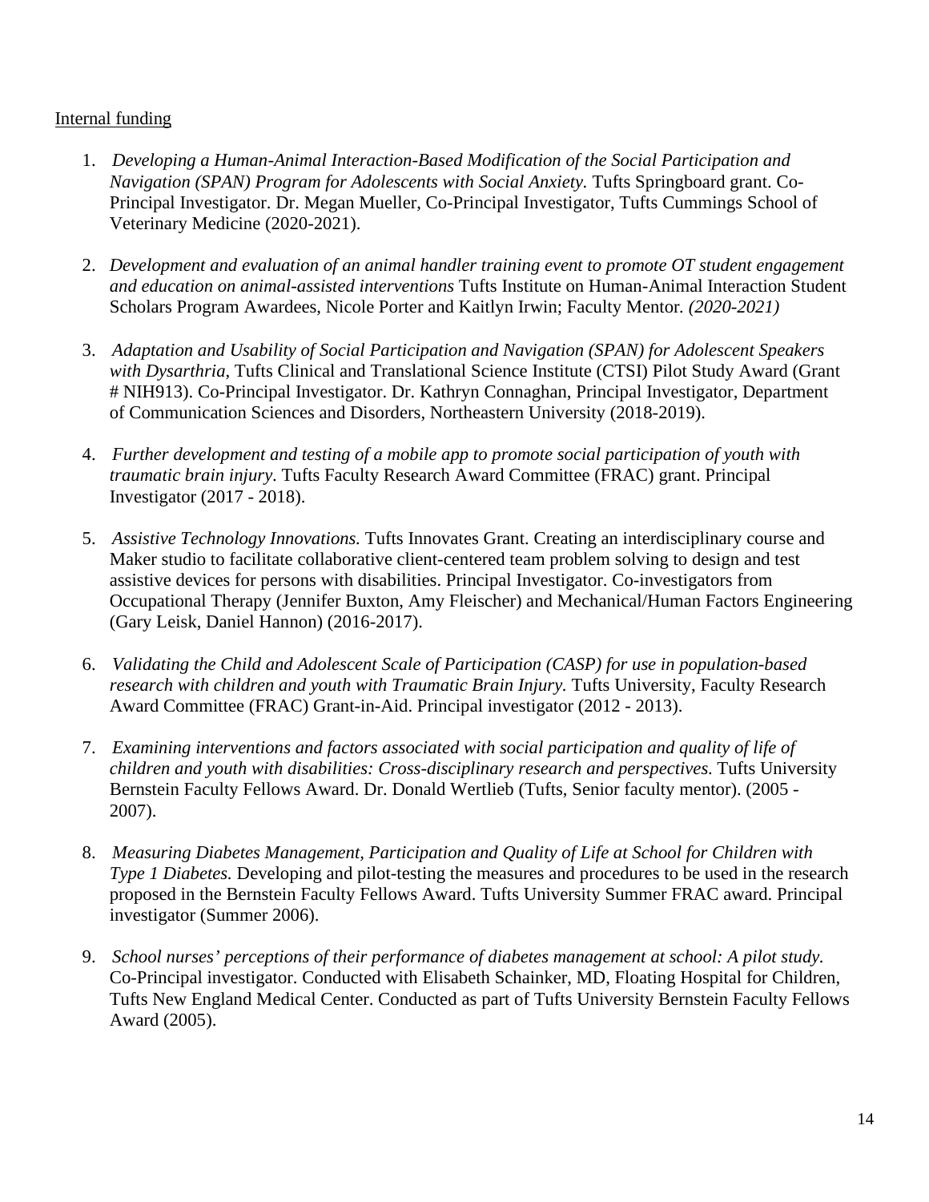Internal funding

1. *Developing a Human-Animal Interaction-Based Modification of the Social Participation and Navigation (SPAN) Program for Adolescents with Social Anxiety.* Tufts Springboard grant. Co-Principal Investigator. Dr. Megan Mueller, Co-Principal Investigator, Tufts Cummings School of Veterinary Medicine (2020-2021).

2. *Development and evaluation of an animal handler training event to promote OT student engagement and education on animal-assisted interventions* Tufts Institute on Human-Animal Interaction Student Scholars Program Awardees, Nicole Porter and Kaitlyn Irwin; Faculty Mentor. *(2020-2021)*

3. *Adaptation and Usability of Social Participation and Navigation (SPAN) for Adolescent Speakers with Dysarthria*, Tufts Clinical and Translational Science Institute (CTSI) Pilot Study Award (Grant # NIH913). Co-Principal Investigator. Dr. Kathryn Connaghan, Principal Investigator, Department of Communication Sciences and Disorders, Northeastern University (2018-2019).

4. *Further development and testing of a mobile app to promote social participation of youth with traumatic brain injury.* Tufts Faculty Research Award Committee (FRAC) grant. Principal Investigator (2017 - 2018).

5. *Assistive Technology Innovations.* Tufts Innovates Grant. Creating an interdisciplinary course and Maker studio to facilitate collaborative client-centered team problem solving to design and test assistive devices for persons with disabilities. Principal Investigator. Co-investigators from Occupational Therapy (Jennifer Buxton, Amy Fleischer) and Mechanical/Human Factors Engineering (Gary Leisk, Daniel Hannon) (2016-2017).

6. *Validating the Child and Adolescent Scale of Participation (CASP) for use in population-based research with children and youth with Traumatic Brain Injury.* Tufts University, Faculty Research Award Committee (FRAC) Grant-in-Aid. Principal investigator (2012 - 2013).

7. *Examining interventions and factors associated with social participation and quality of life of children and youth with disabilities: Cross-disciplinary research and perspectives*. Tufts University Bernstein Faculty Fellows Award. Dr. Donald Wertlieb (Tufts, Senior faculty mentor). (2005 - 2007).

8. *Measuring Diabetes Management, Participation and Quality of Life at School for Children with Type 1 Diabetes.* Developing and pilot-testing the measures and procedures to be used in the research proposed in the Bernstein Faculty Fellows Award. Tufts University Summer FRAC award. Principal investigator (Summer 2006).

9. *School nurses' perceptions of their performance of diabetes management at school: A pilot study.* Co-Principal investigator. Conducted with Elisabeth Schainker, MD, Floating Hospital for Children, Tufts New England Medical Center. Conducted as part of Tufts University Bernstein Faculty Fellows Award (2005).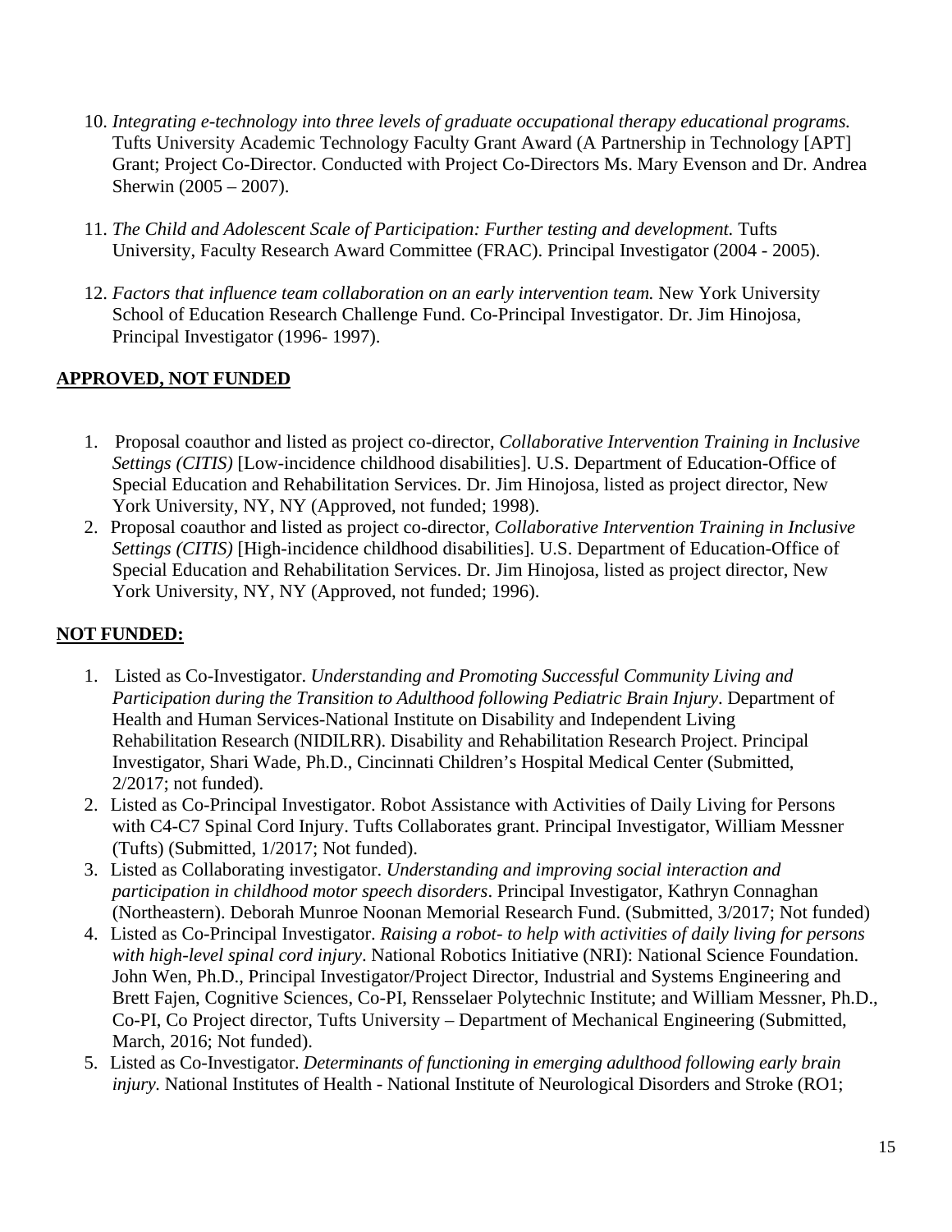10. *Integrating e-technology into three levels of graduate occupational therapy educational programs.* Tufts University Academic Technology Faculty Grant Award (A Partnership in Technology [APT] Grant; Project Co-Director. Conducted with Project Co-Directors Ms. Mary Evenson and Dr. Andrea Sherwin (2005 – 2007).

11. *The Child and Adolescent Scale of Participation: Further testing and development.* Tufts University, Faculty Research Award Committee (FRAC). Principal Investigator (2004 - 2005).

12. *Factors that influence team collaboration on an early intervention team.* New York University School of Education Research Challenge Fund. Co-Principal Investigator. Dr. Jim Hinojosa, Principal Investigator (1996- 1997).

## **<u>APPROVED, NOT FUNDED</u>**

1. Proposal coauthor and listed as project co-director, *Collaborative Intervention Training in Inclusive Settings (CITIS)* [Low-incidence childhood disabilities]. U.S. Department of Education-Office of Special Education and Rehabilitation Services. Dr. Jim Hinojosa, listed as project director, New York University, NY, NY (Approved, not funded; 1998).
2. Proposal coauthor and listed as project co-director, *Collaborative Intervention Training in Inclusive Settings (CITIS)* [High-incidence childhood disabilities]. U.S. Department of Education-Office of Special Education and Rehabilitation Services. Dr. Jim Hinojosa, listed as project director, New York University, NY, NY (Approved, not funded; 1996).

## **<u>NOT FUNDED:</u>**

1. Listed as Co-Investigator. *Understanding and Promoting Successful Community Living and Participation during the Transition to Adulthood following Pediatric Brain Injury*. Department of Health and Human Services-National Institute on Disability and Independent Living Rehabilitation Research (NIDILRR). Disability and Rehabilitation Research Project. Principal Investigator, Shari Wade, Ph.D., Cincinnati Children's Hospital Medical Center (Submitted, 2/2017; not funded).
2. Listed as Co-Principal Investigator. Robot Assistance with Activities of Daily Living for Persons with C4-C7 Spinal Cord Injury. Tufts Collaborates grant. Principal Investigator, William Messner (Tufts) (Submitted, 1/2017; Not funded).
3. Listed as Collaborating investigator. *Understanding and improving social interaction and participation in childhood motor speech disorders*. Principal Investigator, Kathryn Connaghan (Northeastern). Deborah Munroe Noonan Memorial Research Fund. (Submitted, 3/2017; Not funded)
4. Listed as Co-Principal Investigator. *Raising a robot- to help with activities of daily living for persons with high-level spinal cord injury*. National Robotics Initiative (NRI): National Science Foundation. John Wen, Ph.D., Principal Investigator/Project Director, Industrial and Systems Engineering and Brett Fajen, Cognitive Sciences, Co-PI, Rensselaer Polytechnic Institute; and William Messner, Ph.D., Co-PI, Co Project director, Tufts University – Department of Mechanical Engineering (Submitted, March, 2016; Not funded).
5. Listed as Co-Investigator. *Determinants of functioning in emerging adulthood following early brain injury.* National Institutes of Health - National Institute of Neurological Disorders and Stroke (RO1;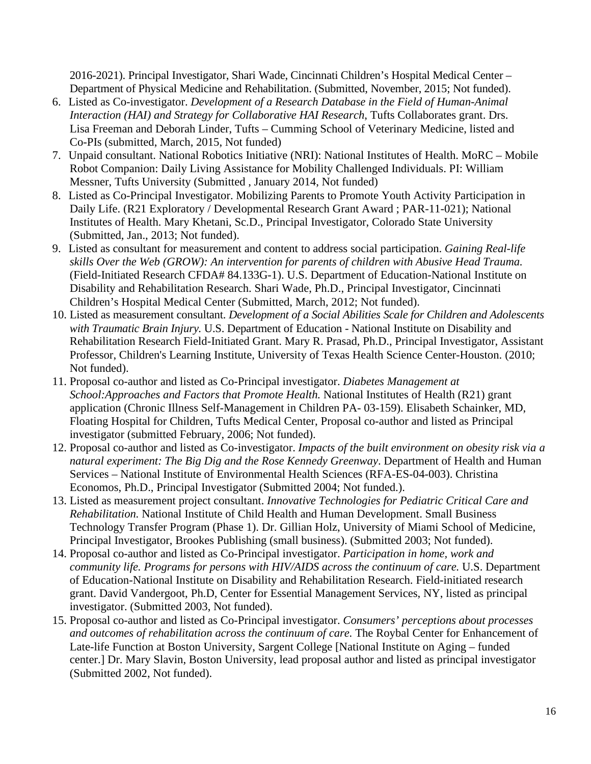2016-2021). Principal Investigator, Shari Wade, Cincinnati Children's Hospital Medical Center – Department of Physical Medicine and Rehabilitation. (Submitted, November, 2015; Not funded).

6. Listed as Co-investigator. *Development of a Research Database in the Field of Human-Animal Interaction (HAI) and Strategy for Collaborative HAI Research*, Tufts Collaborates grant. Drs. Lisa Freeman and Deborah Linder, Tufts – Cumming School of Veterinary Medicine, listed and Co-PIs (submitted, March, 2015, Not funded)
7. Unpaid consultant. National Robotics Initiative (NRI): National Institutes of Health. MoRC – Mobile Robot Companion: Daily Living Assistance for Mobility Challenged Individuals. PI: William Messner, Tufts University (Submitted , January 2014, Not funded)
8. Listed as Co-Principal Investigator. Mobilizing Parents to Promote Youth Activity Participation in Daily Life. (R21 Exploratory / Developmental Research Grant Award ; PAR-11-021); National Institutes of Health. Mary Khetani, Sc.D., Principal Investigator, Colorado State University (Submitted, Jan., 2013; Not funded).
9. Listed as consultant for measurement and content to address social participation. *Gaining Real-life skills Over the Web (GROW): An intervention for parents of children with Abusive Head Trauma.* (Field-Initiated Research CFDA# 84.133G-1). U.S. Department of Education-National Institute on Disability and Rehabilitation Research. Shari Wade, Ph.D., Principal Investigator, Cincinnati Children's Hospital Medical Center (Submitted, March, 2012; Not funded).
10. Listed as measurement consultant. *Development of a Social Abilities Scale for Children and Adolescents with Traumatic Brain Injury.* U.S. Department of Education - National Institute on Disability and Rehabilitation Research Field-Initiated Grant. Mary R. Prasad, Ph.D., Principal Investigator, Assistant Professor, Children's Learning Institute, University of Texas Health Science Center-Houston. (2010; Not funded).
11. Proposal co-author and listed as Co-Principal investigator. *Diabetes Management at School:Approaches and Factors that Promote Health.* National Institutes of Health (R21) grant application (Chronic Illness Self-Management in Children PA- 03-159). Elisabeth Schainker, MD, Floating Hospital for Children, Tufts Medical Center, Proposal co-author and listed as Principal investigator (submitted February, 2006; Not funded).
12. Proposal co-author and listed as Co-investigator. *Impacts of the built environment on obesity risk via a natural experiment: The Big Dig and the Rose Kennedy Greenway*. Department of Health and Human Services – National Institute of Environmental Health Sciences (RFA-ES-04-003). Christina Economos, Ph.D., Principal Investigator (Submitted 2004; Not funded.).
13. Listed as measurement project consultant. *Innovative Technologies for Pediatric Critical Care and Rehabilitation.* National Institute of Child Health and Human Development. Small Business Technology Transfer Program (Phase 1). Dr. Gillian Holz, University of Miami School of Medicine, Principal Investigator, Brookes Publishing (small business). (Submitted 2003; Not funded).
14. Proposal co-author and listed as Co-Principal investigator. *Participation in home, work and community life. Programs for persons with HIV/AIDS across the continuum of care.* U.S. Department of Education-National Institute on Disability and Rehabilitation Research. Field-initiated research grant. David Vandergoot, Ph.D, Center for Essential Management Services, NY, listed as principal investigator. (Submitted 2003, Not funded).
15. Proposal co-author and listed as Co-Principal investigator. *Consumers' perceptions about processes and outcomes of rehabilitation across the continuum of care.* The Roybal Center for Enhancement of Late-life Function at Boston University, Sargent College [National Institute on Aging – funded center.] Dr. Mary Slavin, Boston University, lead proposal author and listed as principal investigator (Submitted 2002, Not funded).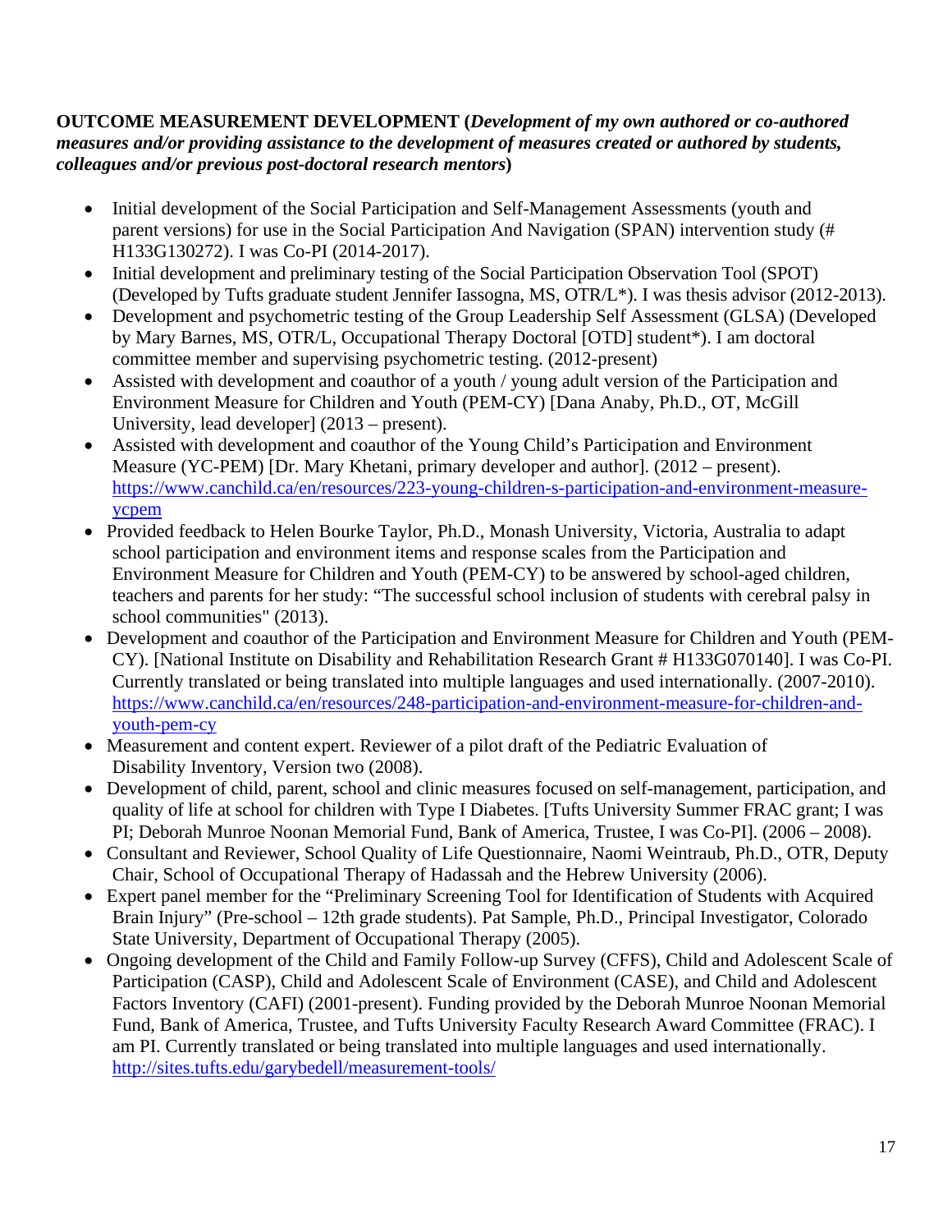**OUTCOME MEASUREMENT DEVELOPMENT (*Development of my own authored or co-authored measures and/or providing assistance to the development of measures created or authored by students, colleagues and/or previous post-doctoral research mentors*)**

- Initial development of the Social Participation and Self-Management Assessments (youth and parent versions) for use in the Social Participation And Navigation (SPAN) intervention study (# H133G130272). I was Co-PI (2014-2017).
- Initial development and preliminary testing of the Social Participation Observation Tool (SPOT) (Developed by Tufts graduate student Jennifer Iassogna, MS, OTR/L*). I was thesis advisor (2012-2013).
- Development and psychometric testing of the Group Leadership Self Assessment (GLSA) (Developed by Mary Barnes, MS, OTR/L, Occupational Therapy Doctoral [OTD] student*). I am doctoral committee member and supervising psychometric testing. (2012-present)
- Assisted with development and coauthor of a youth / young adult version of the Participation and Environment Measure for Children and Youth (PEM-CY) [Dana Anaby, Ph.D., OT, McGill University, lead developer] (2013 – present).
- Assisted with development and coauthor of the Young Child's Participation and Environment Measure (YC-PEM) [Dr. Mary Khetani, primary developer and author]. (2012 – present). https://www.canchild.ca/en/resources/223-young-children-s-participation-and-environment-measure-ycpem
- Provided feedback to Helen Bourke Taylor, Ph.D., Monash University, Victoria, Australia to adapt school participation and environment items and response scales from the Participation and Environment Measure for Children and Youth (PEM-CY) to be answered by school-aged children, teachers and parents for her study: "The successful school inclusion of students with cerebral palsy in school communities" (2013).
- Development and coauthor of the Participation and Environment Measure for Children and Youth (PEM-CY). [National Institute on Disability and Rehabilitation Research Grant # H133G070140]. I was Co-PI. Currently translated or being translated into multiple languages and used internationally. (2007-2010). https://www.canchild.ca/en/resources/248-participation-and-environment-measure-for-children-and-youth-pem-cy
- Measurement and content expert. Reviewer of a pilot draft of the Pediatric Evaluation of Disability Inventory, Version two (2008).
- Development of child, parent, school and clinic measures focused on self-management, participation, and quality of life at school for children with Type I Diabetes. [Tufts University Summer FRAC grant; I was PI; Deborah Munroe Noonan Memorial Fund, Bank of America, Trustee, I was Co-PI]. (2006 – 2008).
- Consultant and Reviewer, School Quality of Life Questionnaire, Naomi Weintraub, Ph.D., OTR, Deputy Chair, School of Occupational Therapy of Hadassah and the Hebrew University (2006).
- Expert panel member for the "Preliminary Screening Tool for Identification of Students with Acquired Brain Injury" (Pre-school – 12th grade students). Pat Sample, Ph.D., Principal Investigator, Colorado State University, Department of Occupational Therapy (2005).
- Ongoing development of the Child and Family Follow-up Survey (CFFS), Child and Adolescent Scale of Participation (CASP), Child and Adolescent Scale of Environment (CASE), and Child and Adolescent Factors Inventory (CAFI) (2001-present). Funding provided by the Deborah Munroe Noonan Memorial Fund, Bank of America, Trustee, and Tufts University Faculty Research Award Committee (FRAC). I am PI. Currently translated or being translated into multiple languages and used internationally. http://sites.tufts.edu/garybedell/measurement-tools/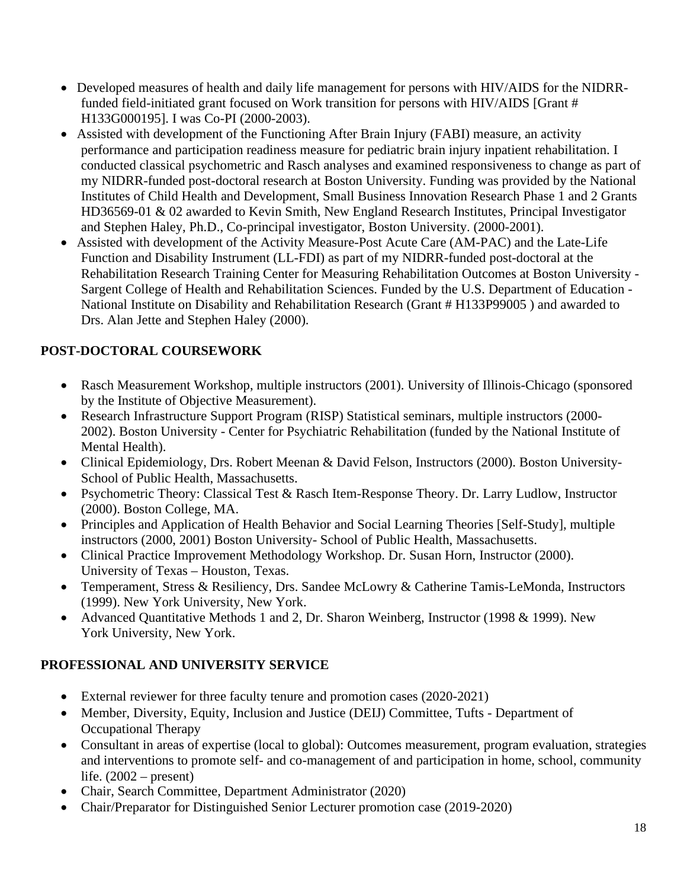- Developed measures of health and daily life management for persons with HIV/AIDS for the NIDRR-funded field-initiated grant focused on Work transition for persons with HIV/AIDS [Grant # H133G000195]. I was Co-PI (2000-2003).
- Assisted with development of the Functioning After Brain Injury (FABI) measure, an activity performance and participation readiness measure for pediatric brain injury inpatient rehabilitation. I conducted classical psychometric and Rasch analyses and examined responsiveness to change as part of my NIDRR-funded post-doctoral research at Boston University. Funding was provided by the National Institutes of Child Health and Development, Small Business Innovation Research Phase 1 and 2 Grants HD36569-01 & 02 awarded to Kevin Smith, New England Research Institutes, Principal Investigator and Stephen Haley, Ph.D., Co-principal investigator, Boston University. (2000-2001).
- Assisted with development of the Activity Measure-Post Acute Care (AM-PAC) and the Late-Life Function and Disability Instrument (LL-FDI) as part of my NIDRR-funded post-doctoral at the Rehabilitation Research Training Center for Measuring Rehabilitation Outcomes at Boston University - Sargent College of Health and Rehabilitation Sciences. Funded by the U.S. Department of Education - National Institute on Disability and Rehabilitation Research (Grant # H133P99005 ) and awarded to Drs. Alan Jette and Stephen Haley (2000).

## POST-DOCTORAL COURSEWORK

- Rasch Measurement Workshop, multiple instructors (2001). University of Illinois-Chicago (sponsored by the Institute of Objective Measurement).
- Research Infrastructure Support Program (RISP) Statistical seminars, multiple instructors (2000-2002). Boston University - Center for Psychiatric Rehabilitation (funded by the National Institute of Mental Health).
- Clinical Epidemiology, Drs. Robert Meenan & David Felson, Instructors (2000). Boston University-School of Public Health, Massachusetts.
- Psychometric Theory: Classical Test & Rasch Item-Response Theory. Dr. Larry Ludlow, Instructor (2000). Boston College, MA.
- Principles and Application of Health Behavior and Social Learning Theories [Self-Study], multiple instructors (2000, 2001) Boston University- School of Public Health, Massachusetts.
- Clinical Practice Improvement Methodology Workshop. Dr. Susan Horn, Instructor (2000). University of Texas – Houston, Texas.
- Temperament, Stress & Resiliency, Drs. Sandee McLowry & Catherine Tamis-LeMonda, Instructors (1999). New York University, New York.
- Advanced Quantitative Methods 1 and 2, Dr. Sharon Weinberg, Instructor (1998 & 1999). New York University, New York.

## PROFESSIONAL AND UNIVERSITY SERVICE

- External reviewer for three faculty tenure and promotion cases (2020-2021)
- Member, Diversity, Equity, Inclusion and Justice (DEIJ) Committee, Tufts - Department of Occupational Therapy
- Consultant in areas of expertise (local to global): Outcomes measurement, program evaluation, strategies and interventions to promote self- and co-management of and participation in home, school, community life. (2002 – present)
- Chair, Search Committee, Department Administrator (2020)
- Chair/Preparator for Distinguished Senior Lecturer promotion case (2019-2020)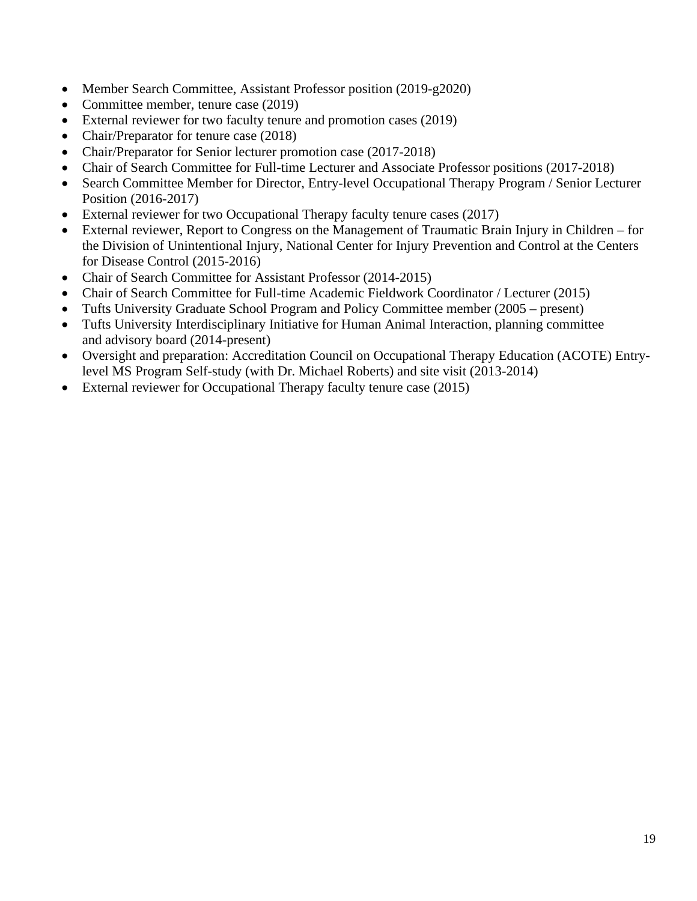- Member Search Committee, Assistant Professor position (2019-g2020)
- Committee member, tenure case (2019)
- External reviewer for two faculty tenure and promotion cases (2019)
- Chair/Preparator for tenure case (2018)
- Chair/Preparator for Senior lecturer promotion case (2017-2018)
- Chair of Search Committee for Full-time Lecturer and Associate Professor positions (2017-2018)
- Search Committee Member for Director, Entry-level Occupational Therapy Program / Senior Lecturer Position (2016-2017)
- External reviewer for two Occupational Therapy faculty tenure cases (2017)
- External reviewer, Report to Congress on the Management of Traumatic Brain Injury in Children – for the Division of Unintentional Injury, National Center for Injury Prevention and Control at the Centers for Disease Control (2015-2016)
- Chair of Search Committee for Assistant Professor (2014-2015)
- Chair of Search Committee for Full-time Academic Fieldwork Coordinator / Lecturer (2015)
- Tufts University Graduate School Program and Policy Committee member (2005 – present)
- Tufts University Interdisciplinary Initiative for Human Animal Interaction, planning committee and advisory board (2014-present)
- Oversight and preparation: Accreditation Council on Occupational Therapy Education (ACOTE) Entry-level MS Program Self-study (with Dr. Michael Roberts) and site visit (2013-2014)
- External reviewer for Occupational Therapy faculty tenure case (2015)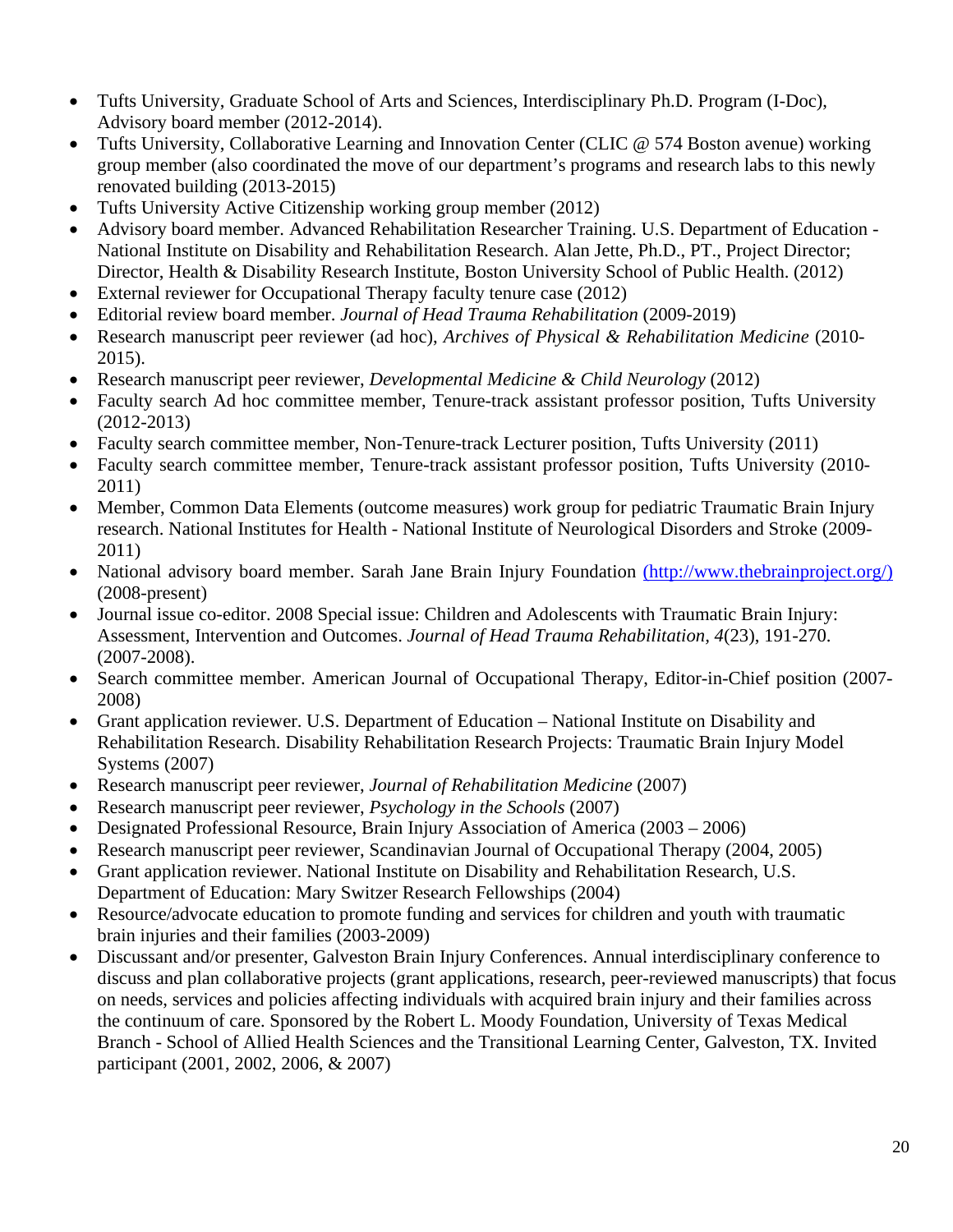- Tufts University, Graduate School of Arts and Sciences, Interdisciplinary Ph.D. Program (I-Doc), Advisory board member (2012-2014).
- Tufts University, Collaborative Learning and Innovation Center (CLIC @ 574 Boston avenue) working group member (also coordinated the move of our department's programs and research labs to this newly renovated building (2013-2015)
- Tufts University Active Citizenship working group member (2012)
- Advisory board member. Advanced Rehabilitation Researcher Training. U.S. Department of Education - National Institute on Disability and Rehabilitation Research. Alan Jette, Ph.D., PT., Project Director; Director, Health & Disability Research Institute, Boston University School of Public Health. (2012)
- External reviewer for Occupational Therapy faculty tenure case (2012)
- Editorial review board member. *Journal of Head Trauma Rehabilitation* (2009-2019)
- Research manuscript peer reviewer (ad hoc), *Archives of Physical & Rehabilitation Medicine* (2010-2015).
- Research manuscript peer reviewer, *Developmental Medicine & Child Neurology* (2012)
- Faculty search Ad hoc committee member, Tenure-track assistant professor position, Tufts University (2012-2013)
- Faculty search committee member, Non-Tenure-track Lecturer position, Tufts University (2011)
- Faculty search committee member, Tenure-track assistant professor position, Tufts University (2010-2011)
- Member, Common Data Elements (outcome measures) work group for pediatric Traumatic Brain Injury research. National Institutes for Health - National Institute of Neurological Disorders and Stroke (2009-2011)
- National advisory board member. Sarah Jane Brain Injury Foundation [(http://www.thebrainproject.org/)](http://www.thebrainproject.org/) (2008-present)
- Journal issue co-editor. 2008 Special issue: Children and Adolescents with Traumatic Brain Injury: Assessment, Intervention and Outcomes. *Journal of Head Trauma Rehabilitation, 4*(23), 191-270. (2007-2008).
- Search committee member. American Journal of Occupational Therapy, Editor-in-Chief position (2007-2008)
- Grant application reviewer. U.S. Department of Education – National Institute on Disability and Rehabilitation Research. Disability Rehabilitation Research Projects: Traumatic Brain Injury Model Systems (2007)
- Research manuscript peer reviewer, *Journal of Rehabilitation Medicine* (2007)
- Research manuscript peer reviewer, *Psychology in the Schools* (2007)
- Designated Professional Resource, Brain Injury Association of America (2003 – 2006)
- Research manuscript peer reviewer, Scandinavian Journal of Occupational Therapy (2004, 2005)
- Grant application reviewer. National Institute on Disability and Rehabilitation Research, U.S. Department of Education: Mary Switzer Research Fellowships (2004)
- Resource/advocate education to promote funding and services for children and youth with traumatic brain injuries and their families (2003-2009)
- Discussant and/or presenter, Galveston Brain Injury Conferences. Annual interdisciplinary conference to discuss and plan collaborative projects (grant applications, research, peer-reviewed manuscripts) that focus on needs, services and policies affecting individuals with acquired brain injury and their families across the continuum of care. Sponsored by the Robert L. Moody Foundation, University of Texas Medical Branch - School of Allied Health Sciences and the Transitional Learning Center, Galveston, TX. Invited participant (2001, 2002, 2006, & 2007)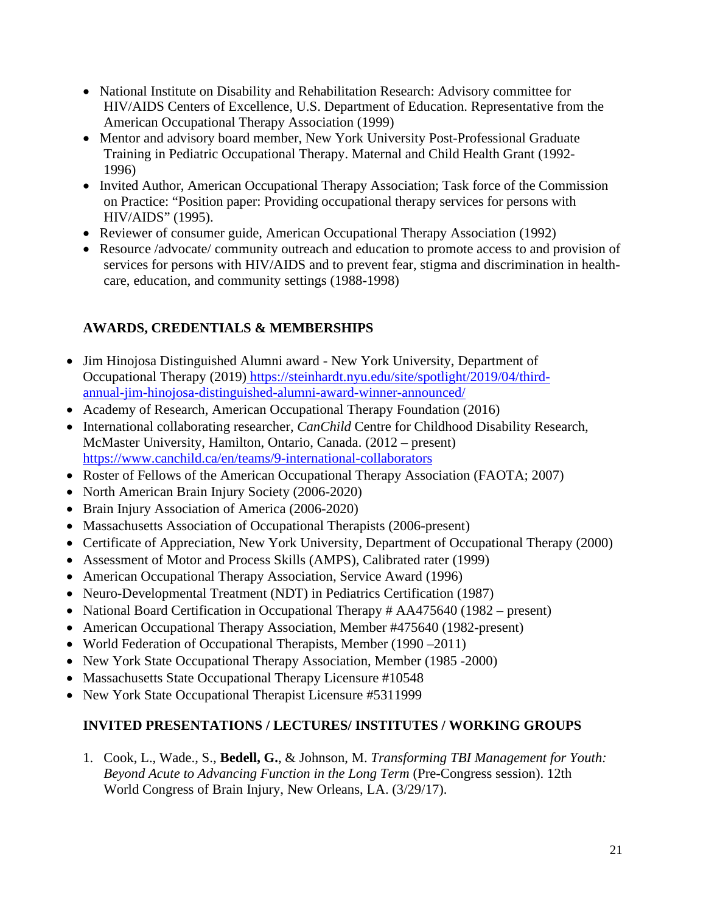- National Institute on Disability and Rehabilitation Research: Advisory committee for HIV/AIDS Centers of Excellence, U.S. Department of Education. Representative from the American Occupational Therapy Association (1999)
- Mentor and advisory board member, New York University Post-Professional Graduate Training in Pediatric Occupational Therapy. Maternal and Child Health Grant (1992-1996)
- Invited Author, American Occupational Therapy Association; Task force of the Commission on Practice: "Position paper: Providing occupational therapy services for persons with HIV/AIDS" (1995).
- Reviewer of consumer guide, American Occupational Therapy Association (1992)
- Resource /advocate/ community outreach and education to promote access to and provision of services for persons with HIV/AIDS and to prevent fear, stigma and discrimination in health-care, education, and community settings (1988-1998)

## AWARDS, CREDENTIALS & MEMBERSHIPS

- Jim Hinojosa Distinguished Alumni award - New York University, Department of Occupational Therapy (2019) https://steinhardt.nyu.edu/site/spotlight/2019/04/third-annual-jim-hinojosa-distinguished-alumni-award-winner-announced/
- Academy of Research, American Occupational Therapy Foundation (2016)
- International collaborating researcher, *CanChild* Centre for Childhood Disability Research, McMaster University, Hamilton, Ontario, Canada. (2012 – present) https://www.canchild.ca/en/teams/9-international-collaborators
- Roster of Fellows of the American Occupational Therapy Association (FAOTA; 2007)
- North American Brain Injury Society (2006-2020)
- Brain Injury Association of America (2006-2020)
- Massachusetts Association of Occupational Therapists (2006-present)
- Certificate of Appreciation, New York University, Department of Occupational Therapy (2000)
- Assessment of Motor and Process Skills (AMPS), Calibrated rater (1999)
- American Occupational Therapy Association, Service Award (1996)
- Neuro-Developmental Treatment (NDT) in Pediatrics Certification (1987)
- National Board Certification in Occupational Therapy # AA475640 (1982 – present)
- American Occupational Therapy Association, Member #475640 (1982-present)
- World Federation of Occupational Therapists, Member (1990 –2011)
- New York State Occupational Therapy Association, Member (1985 -2000)
- Massachusetts State Occupational Therapy Licensure #10548
- New York State Occupational Therapist Licensure #5311999

## INVITED PRESENTATIONS / LECTURES/ INSTITUTES / WORKING GROUPS

1. Cook, L., Wade., S., **Bedell, G.**, & Johnson, M. *Transforming TBI Management for Youth: Beyond Acute to Advancing Function in the Long Term* (Pre-Congress session). 12th World Congress of Brain Injury, New Orleans, LA. (3/29/17).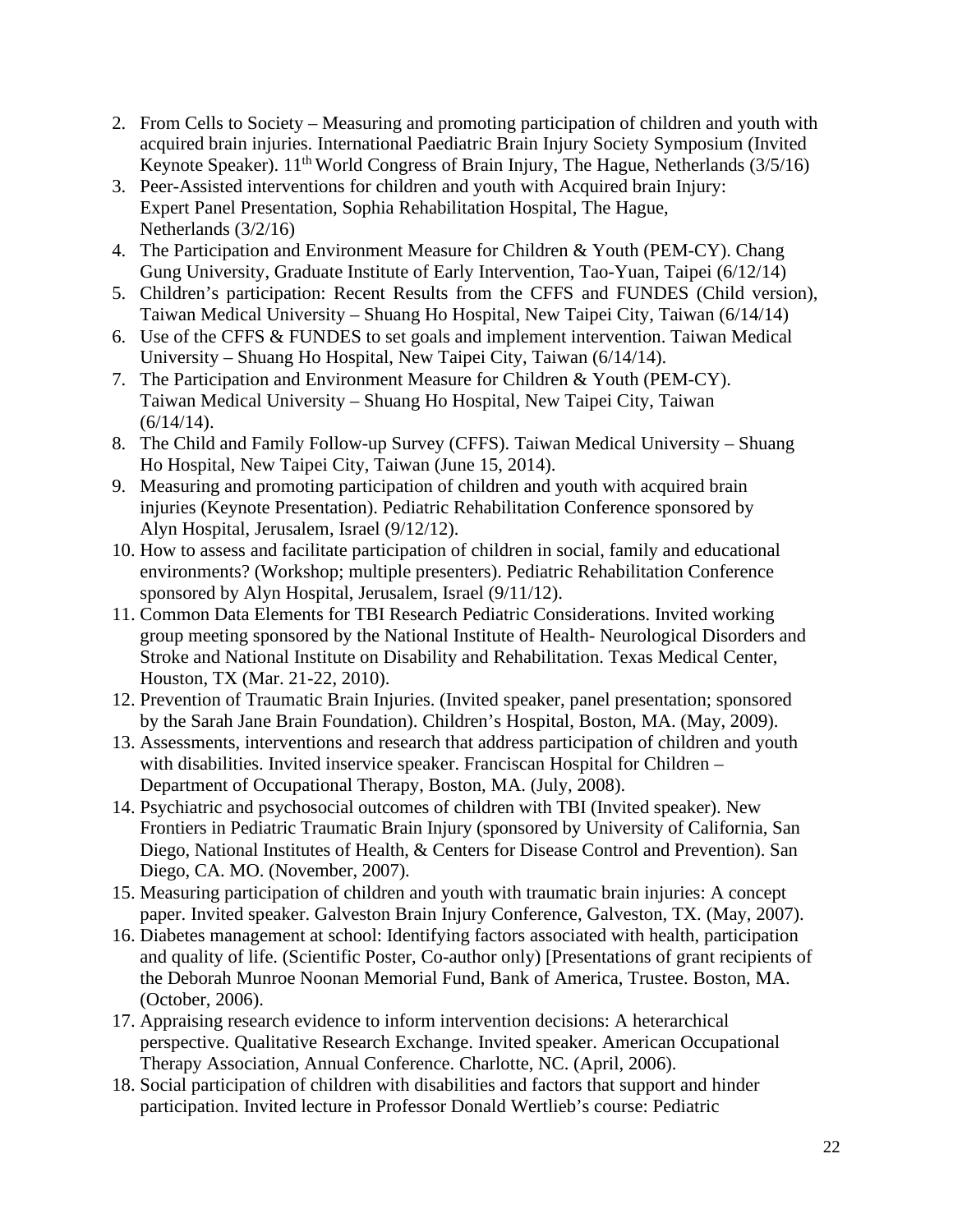2. From Cells to Society – Measuring and promoting participation of children and youth with acquired brain injuries. International Paediatric Brain Injury Society Symposium (Invited Keynote Speaker). 11th World Congress of Brain Injury, The Hague, Netherlands (3/5/16)
3. Peer-Assisted interventions for children and youth with Acquired brain Injury: Expert Panel Presentation, Sophia Rehabilitation Hospital, The Hague, Netherlands (3/2/16)
4. The Participation and Environment Measure for Children & Youth (PEM-CY). Chang Gung University, Graduate Institute of Early Intervention, Tao-Yuan, Taipei (6/12/14)
5. Children's participation: Recent Results from the CFFS and FUNDES (Child version), Taiwan Medical University – Shuang Ho Hospital, New Taipei City, Taiwan (6/14/14)
6. Use of the CFFS & FUNDES to set goals and implement intervention. Taiwan Medical University – Shuang Ho Hospital, New Taipei City, Taiwan (6/14/14).
7. The Participation and Environment Measure for Children & Youth (PEM-CY). Taiwan Medical University – Shuang Ho Hospital, New Taipei City, Taiwan (6/14/14).
8. The Child and Family Follow-up Survey (CFFS). Taiwan Medical University – Shuang Ho Hospital, New Taipei City, Taiwan (June 15, 2014).
9. Measuring and promoting participation of children and youth with acquired brain injuries (Keynote Presentation). Pediatric Rehabilitation Conference sponsored by Alyn Hospital, Jerusalem, Israel (9/12/12).
10. How to assess and facilitate participation of children in social, family and educational environments? (Workshop; multiple presenters). Pediatric Rehabilitation Conference sponsored by Alyn Hospital, Jerusalem, Israel (9/11/12).
11. Common Data Elements for TBI Research Pediatric Considerations. Invited working group meeting sponsored by the National Institute of Health- Neurological Disorders and Stroke and National Institute on Disability and Rehabilitation. Texas Medical Center, Houston, TX (Mar. 21-22, 2010).
12. Prevention of Traumatic Brain Injuries. (Invited speaker, panel presentation; sponsored by the Sarah Jane Brain Foundation). Children's Hospital, Boston, MA. (May, 2009).
13. Assessments, interventions and research that address participation of children and youth with disabilities. Invited inservice speaker. Franciscan Hospital for Children – Department of Occupational Therapy, Boston, MA. (July, 2008).
14. Psychiatric and psychosocial outcomes of children with TBI (Invited speaker). New Frontiers in Pediatric Traumatic Brain Injury (sponsored by University of California, San Diego, National Institutes of Health, & Centers for Disease Control and Prevention). San Diego, CA. MO. (November, 2007).
15. Measuring participation of children and youth with traumatic brain injuries: A concept paper. Invited speaker. Galveston Brain Injury Conference, Galveston, TX. (May, 2007).
16. Diabetes management at school: Identifying factors associated with health, participation and quality of life. (Scientific Poster, Co-author only) [Presentations of grant recipients of the Deborah Munroe Noonan Memorial Fund, Bank of America, Trustee. Boston, MA. (October, 2006).
17. Appraising research evidence to inform intervention decisions: A heterarchical perspective. Qualitative Research Exchange. Invited speaker. American Occupational Therapy Association, Annual Conference. Charlotte, NC. (April, 2006).
18. Social participation of children with disabilities and factors that support and hinder participation. Invited lecture in Professor Donald Wertlieb's course: Pediatric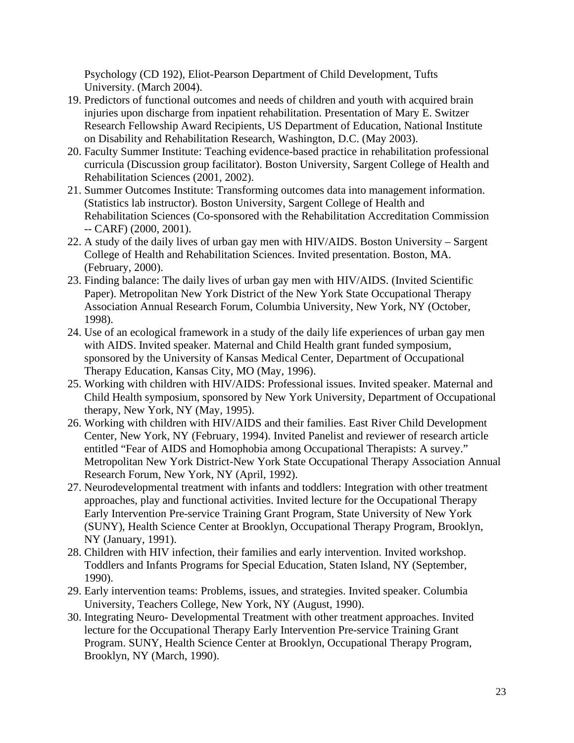Psychology (CD 192), Eliot-Pearson Department of Child Development, Tufts University. (March 2004).

19. Predictors of functional outcomes and needs of children and youth with acquired brain injuries upon discharge from inpatient rehabilitation. Presentation of Mary E. Switzer Research Fellowship Award Recipients, US Department of Education, National Institute on Disability and Rehabilitation Research, Washington, D.C. (May 2003).
20. Faculty Summer Institute: Teaching evidence-based practice in rehabilitation professional curricula (Discussion group facilitator). Boston University, Sargent College of Health and Rehabilitation Sciences (2001, 2002).
21. Summer Outcomes Institute: Transforming outcomes data into management information. (Statistics lab instructor). Boston University, Sargent College of Health and Rehabilitation Sciences (Co-sponsored with the Rehabilitation Accreditation Commission -- CARF) (2000, 2001).
22. A study of the daily lives of urban gay men with HIV/AIDS. Boston University – Sargent College of Health and Rehabilitation Sciences. Invited presentation. Boston, MA. (February, 2000).
23. Finding balance: The daily lives of urban gay men with HIV/AIDS. (Invited Scientific Paper). Metropolitan New York District of the New York State Occupational Therapy Association Annual Research Forum, Columbia University, New York, NY (October, 1998).
24. Use of an ecological framework in a study of the daily life experiences of urban gay men with AIDS. Invited speaker. Maternal and Child Health grant funded symposium, sponsored by the University of Kansas Medical Center, Department of Occupational Therapy Education, Kansas City, MO (May, 1996).
25. Working with children with HIV/AIDS: Professional issues. Invited speaker. Maternal and Child Health symposium, sponsored by New York University, Department of Occupational therapy, New York, NY (May, 1995).
26. Working with children with HIV/AIDS and their families. East River Child Development Center, New York, NY (February, 1994). Invited Panelist and reviewer of research article entitled "Fear of AIDS and Homophobia among Occupational Therapists: A survey." Metropolitan New York District-New York State Occupational Therapy Association Annual Research Forum, New York, NY (April, 1992).
27. Neurodevelopmental treatment with infants and toddlers: Integration with other treatment approaches, play and functional activities. Invited lecture for the Occupational Therapy Early Intervention Pre-service Training Grant Program, State University of New York (SUNY), Health Science Center at Brooklyn, Occupational Therapy Program, Brooklyn, NY (January, 1991).
28. Children with HIV infection, their families and early intervention. Invited workshop. Toddlers and Infants Programs for Special Education, Staten Island, NY (September, 1990).
29. Early intervention teams: Problems, issues, and strategies. Invited speaker. Columbia University, Teachers College, New York, NY (August, 1990).
30. Integrating Neuro- Developmental Treatment with other treatment approaches. Invited lecture for the Occupational Therapy Early Intervention Pre-service Training Grant Program. SUNY, Health Science Center at Brooklyn, Occupational Therapy Program, Brooklyn, NY (March, 1990).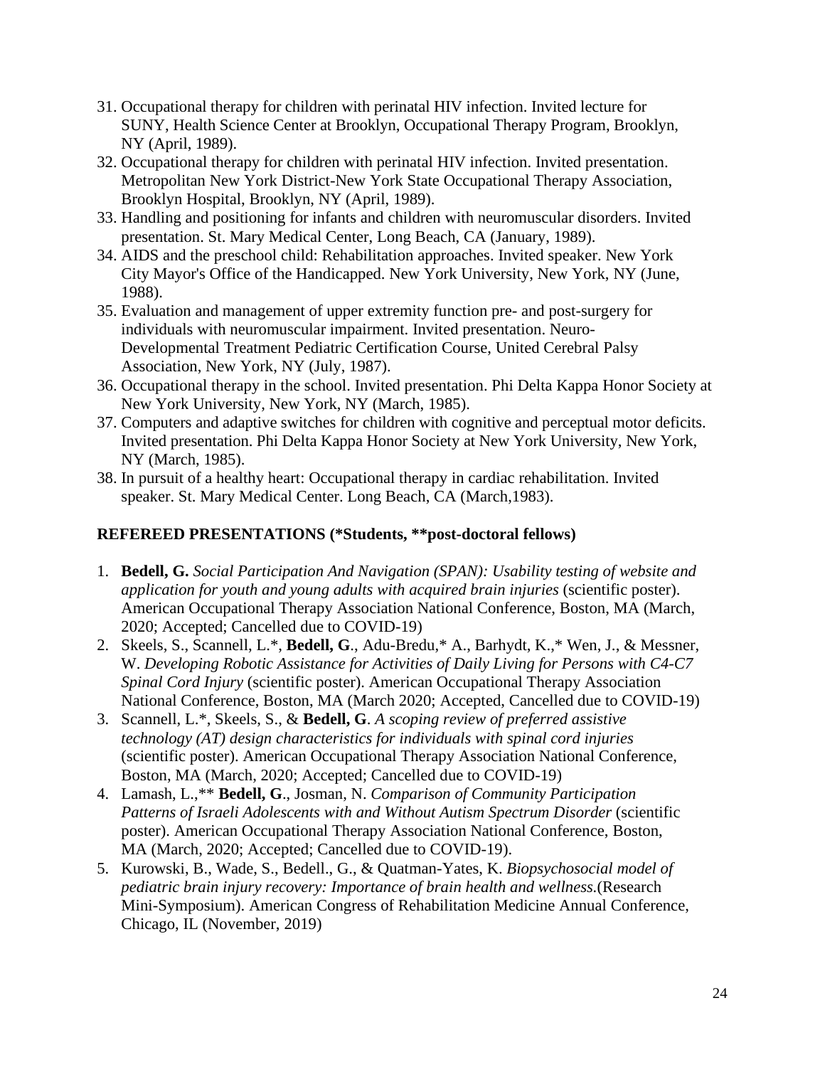31. Occupational therapy for children with perinatal HIV infection. Invited lecture for SUNY, Health Science Center at Brooklyn, Occupational Therapy Program, Brooklyn, NY (April, 1989).
32. Occupational therapy for children with perinatal HIV infection. Invited presentation. Metropolitan New York District-New York State Occupational Therapy Association, Brooklyn Hospital, Brooklyn, NY (April, 1989).
33. Handling and positioning for infants and children with neuromuscular disorders. Invited presentation. St. Mary Medical Center, Long Beach, CA (January, 1989).
34. AIDS and the preschool child: Rehabilitation approaches. Invited speaker. New York City Mayor's Office of the Handicapped. New York University, New York, NY (June, 1988).
35. Evaluation and management of upper extremity function pre- and post-surgery for individuals with neuromuscular impairment. Invited presentation. Neuro-Developmental Treatment Pediatric Certification Course, United Cerebral Palsy Association, New York, NY (July, 1987).
36. Occupational therapy in the school. Invited presentation. Phi Delta Kappa Honor Society at New York University, New York, NY (March, 1985).
37. Computers and adaptive switches for children with cognitive and perceptual motor deficits. Invited presentation. Phi Delta Kappa Honor Society at New York University, New York, NY (March, 1985).
38. In pursuit of a healthy heart: Occupational therapy in cardiac rehabilitation. Invited speaker. St. Mary Medical Center. Long Beach, CA (March,1983).

## REFEREED PRESENTATIONS (*Students, **post-doctoral fellows)

1. **Bedell, G.** *Social Participation And Navigation (SPAN): Usability testing of website and application for youth and young adults with acquired brain injuries* (scientific poster). American Occupational Therapy Association National Conference, Boston, MA (March, 2020; Accepted; Cancelled due to COVID-19)
2. Skeels, S., Scannell, L.*, **Bedell, G**., Adu-Bredu,* A., Barhydt, K.,* Wen, J., & Messner, W. *Developing Robotic Assistance for Activities of Daily Living for Persons with C4-C7 Spinal Cord Injury* (scientific poster). American Occupational Therapy Association National Conference, Boston, MA (March 2020; Accepted, Cancelled due to COVID-19)
3. Scannell, L.*, Skeels, S., & **Bedell, G**. *A scoping review of preferred assistive technology (AT) design characteristics for individuals with spinal cord injuries* (scientific poster). American Occupational Therapy Association National Conference, Boston, MA (March, 2020; Accepted; Cancelled due to COVID-19)
4. Lamash, L.,** **Bedell, G**., Josman, N. *Comparison of Community Participation Patterns of Israeli Adolescents with and Without Autism Spectrum Disorder* (scientific poster). American Occupational Therapy Association National Conference, Boston, MA (March, 2020; Accepted; Cancelled due to COVID-19).
5. Kurowski, B., Wade, S., Bedell., G., & Quatman-Yates, K. *Biopsychosocial model of pediatric brain injury recovery: Importance of brain health and wellness.*(Research Mini-Symposium). American Congress of Rehabilitation Medicine Annual Conference, Chicago, IL (November, 2019)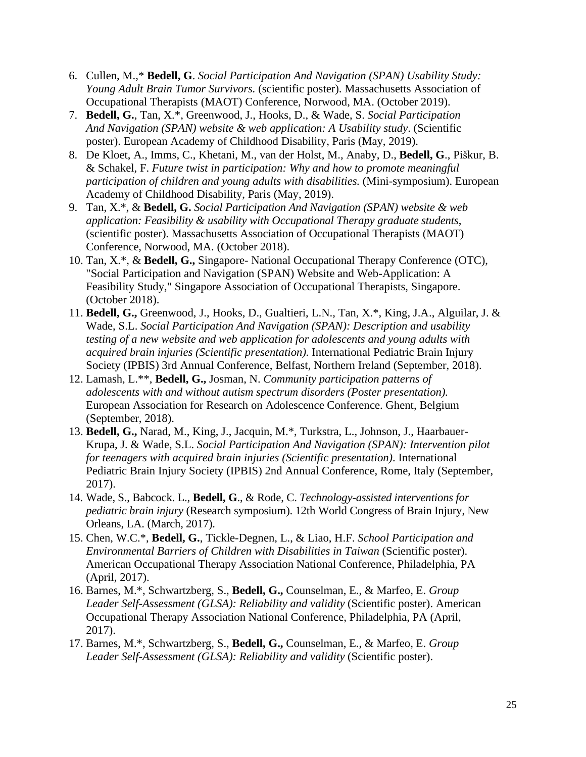6. Cullen, M.,* **Bedell, G**. *Social Participation And Navigation (SPAN) Usability Study: Young Adult Brain Tumor Survivors.* (scientific poster). Massachusetts Association of Occupational Therapists (MAOT) Conference, Norwood, MA. (October 2019).
7. **Bedell, G.**, Tan, X.*, Greenwood, J., Hooks, D., & Wade, S. *Social Participation And Navigation (SPAN) website & web application: A Usability study*. (Scientific poster). European Academy of Childhood Disability, Paris (May, 2019).
8. De Kloet, A., Imms, C., Khetani, M., van der Holst, M., Anaby, D., **Bedell, G**., Piškur, B. & Schakel, F. *Future twist in participation: Why and how to promote meaningful participation of children and young adults with disabilities.* (Mini-symposium). European Academy of Childhood Disability, Paris (May, 2019).
9. Tan, X.*, & **Bedell, G.** *Social Participation And Navigation (SPAN) website & web application: Feasibility & usability with Occupational Therapy graduate students*, (scientific poster). Massachusetts Association of Occupational Therapists (MAOT) Conference, Norwood, MA. (October 2018).
10. Tan, X.*, & **Bedell, G.,** Singapore- National Occupational Therapy Conference (OTC), "Social Participation and Navigation (SPAN) Website and Web-Application: A Feasibility Study," Singapore Association of Occupational Therapists, Singapore. (October 2018).
11. **Bedell, G.,** Greenwood, J., Hooks, D., Gualtieri, L.N., Tan, X.*, King, J.A., Alguilar, J. & Wade, S.L. *Social Participation And Navigation (SPAN): Description and usability testing of a new website and web application for adolescents and young adults with acquired brain injuries (Scientific presentation).* International Pediatric Brain Injury Society (IPBIS) 3rd Annual Conference, Belfast, Northern Ireland (September, 2018).
12. Lamash, L.**, **Bedell, G.,** Josman, N. *Community participation patterns of adolescents with and without autism spectrum disorders (Poster presentation).* European Association for Research on Adolescence Conference. Ghent, Belgium (September, 2018).
13. **Bedell, G.,** Narad, M., King, J., Jacquin, M.*, Turkstra, L., Johnson, J., Haarbauer-Krupa, J. & Wade, S.L. *Social Participation And Navigation (SPAN): Intervention pilot for teenagers with acquired brain injuries (Scientific presentation)*. International Pediatric Brain Injury Society (IPBIS) 2nd Annual Conference, Rome, Italy (September, 2017).
14. Wade, S., Babcock. L., **Bedell, G**., & Rode, C. *Technology-assisted interventions for pediatric brain injury* (Research symposium). 12th World Congress of Brain Injury, New Orleans, LA. (March, 2017).
15. Chen, W.C.*, **Bedell, G.**, Tickle-Degnen, L., & Liao, H.F. *School Participation and Environmental Barriers of Children with Disabilities in Taiwan* (Scientific poster). American Occupational Therapy Association National Conference, Philadelphia, PA (April, 2017).
16. Barnes, M.*, Schwartzberg, S., **Bedell, G.,** Counselman, E., & Marfeo, E. *Group Leader Self-Assessment (GLSA): Reliability and validity* (Scientific poster). American Occupational Therapy Association National Conference, Philadelphia, PA (April, 2017).
17. Barnes, M.*, Schwartzberg, S., **Bedell, G.,** Counselman, E., & Marfeo, E. *Group Leader Self-Assessment (GLSA): Reliability and validity* (Scientific poster).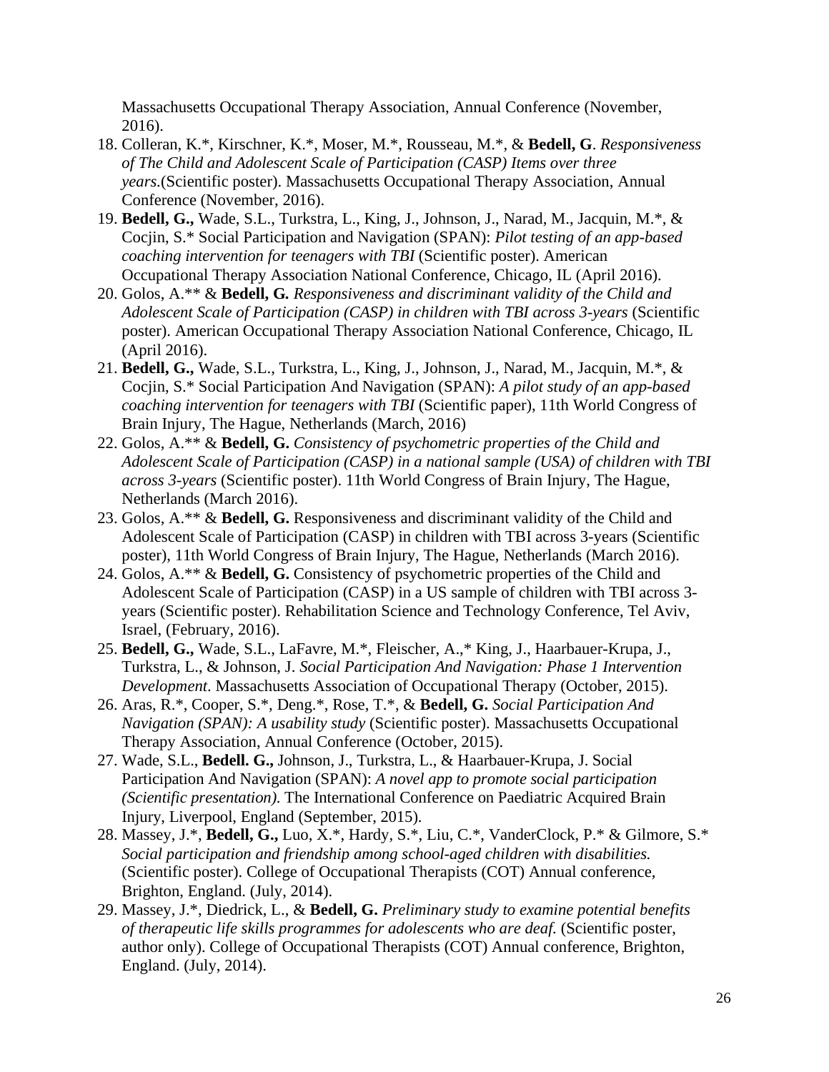Massachusetts Occupational Therapy Association, Annual Conference (November, 2016).

18. Colleran, K.*, Kirschner, K.*, Moser, M.*, Rousseau, M.*, & **Bedell, G**. *Responsiveness of The Child and Adolescent Scale of Participation (CASP) Items over three years.*(Scientific poster). Massachusetts Occupational Therapy Association, Annual Conference (November, 2016).
19. **Bedell, G.,** Wade, S.L., Turkstra, L., King, J., Johnson, J., Narad, M., Jacquin, M.*, & Cocjin, S.* Social Participation and Navigation (SPAN): *Pilot testing of an app-based coaching intervention for teenagers with TBI* (Scientific poster). American Occupational Therapy Association National Conference, Chicago, IL (April 2016).
20. Golos, A.** & **Bedell, G.** *Responsiveness and discriminant validity of the Child and Adolescent Scale of Participation (CASP) in children with TBI across 3-years* (Scientific poster). American Occupational Therapy Association National Conference, Chicago, IL (April 2016).
21. **Bedell, G.,** Wade, S.L., Turkstra, L., King, J., Johnson, J., Narad, M., Jacquin, M.*, & Cocjin, S.* Social Participation And Navigation (SPAN): *A pilot study of an app-based coaching intervention for teenagers with TBI* (Scientific paper), 11th World Congress of Brain Injury, The Hague, Netherlands (March, 2016)
22. Golos, A.** & **Bedell, G.** *Consistency of psychometric properties of the Child and Adolescent Scale of Participation (CASP) in a national sample (USA) of children with TBI across 3-years* (Scientific poster). 11th World Congress of Brain Injury, The Hague, Netherlands (March 2016).
23. Golos, A.** & **Bedell, G.** Responsiveness and discriminant validity of the Child and Adolescent Scale of Participation (CASP) in children with TBI across 3-years (Scientific poster), 11th World Congress of Brain Injury, The Hague, Netherlands (March 2016).
24. Golos, A.** & **Bedell, G.** Consistency of psychometric properties of the Child and Adolescent Scale of Participation (CASP) in a US sample of children with TBI across 3-years (Scientific poster). Rehabilitation Science and Technology Conference, Tel Aviv, Israel, (February, 2016).
25. **Bedell, G.,** Wade, S.L., LaFavre, M.*, Fleischer, A.,* King, J., Haarbauer-Krupa, J., Turkstra, L., & Johnson, J. *Social Participation And Navigation: Phase 1 Intervention Development*. Massachusetts Association of Occupational Therapy (October, 2015).
26. Aras, R.*, Cooper, S.*, Deng.*, Rose, T.*, & **Bedell, G.** *Social Participation And Navigation (SPAN): A usability study* (Scientific poster). Massachusetts Occupational Therapy Association, Annual Conference (October, 2015).
27. Wade, S.L., **Bedell. G.,** Johnson, J., Turkstra, L., & Haarbauer-Krupa, J. Social Participation And Navigation (SPAN): *A novel app to promote social participation (Scientific presentation).* The International Conference on Paediatric Acquired Brain Injury, Liverpool, England (September, 2015).
28. Massey, J.*, **Bedell, G.,** Luo, X.*, Hardy, S.*, Liu, C.*, VanderClock, P.* & Gilmore, S.* *Social participation and friendship among school-aged children with disabilities.* (Scientific poster). College of Occupational Therapists (COT) Annual conference, Brighton, England. (July, 2014).
29. Massey, J.*, Diedrick, L., & **Bedell, G.** *Preliminary study to examine potential benefits of therapeutic life skills programmes for adolescents who are deaf.* (Scientific poster, author only). College of Occupational Therapists (COT) Annual conference, Brighton, England. (July, 2014).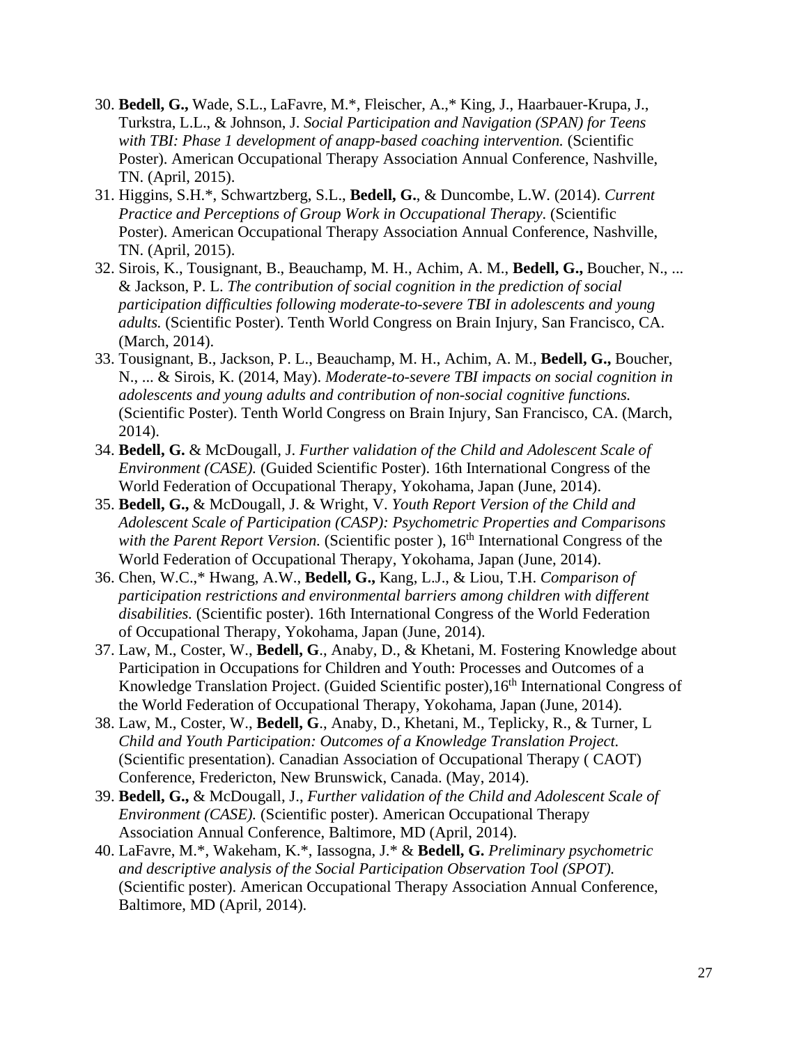30. **Bedell, G.,** Wade, S.L., LaFavre, M.*, Fleischer, A.,* King, J., Haarbauer-Krupa, J., Turkstra, L.L., & Johnson, J. *Social Participation and Navigation (SPAN) for Teens with TBI: Phase 1 development of anapp-based coaching intervention.* (Scientific Poster). American Occupational Therapy Association Annual Conference, Nashville, TN. (April, 2015).
31. Higgins, S.H.*, Schwartzberg, S.L., **Bedell, G.**, & Duncombe, L.W. (2014). *Current Practice and Perceptions of Group Work in Occupational Therapy.* (Scientific Poster). American Occupational Therapy Association Annual Conference, Nashville, TN. (April, 2015).
32. Sirois, K., Tousignant, B., Beauchamp, M. H., Achim, A. M., **Bedell, G.,** Boucher, N., ... & Jackson, P. L. *The contribution of social cognition in the prediction of social participation difficulties following moderate-to-severe TBI in adolescents and young adults.* (Scientific Poster). Tenth World Congress on Brain Injury, San Francisco, CA. (March, 2014).
33. Tousignant, B., Jackson, P. L., Beauchamp, M. H., Achim, A. M., **Bedell, G.,** Boucher, N., ... & Sirois, K. (2014, May). *Moderate-to-severe TBI impacts on social cognition in adolescents and young adults and contribution of non-social cognitive functions.* (Scientific Poster). Tenth World Congress on Brain Injury, San Francisco, CA. (March, 2014).
34. **Bedell, G.** & McDougall, J. *Further validation of the Child and Adolescent Scale of Environment (CASE).* (Guided Scientific Poster). 16th International Congress of the World Federation of Occupational Therapy, Yokohama, Japan (June, 2014).
35. **Bedell, G.,** & McDougall, J. & Wright, V. *Youth Report Version of the Child and Adolescent Scale of Participation (CASP): Psychometric Properties and Comparisons with the Parent Report Version.* (Scientific poster ), 16th International Congress of the World Federation of Occupational Therapy, Yokohama, Japan (June, 2014).
36. Chen, W.C.,* Hwang, A.W., **Bedell, G.,** Kang, L.J., & Liou, T.H. *Comparison of participation restrictions and environmental barriers among children with different disabilities.* (Scientific poster). 16th International Congress of the World Federation of Occupational Therapy, Yokohama, Japan (June, 2014).
37. Law, M., Coster, W., **Bedell, G**., Anaby, D., & Khetani, M. Fostering Knowledge about Participation in Occupations for Children and Youth: Processes and Outcomes of a Knowledge Translation Project. (Guided Scientific poster),16th International Congress of the World Federation of Occupational Therapy, Yokohama, Japan (June, 2014).
38. Law, M., Coster, W., **Bedell, G**., Anaby, D., Khetani, M., Teplicky, R., & Turner, L *Child and Youth Participation: Outcomes of a Knowledge Translation Project.* (Scientific presentation). Canadian Association of Occupational Therapy ( CAOT) Conference, Fredericton, New Brunswick, Canada. (May, 2014).
39. **Bedell, G.,** & McDougall, J., *Further validation of the Child and Adolescent Scale of Environment (CASE).* (Scientific poster). American Occupational Therapy Association Annual Conference, Baltimore, MD (April, 2014).
40. LaFavre, M.*, Wakeham, K.*, Iassogna, J.* & **Bedell, G.** *Preliminary psychometric and descriptive analysis of the Social Participation Observation Tool (SPOT).* (Scientific poster). American Occupational Therapy Association Annual Conference, Baltimore, MD (April, 2014).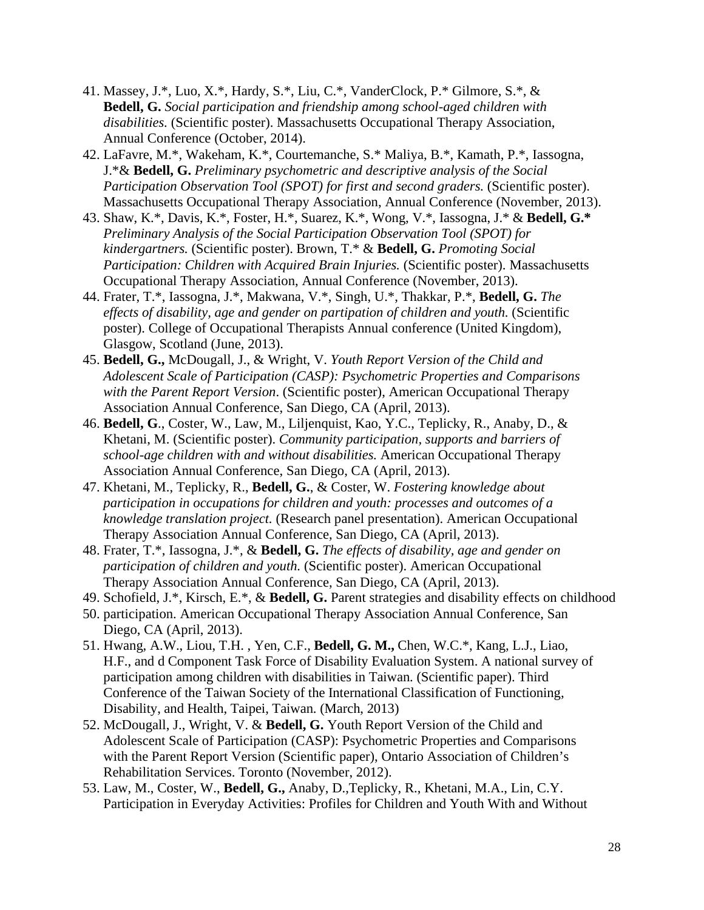41. Massey, J.*, Luo, X.*, Hardy, S.*, Liu, C.*, VanderClock, P.* Gilmore, S.*, & **Bedell, G.** *Social participation and friendship among school-aged children with disabilities.* (Scientific poster). Massachusetts Occupational Therapy Association, Annual Conference (October, 2014).
42. LaFavre, M.*, Wakeham, K.*, Courtemanche, S.* Maliya, B.*, Kamath, P.*, Iassogna, J.*& **Bedell, G.** *Preliminary psychometric and descriptive analysis of the Social Participation Observation Tool (SPOT) for first and second graders.* (Scientific poster). Massachusetts Occupational Therapy Association, Annual Conference (November, 2013).
43. Shaw, K.*, Davis, K.*, Foster, H.*, Suarez, K.*, Wong, V.*, Iassogna, J.* & **Bedell, G.*** *Preliminary Analysis of the Social Participation Observation Tool (SPOT) for kindergartners.* (Scientific poster). Brown, T.* & **Bedell, G.** *Promoting Social Participation: Children with Acquired Brain Injuries.* (Scientific poster). Massachusetts Occupational Therapy Association, Annual Conference (November, 2013).
44. Frater, T.*, Iassogna, J.*, Makwana, V.*, Singh, U.*, Thakkar, P.*, **Bedell, G.** *The effects of disability, age and gender on partipation of children and youth.* (Scientific poster). College of Occupational Therapists Annual conference (United Kingdom), Glasgow, Scotland (June, 2013).
45. **Bedell, G.,** McDougall, J., & Wright, V. *Youth Report Version of the Child and Adolescent Scale of Participation (CASP): Psychometric Properties and Comparisons with the Parent Report Version*. (Scientific poster), American Occupational Therapy Association Annual Conference, San Diego, CA (April, 2013).
46. **Bedell, G**., Coster, W., Law, M., Liljenquist, Kao, Y.C., Teplicky, R., Anaby, D., & Khetani, M. (Scientific poster). *Community participation, supports and barriers of school-age children with and without disabilities.* American Occupational Therapy Association Annual Conference, San Diego, CA (April, 2013).
47. Khetani, M., Teplicky, R., **Bedell, G.**, & Coster, W. *Fostering knowledge about participation in occupations for children and youth: processes and outcomes of a knowledge translation project.* (Research panel presentation). American Occupational Therapy Association Annual Conference, San Diego, CA (April, 2013).
48. Frater, T.*, Iassogna, J.*, & **Bedell, G.** *The effects of disability, age and gender on participation of children and youth.* (Scientific poster). American Occupational Therapy Association Annual Conference, San Diego, CA (April, 2013).
49. Schofield, J.*, Kirsch, E.*, & **Bedell, G.** Parent strategies and disability effects on childhood
50. participation. American Occupational Therapy Association Annual Conference, San Diego, CA (April, 2013).
51. Hwang, A.W., Liou, T.H. , Yen, C.F., **Bedell, G. M.,** Chen, W.C.*, Kang, L.J., Liao, H.F., and d Component Task Force of Disability Evaluation System. A national survey of participation among children with disabilities in Taiwan. (Scientific paper). Third Conference of the Taiwan Society of the International Classification of Functioning, Disability, and Health, Taipei, Taiwan. (March, 2013)
52. McDougall, J., Wright, V. & **Bedell, G.** Youth Report Version of the Child and Adolescent Scale of Participation (CASP): Psychometric Properties and Comparisons with the Parent Report Version (Scientific paper), Ontario Association of Children's Rehabilitation Services. Toronto (November, 2012).
53. Law, M., Coster, W., **Bedell, G.,** Anaby, D.,Teplicky, R., Khetani, M.A., Lin, C.Y. Participation in Everyday Activities: Profiles for Children and Youth With and Without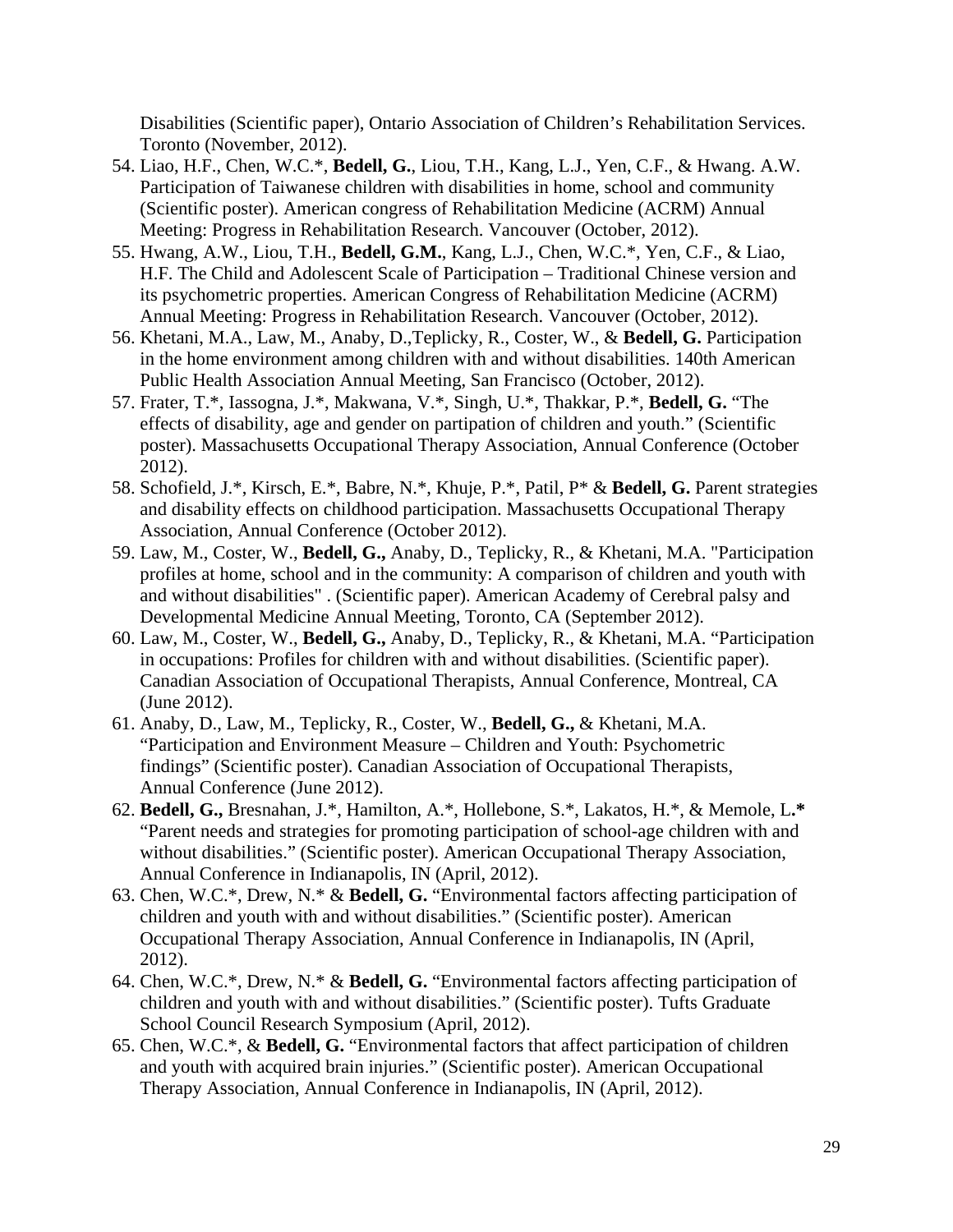Disabilities (Scientific paper), Ontario Association of Children's Rehabilitation Services. Toronto (November, 2012).

54. Liao, H.F., Chen, W.C.*, **Bedell, G.**, Liou, T.H., Kang, L.J., Yen, C.F., & Hwang. A.W. Participation of Taiwanese children with disabilities in home, school and community (Scientific poster). American congress of Rehabilitation Medicine (ACRM) Annual Meeting: Progress in Rehabilitation Research. Vancouver (October, 2012).
55. Hwang, A.W., Liou, T.H., **Bedell, G.M.**, Kang, L.J., Chen, W.C.*, Yen, C.F., & Liao, H.F. The Child and Adolescent Scale of Participation – Traditional Chinese version and its psychometric properties. American Congress of Rehabilitation Medicine (ACRM) Annual Meeting: Progress in Rehabilitation Research. Vancouver (October, 2012).
56. Khetani, M.A., Law, M., Anaby, D.,Teplicky, R., Coster, W., & **Bedell, G.** Participation in the home environment among children with and without disabilities. 140th American Public Health Association Annual Meeting, San Francisco (October, 2012).
57. Frater, T.*, Iassogna, J.*, Makwana, V.*, Singh, U.*, Thakkar, P.*, **Bedell, G.** "The effects of disability, age and gender on partipation of children and youth." (Scientific poster). Massachusetts Occupational Therapy Association, Annual Conference (October 2012).
58. Schofield, J.*, Kirsch, E.*, Babre, N.*, Khuje, P.*, Patil, P* & **Bedell, G.** Parent strategies and disability effects on childhood participation. Massachusetts Occupational Therapy Association, Annual Conference (October 2012).
59. Law, M., Coster, W., **Bedell, G.,** Anaby, D., Teplicky, R., & Khetani, M.A. "Participation profiles at home, school and in the community: A comparison of children and youth with and without disabilities" . (Scientific paper). American Academy of Cerebral palsy and Developmental Medicine Annual Meeting, Toronto, CA (September 2012).
60. Law, M., Coster, W., **Bedell, G.,** Anaby, D., Teplicky, R., & Khetani, M.A. "Participation in occupations: Profiles for children with and without disabilities. (Scientific paper). Canadian Association of Occupational Therapists, Annual Conference, Montreal, CA (June 2012).
61. Anaby, D., Law, M., Teplicky, R., Coster, W., **Bedell, G.,** & Khetani, M.A. "Participation and Environment Measure – Children and Youth: Psychometric findings" (Scientific poster). Canadian Association of Occupational Therapists, Annual Conference (June 2012).
62. **Bedell, G.,** Bresnahan, J.*, Hamilton, A.*, Hollebone, S.*, Lakatos, H.*, & Memole, L.* "Parent needs and strategies for promoting participation of school-age children with and without disabilities." (Scientific poster). American Occupational Therapy Association, Annual Conference in Indianapolis, IN (April, 2012).
63. Chen, W.C.*, Drew, N.* & **Bedell, G.** "Environmental factors affecting participation of children and youth with and without disabilities." (Scientific poster). American Occupational Therapy Association, Annual Conference in Indianapolis, IN (April, 2012).
64. Chen, W.C.*, Drew, N.* & **Bedell, G.** "Environmental factors affecting participation of children and youth with and without disabilities." (Scientific poster). Tufts Graduate School Council Research Symposium (April, 2012).
65. Chen, W.C.*, & **Bedell, G.** "Environmental factors that affect participation of children and youth with acquired brain injuries." (Scientific poster). American Occupational Therapy Association, Annual Conference in Indianapolis, IN (April, 2012).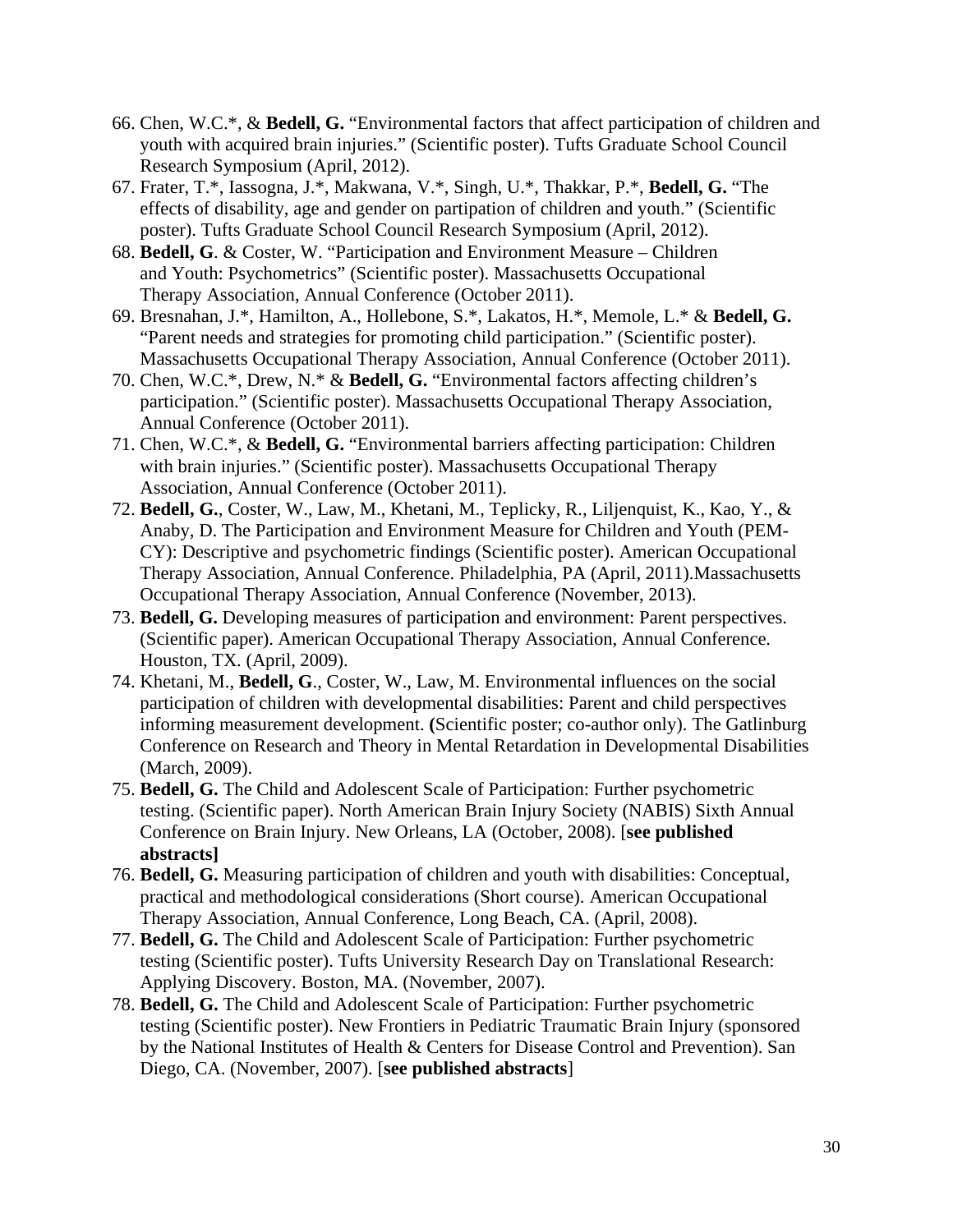66. Chen, W.C.*, & **Bedell, G.** "Environmental factors that affect participation of children and youth with acquired brain injuries." (Scientific poster). Tufts Graduate School Council Research Symposium (April, 2012).
67. Frater, T.*, Iassogna, J.*, Makwana, V.*, Singh, U.*, Thakkar, P.*, **Bedell, G.** "The effects of disability, age and gender on partipation of children and youth." (Scientific poster). Tufts Graduate School Council Research Symposium (April, 2012).
68. **Bedell, G**. & Coster, W. "Participation and Environment Measure – Children and Youth: Psychometrics" (Scientific poster). Massachusetts Occupational Therapy Association, Annual Conference (October 2011).
69. Bresnahan, J.*, Hamilton, A., Hollebone, S.*, Lakatos, H.*, Memole, L.* & **Bedell, G.** "Parent needs and strategies for promoting child participation." (Scientific poster). Massachusetts Occupational Therapy Association, Annual Conference (October 2011).
70. Chen, W.C.*, Drew, N.* & **Bedell, G.** "Environmental factors affecting children's participation." (Scientific poster). Massachusetts Occupational Therapy Association, Annual Conference (October 2011).
71. Chen, W.C.*, & **Bedell, G.** "Environmental barriers affecting participation: Children with brain injuries." (Scientific poster). Massachusetts Occupational Therapy Association, Annual Conference (October 2011).
72. **Bedell, G.**, Coster, W., Law, M., Khetani, M., Teplicky, R., Liljenquist, K., Kao, Y., & Anaby, D. The Participation and Environment Measure for Children and Youth (PEM-CY): Descriptive and psychometric findings (Scientific poster). American Occupational Therapy Association, Annual Conference. Philadelphia, PA (April, 2011).Massachusetts Occupational Therapy Association, Annual Conference (November, 2013).
73. **Bedell, G.** Developing measures of participation and environment: Parent perspectives. (Scientific paper). American Occupational Therapy Association, Annual Conference. Houston, TX. (April, 2009).
74. Khetani, M., **Bedell, G**., Coster, W., Law, M. Environmental influences on the social participation of children with developmental disabilities: Parent and child perspectives informing measurement development. **(**Scientific poster; co-author only). The Gatlinburg Conference on Research and Theory in Mental Retardation in Developmental Disabilities (March, 2009).
75. **Bedell, G.** The Child and Adolescent Scale of Participation: Further psychometric testing. (Scientific paper). North American Brain Injury Society (NABIS) Sixth Annual Conference on Brain Injury. New Orleans, LA (October, 2008). [**see published abstracts]**
76. **Bedell, G.** Measuring participation of children and youth with disabilities: Conceptual, practical and methodological considerations (Short course). American Occupational Therapy Association, Annual Conference, Long Beach, CA. (April, 2008).
77. **Bedell, G.** The Child and Adolescent Scale of Participation: Further psychometric testing (Scientific poster). Tufts University Research Day on Translational Research: Applying Discovery. Boston, MA. (November, 2007).
78. **Bedell, G.** The Child and Adolescent Scale of Participation: Further psychometric testing (Scientific poster). New Frontiers in Pediatric Traumatic Brain Injury (sponsored by the National Institutes of Health & Centers for Disease Control and Prevention). San Diego, CA. (November, 2007). [**see published abstracts**]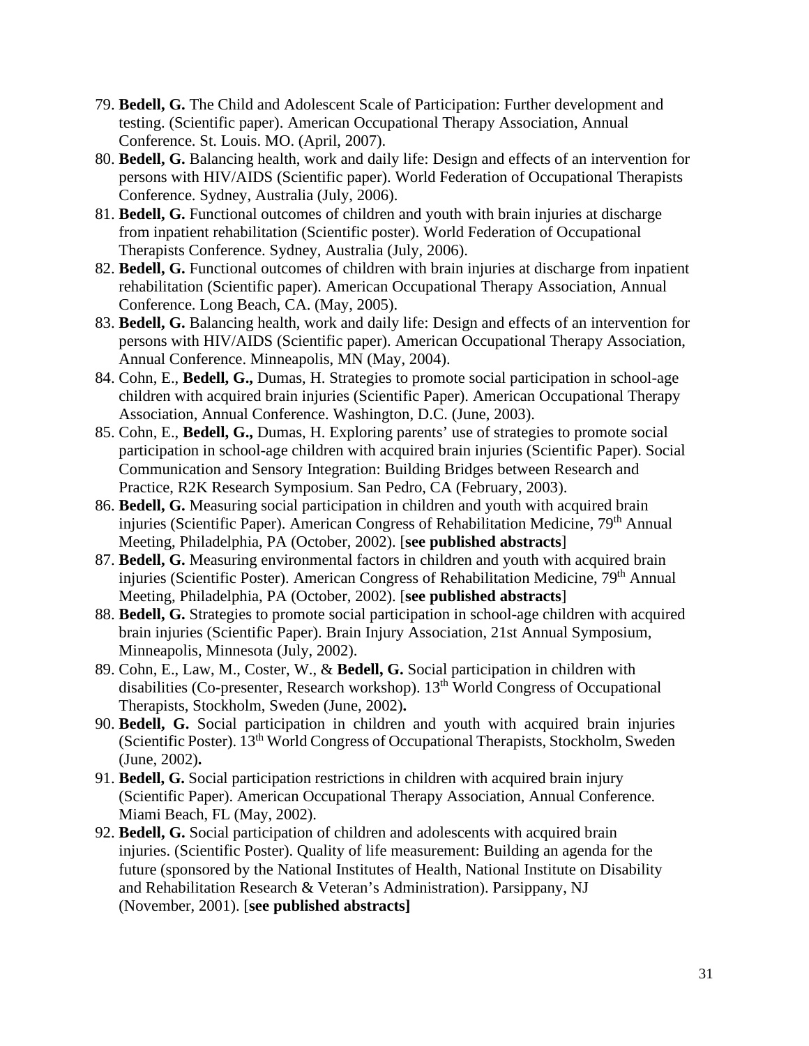79. **Bedell, G.** The Child and Adolescent Scale of Participation: Further development and testing. (Scientific paper). American Occupational Therapy Association, Annual Conference. St. Louis. MO. (April, 2007).
80. **Bedell, G.** Balancing health, work and daily life: Design and effects of an intervention for persons with HIV/AIDS (Scientific paper). World Federation of Occupational Therapists Conference. Sydney, Australia (July, 2006).
81. **Bedell, G.** Functional outcomes of children and youth with brain injuries at discharge from inpatient rehabilitation (Scientific poster). World Federation of Occupational Therapists Conference. Sydney, Australia (July, 2006).
82. **Bedell, G.** Functional outcomes of children with brain injuries at discharge from inpatient rehabilitation (Scientific paper). American Occupational Therapy Association, Annual Conference. Long Beach, CA. (May, 2005).
83. **Bedell, G.** Balancing health, work and daily life: Design and effects of an intervention for persons with HIV/AIDS (Scientific paper). American Occupational Therapy Association, Annual Conference. Minneapolis, MN (May, 2004).
84. Cohn, E., **Bedell, G.,** Dumas, H. Strategies to promote social participation in school-age children with acquired brain injuries (Scientific Paper). American Occupational Therapy Association, Annual Conference. Washington, D.C. (June, 2003).
85. Cohn, E., **Bedell, G.,** Dumas, H. Exploring parents' use of strategies to promote social participation in school-age children with acquired brain injuries (Scientific Paper). Social Communication and Sensory Integration: Building Bridges between Research and Practice, R2K Research Symposium. San Pedro, CA (February, 2003).
86. **Bedell, G.** Measuring social participation in children and youth with acquired brain injuries (Scientific Paper). American Congress of Rehabilitation Medicine, 79th Annual Meeting, Philadelphia, PA (October, 2002). [**see published abstracts**]
87. **Bedell, G.** Measuring environmental factors in children and youth with acquired brain injuries (Scientific Poster). American Congress of Rehabilitation Medicine, 79th Annual Meeting, Philadelphia, PA (October, 2002). [**see published abstracts**]
88. **Bedell, G.** Strategies to promote social participation in school-age children with acquired brain injuries (Scientific Paper). Brain Injury Association, 21st Annual Symposium, Minneapolis, Minnesota (July, 2002).
89. Cohn, E., Law, M., Coster, W., & **Bedell, G.** Social participation in children with disabilities (Co-presenter, Research workshop). 13th World Congress of Occupational Therapists, Stockholm, Sweden (June, 2002)**.**
90. **Bedell, G.** Social participation in children and youth with acquired brain injuries (Scientific Poster). 13th World Congress of Occupational Therapists, Stockholm, Sweden (June, 2002)**.**
91. **Bedell, G.** Social participation restrictions in children with acquired brain injury (Scientific Paper). American Occupational Therapy Association, Annual Conference. Miami Beach, FL (May, 2002).
92. **Bedell, G.** Social participation of children and adolescents with acquired brain injuries. (Scientific Poster). Quality of life measurement: Building an agenda for the future (sponsored by the National Institutes of Health, National Institute on Disability and Rehabilitation Research & Veteran's Administration). Parsippany, NJ (November, 2001). [**see published abstracts]**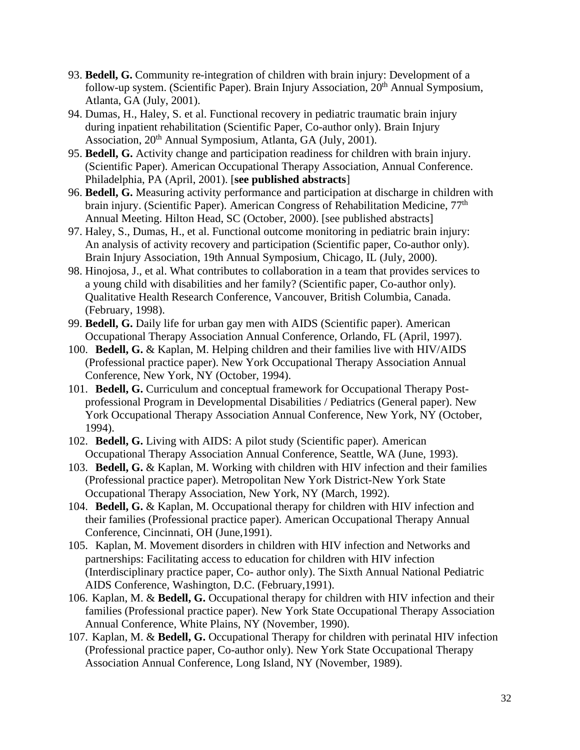93. **Bedell, G.** Community re-integration of children with brain injury: Development of a follow-up system. (Scientific Paper). Brain Injury Association, 20th Annual Symposium, Atlanta, GA (July, 2001).
94. Dumas, H., Haley, S. et al. Functional recovery in pediatric traumatic brain injury during inpatient rehabilitation (Scientific Paper, Co-author only). Brain Injury Association, 20th Annual Symposium, Atlanta, GA (July, 2001).
95. **Bedell, G.** Activity change and participation readiness for children with brain injury. (Scientific Paper). American Occupational Therapy Association, Annual Conference. Philadelphia, PA (April, 2001). [**see published abstracts**]
96. **Bedell, G.** Measuring activity performance and participation at discharge in children with brain injury. (Scientific Paper). American Congress of Rehabilitation Medicine, 77th Annual Meeting. Hilton Head, SC (October, 2000). [see published abstracts]
97. Haley, S., Dumas, H., et al. Functional outcome monitoring in pediatric brain injury: An analysis of activity recovery and participation (Scientific paper, Co-author only). Brain Injury Association, 19th Annual Symposium, Chicago, IL (July, 2000).
98. Hinojosa, J., et al. What contributes to collaboration in a team that provides services to a young child with disabilities and her family? (Scientific paper, Co-author only). Qualitative Health Research Conference, Vancouver, British Columbia, Canada. (February, 1998).
99. **Bedell, G.** Daily life for urban gay men with AIDS (Scientific paper). American Occupational Therapy Association Annual Conference, Orlando, FL (April, 1997).
100. **Bedell, G.** & Kaplan, M. Helping children and their families live with HIV/AIDS (Professional practice paper). New York Occupational Therapy Association Annual Conference, New York, NY (October, 1994).
101. **Bedell, G.** Curriculum and conceptual framework for Occupational Therapy Post-professional Program in Developmental Disabilities / Pediatrics (General paper). New York Occupational Therapy Association Annual Conference, New York, NY (October, 1994).
102. **Bedell, G.** Living with AIDS: A pilot study (Scientific paper). American Occupational Therapy Association Annual Conference, Seattle, WA (June, 1993).
103. **Bedell, G.** & Kaplan, M. Working with children with HIV infection and their families (Professional practice paper). Metropolitan New York District-New York State Occupational Therapy Association, New York, NY (March, 1992).
104. **Bedell, G.** & Kaplan, M. Occupational therapy for children with HIV infection and their families (Professional practice paper). American Occupational Therapy Annual Conference, Cincinnati, OH (June,1991).
105. Kaplan, M. Movement disorders in children with HIV infection and Networks and partnerships: Facilitating access to education for children with HIV infection (Interdisciplinary practice paper, Co- author only). The Sixth Annual National Pediatric AIDS Conference, Washington, D.C. (February,1991).
106. Kaplan, M. & **Bedell, G.** Occupational therapy for children with HIV infection and their families (Professional practice paper). New York State Occupational Therapy Association Annual Conference, White Plains, NY (November, 1990).
107. Kaplan, M. & **Bedell, G.** Occupational Therapy for children with perinatal HIV infection (Professional practice paper, Co-author only). New York State Occupational Therapy Association Annual Conference, Long Island, NY (November, 1989).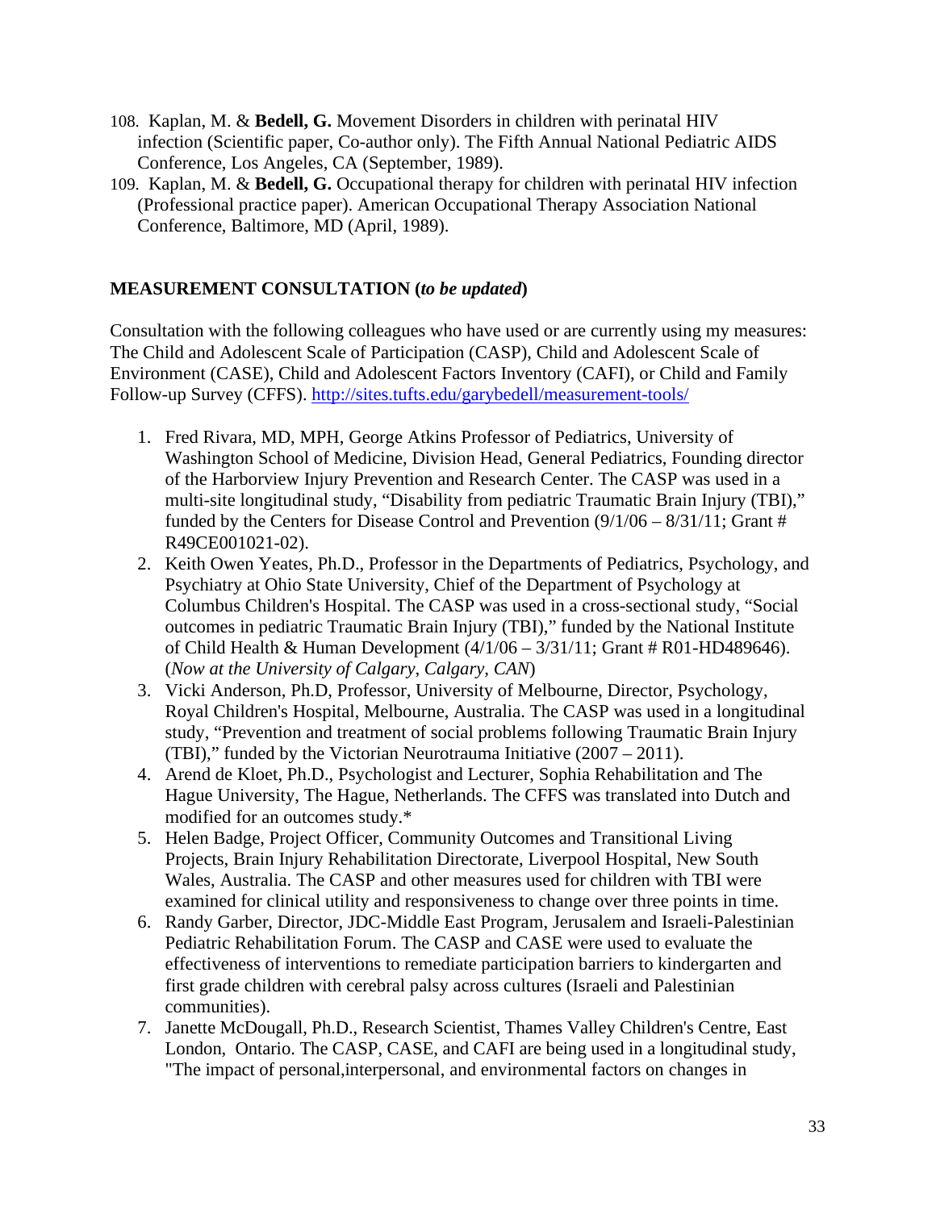108. Kaplan, M. & **Bedell, G.** Movement Disorders in children with perinatal HIV infection (Scientific paper, Co-author only). The Fifth Annual National Pediatric AIDS Conference, Los Angeles, CA (September, 1989).
109. Kaplan, M. & **Bedell, G.** Occupational therapy for children with perinatal HIV infection (Professional practice paper). American Occupational Therapy Association National Conference, Baltimore, MD (April, 1989).

## MEASUREMENT CONSULTATION (*to be updated*)

Consultation with the following colleagues who have used or are currently using my measures: The Child and Adolescent Scale of Participation (CASP), Child and Adolescent Scale of Environment (CASE), Child and Adolescent Factors Inventory (CAFI), or Child and Family Follow-up Survey (CFFS). http://sites.tufts.edu/garybedell/measurement-tools/

1. Fred Rivara, MD, MPH, George Atkins Professor of Pediatrics, University of Washington School of Medicine, Division Head, General Pediatrics, Founding director of the Harborview Injury Prevention and Research Center. The CASP was used in a multi-site longitudinal study, "Disability from pediatric Traumatic Brain Injury (TBI)," funded by the Centers for Disease Control and Prevention (9/1/06 – 8/31/11; Grant # R49CE001021-02).
2. Keith Owen Yeates, Ph.D., Professor in the Departments of Pediatrics, Psychology, and Psychiatry at Ohio State University, Chief of the Department of Psychology at Columbus Children's Hospital. The CASP was used in a cross-sectional study, "Social outcomes in pediatric Traumatic Brain Injury (TBI)," funded by the National Institute of Child Health & Human Development (4/1/06 – 3/31/11; Grant # R01-HD489646). (*Now at the University of Calgary, Calgary, CAN*)
3. Vicki Anderson, Ph.D, Professor, University of Melbourne, Director, Psychology, Royal Children's Hospital, Melbourne, Australia. The CASP was used in a longitudinal study, "Prevention and treatment of social problems following Traumatic Brain Injury (TBI)," funded by the Victorian Neurotrauma Initiative (2007 – 2011).
4. Arend de Kloet, Ph.D., Psychologist and Lecturer, Sophia Rehabilitation and The Hague University, The Hague, Netherlands. The CFFS was translated into Dutch and modified for an outcomes study.*
5. Helen Badge, Project Officer, Community Outcomes and Transitional Living Projects, Brain Injury Rehabilitation Directorate, Liverpool Hospital, New South Wales, Australia. The CASP and other measures used for children with TBI were examined for clinical utility and responsiveness to change over three points in time.
6. Randy Garber, Director, JDC-Middle East Program, Jerusalem and Israeli-Palestinian Pediatric Rehabilitation Forum. The CASP and CASE were used to evaluate the effectiveness of interventions to remediate participation barriers to kindergarten and first grade children with cerebral palsy across cultures (Israeli and Palestinian communities).
7. Janette McDougall, Ph.D., Research Scientist, Thames Valley Children's Centre, East London, Ontario. The CASP, CASE, and CAFI are being used in a longitudinal study, "The impact of personal,interpersonal, and environmental factors on changes in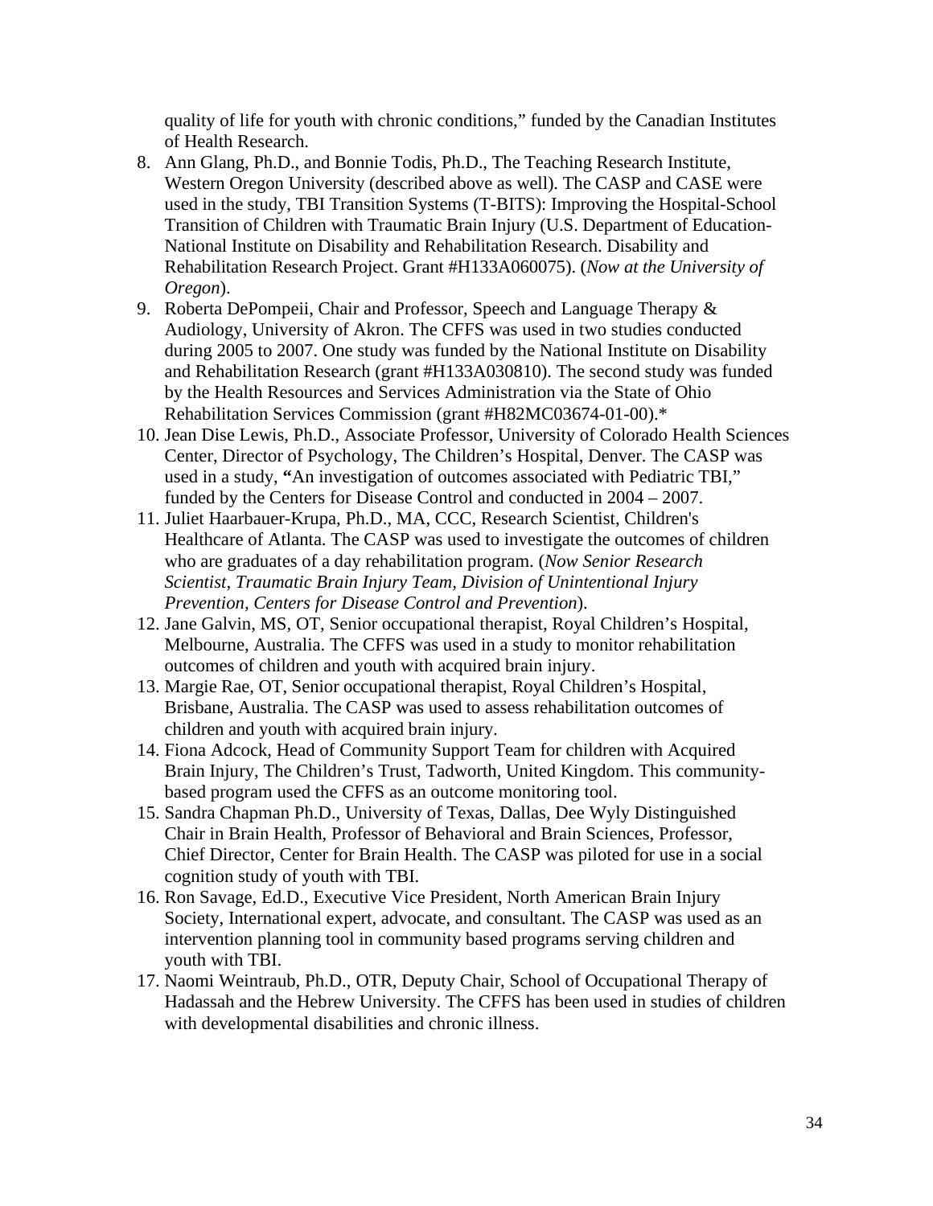quality of life for youth with chronic conditions," funded by the Canadian Institutes of Health Research.

8. Ann Glang, Ph.D., and Bonnie Todis, Ph.D., The Teaching Research Institute, Western Oregon University (described above as well). The CASP and CASE were used in the study, TBI Transition Systems (T-BITS): Improving the Hospital-School Transition of Children with Traumatic Brain Injury (U.S. Department of Education-National Institute on Disability and Rehabilitation Research. Disability and Rehabilitation Research Project. Grant #H133A060075). (*Now at the University of Oregon*).
9. Roberta DePompeii, Chair and Professor, Speech and Language Therapy & Audiology, University of Akron. The CFFS was used in two studies conducted during 2005 to 2007. One study was funded by the National Institute on Disability and Rehabilitation Research (grant #H133A030810). The second study was funded by the Health Resources and Services Administration via the State of Ohio Rehabilitation Services Commission (grant #H82MC03674-01-00).*
10. Jean Dise Lewis, Ph.D., Associate Professor, University of Colorado Health Sciences Center, Director of Psychology, The Children's Hospital, Denver. The CASP was used in a study, **"**An investigation of outcomes associated with Pediatric TBI," funded by the Centers for Disease Control and conducted in 2004 – 2007.
11. Juliet Haarbauer-Krupa, Ph.D., MA, CCC, Research Scientist, Children's Healthcare of Atlanta. The CASP was used to investigate the outcomes of children who are graduates of a day rehabilitation program. (*Now Senior Research Scientist, Traumatic Brain Injury Team, Division of Unintentional Injury Prevention, Centers for Disease Control and Prevention*).
12. Jane Galvin, MS, OT, Senior occupational therapist, Royal Children's Hospital, Melbourne, Australia. The CFFS was used in a study to monitor rehabilitation outcomes of children and youth with acquired brain injury.
13. Margie Rae, OT, Senior occupational therapist, Royal Children's Hospital, Brisbane, Australia. The CASP was used to assess rehabilitation outcomes of children and youth with acquired brain injury.
14. Fiona Adcock, Head of Community Support Team for children with Acquired Brain Injury, The Children's Trust, Tadworth, United Kingdom. This community-based program used the CFFS as an outcome monitoring tool.
15. Sandra Chapman Ph.D., University of Texas, Dallas, Dee Wyly Distinguished Chair in Brain Health, Professor of Behavioral and Brain Sciences, Professor, Chief Director, Center for Brain Health. The CASP was piloted for use in a social cognition study of youth with TBI.
16. Ron Savage, Ed.D., Executive Vice President, North American Brain Injury Society, International expert, advocate, and consultant. The CASP was used as an intervention planning tool in community based programs serving children and youth with TBI.
17. Naomi Weintraub, Ph.D., OTR, Deputy Chair, School of Occupational Therapy of Hadassah and the Hebrew University. The CFFS has been used in studies of children with developmental disabilities and chronic illness.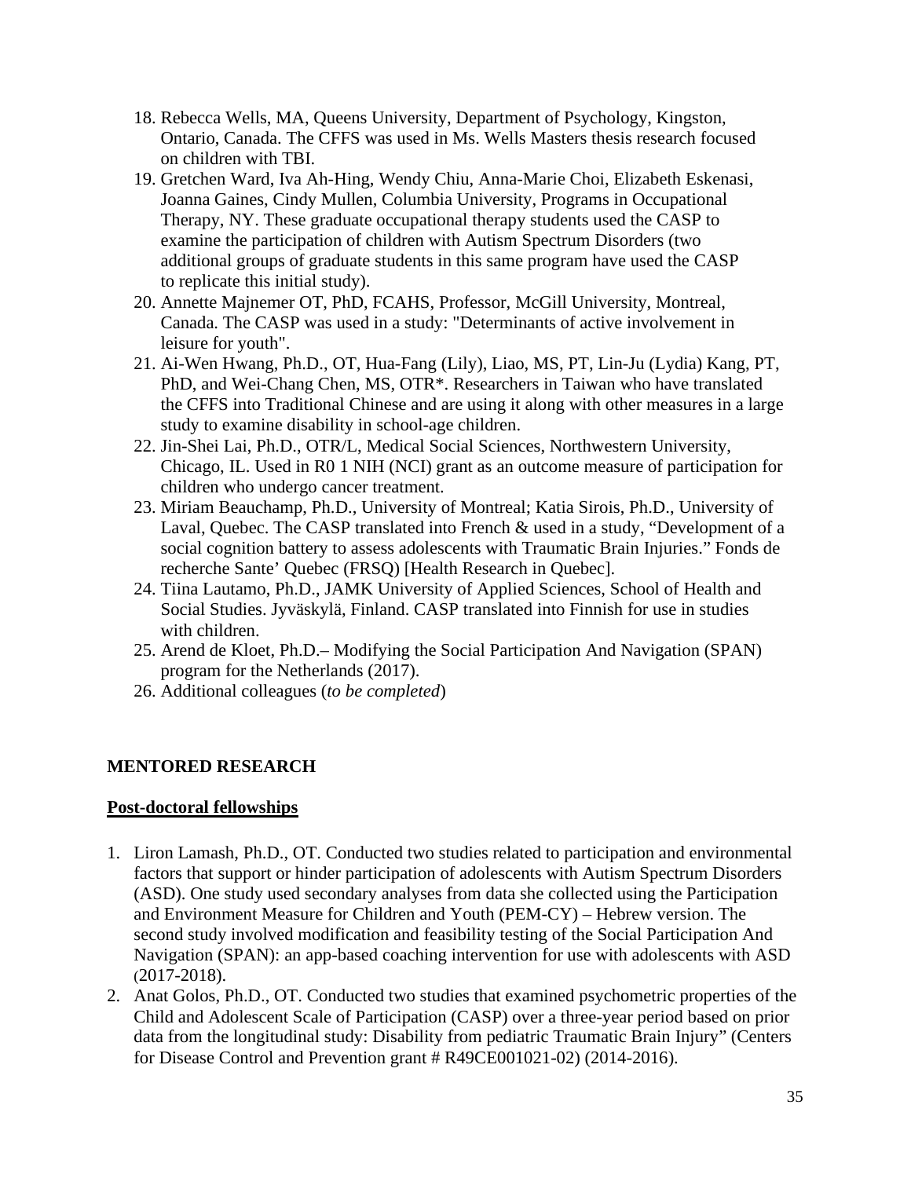18. Rebecca Wells, MA, Queens University, Department of Psychology, Kingston, Ontario, Canada. The CFFS was used in Ms. Wells Masters thesis research focused on children with TBI.
19. Gretchen Ward, Iva Ah-Hing, Wendy Chiu, Anna-Marie Choi, Elizabeth Eskenasi, Joanna Gaines, Cindy Mullen, Columbia University, Programs in Occupational Therapy, NY. These graduate occupational therapy students used the CASP to examine the participation of children with Autism Spectrum Disorders (two additional groups of graduate students in this same program have used the CASP to replicate this initial study).
20. Annette Majnemer OT, PhD, FCAHS, Professor, McGill University, Montreal, Canada. The CASP was used in a study: "Determinants of active involvement in leisure for youth".
21. Ai-Wen Hwang, Ph.D., OT, Hua-Fang (Lily), Liao, MS, PT, Lin-Ju (Lydia) Kang, PT, PhD, and Wei-Chang Chen, MS, OTR*. Researchers in Taiwan who have translated the CFFS into Traditional Chinese and are using it along with other measures in a large study to examine disability in school-age children.
22. Jin-Shei Lai, Ph.D., OTR/L, Medical Social Sciences, Northwestern University, Chicago, IL. Used in R0 1 NIH (NCI) grant as an outcome measure of participation for children who undergo cancer treatment.
23. Miriam Beauchamp, Ph.D., University of Montreal; Katia Sirois, Ph.D., University of Laval, Quebec. The CASP translated into French & used in a study, "Development of a social cognition battery to assess adolescents with Traumatic Brain Injuries." Fonds de recherche Sante' Quebec (FRSQ) [Health Research in Quebec].
24. Tiina Lautamo, Ph.D., JAMK University of Applied Sciences, School of Health and Social Studies. Jyväskylä, Finland. CASP translated into Finnish for use in studies with children.
25. Arend de Kloet, Ph.D.– Modifying the Social Participation And Navigation (SPAN) program for the Netherlands (2017).
26. Additional colleagues (*to be completed*)

## MENTORED RESEARCH

### Post-doctoral fellowships

1. Liron Lamash, Ph.D., OT. Conducted two studies related to participation and environmental factors that support or hinder participation of adolescents with Autism Spectrum Disorders (ASD). One study used secondary analyses from data she collected using the Participation and Environment Measure for Children and Youth (PEM-CY) – Hebrew version. The second study involved modification and feasibility testing of the Social Participation And Navigation (SPAN): an app-based coaching intervention for use with adolescents with ASD (2017-2018).
2. Anat Golos, Ph.D., OT. Conducted two studies that examined psychometric properties of the Child and Adolescent Scale of Participation (CASP) over a three-year period based on prior data from the longitudinal study: Disability from pediatric Traumatic Brain Injury" (Centers for Disease Control and Prevention grant # R49CE001021-02) (2014-2016).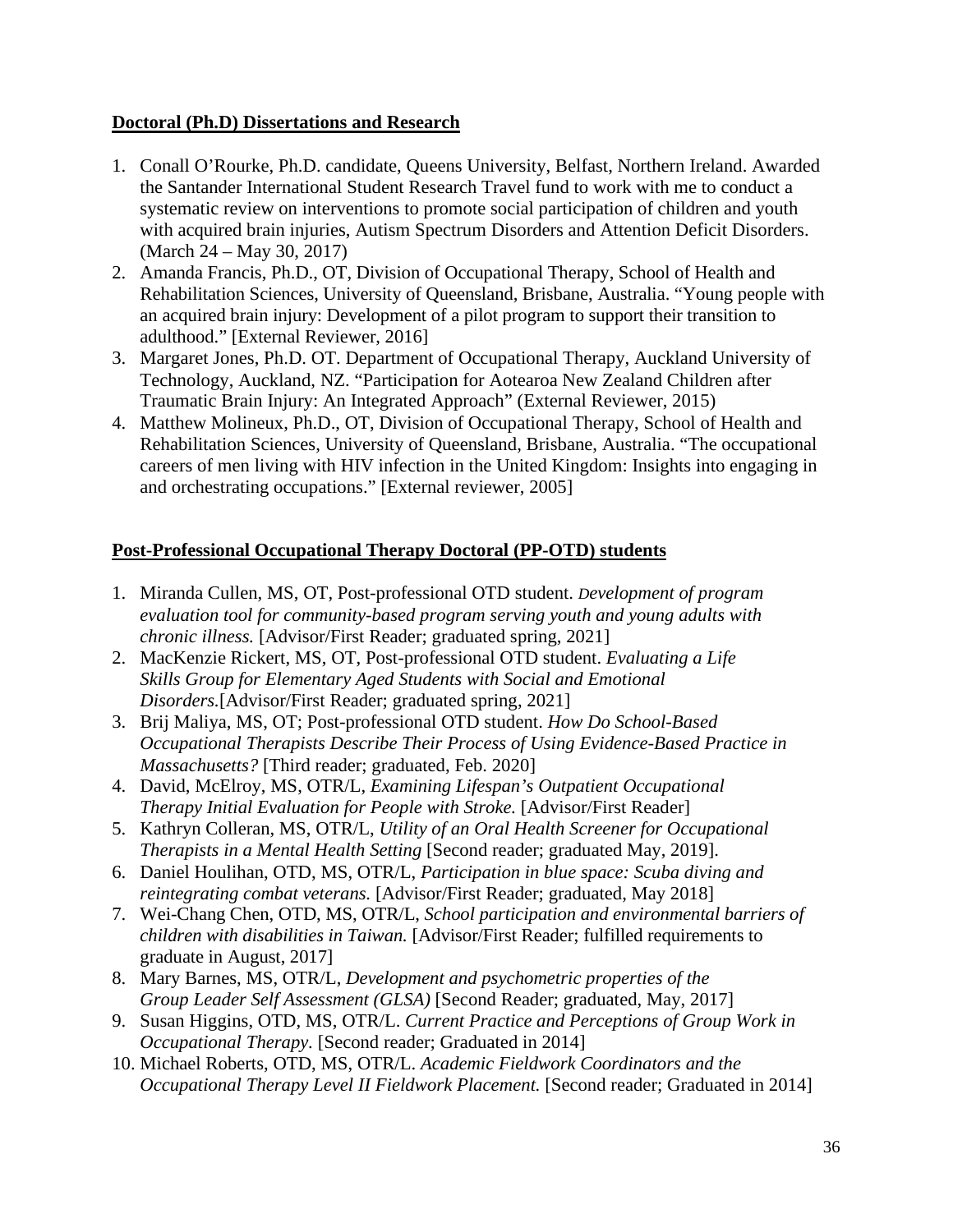**Doctoral (Ph.D) Dissertations and Research**

1. Conall O'Rourke, Ph.D. candidate, Queens University, Belfast, Northern Ireland. Awarded the Santander International Student Research Travel fund to work with me to conduct a systematic review on interventions to promote social participation of children and youth with acquired brain injuries, Autism Spectrum Disorders and Attention Deficit Disorders. (March 24 – May 30, 2017)
2. Amanda Francis, Ph.D., OT, Division of Occupational Therapy, School of Health and Rehabilitation Sciences, University of Queensland, Brisbane, Australia. "Young people with an acquired brain injury: Development of a pilot program to support their transition to adulthood." [External Reviewer, 2016]
3. Margaret Jones, Ph.D. OT. Department of Occupational Therapy, Auckland University of Technology, Auckland, NZ. "Participation for Aotearoa New Zealand Children after Traumatic Brain Injury: An Integrated Approach" (External Reviewer, 2015)
4. Matthew Molineux, Ph.D., OT, Division of Occupational Therapy, School of Health and Rehabilitation Sciences, University of Queensland, Brisbane, Australia. "The occupational careers of men living with HIV infection in the United Kingdom: Insights into engaging in and orchestrating occupations." [External reviewer, 2005]

**Post-Professional Occupational Therapy Doctoral (PP-OTD) students**

1. Miranda Cullen, MS, OT, Post-professional OTD student. *Development of program evaluation tool for community-based program serving youth and young adults with chronic illness.* [Advisor/First Reader; graduated spring, 2021]
2. MacKenzie Rickert, MS, OT, Post-professional OTD student. *Evaluating a Life Skills Group for Elementary Aged Students with Social and Emotional Disorders.*[Advisor/First Reader; graduated spring, 2021]
3. Brij Maliya, MS, OT; Post-professional OTD student. *How Do School-Based Occupational Therapists Describe Their Process of Using Evidence-Based Practice in Massachusetts?* [Third reader; graduated, Feb. 2020]
4. David, McElroy, MS, OTR/L, *Examining Lifespan's Outpatient Occupational Therapy Initial Evaluation for People with Stroke.* [Advisor/First Reader]
5. Kathryn Colleran, MS, OTR/L, *Utility of an Oral Health Screener for Occupational Therapists in a Mental Health Setting* [Second reader; graduated May, 2019].
6. Daniel Houlihan, OTD, MS, OTR/L, *Participation in blue space: Scuba diving and reintegrating combat veterans.* [Advisor/First Reader; graduated, May 2018]
7. Wei-Chang Chen, OTD, MS, OTR/L, *School participation and environmental barriers of children with disabilities in Taiwan.* [Advisor/First Reader; fulfilled requirements to graduate in August, 2017]
8. Mary Barnes, MS, OTR/L, *Development and psychometric properties of the Group Leader Self Assessment (GLSA)* [Second Reader; graduated, May, 2017]
9. Susan Higgins, OTD, MS, OTR/L. *Current Practice and Perceptions of Group Work in Occupational Therapy.* [Second reader; Graduated in 2014]
10. Michael Roberts, OTD, MS, OTR/L. *Academic Fieldwork Coordinators and the Occupational Therapy Level II Fieldwork Placement.* [Second reader; Graduated in 2014]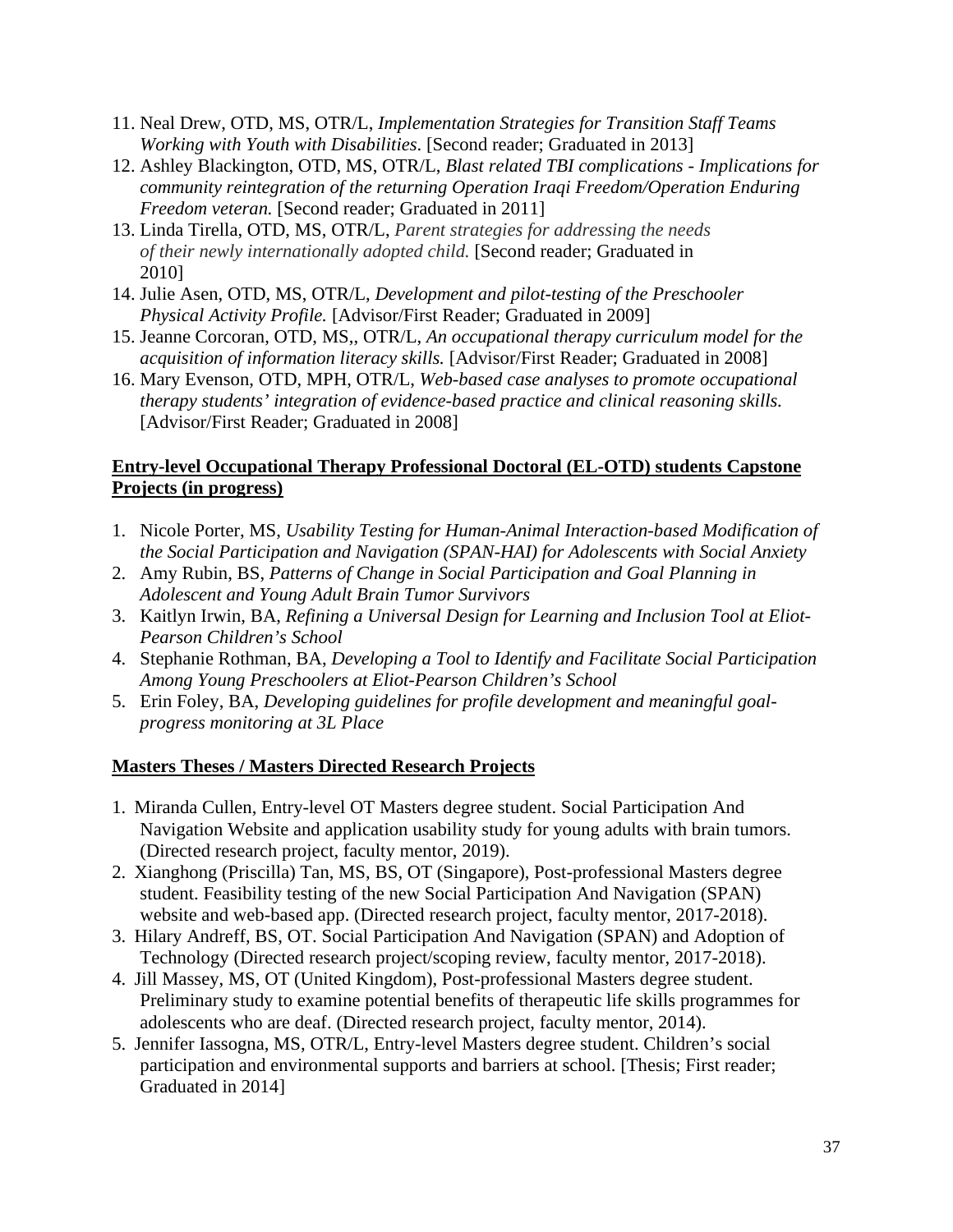11. Neal Drew, OTD, MS, OTR/L, *Implementation Strategies for Transition Staff Teams Working with Youth with Disabilities*. [Second reader; Graduated in 2013]
12. Ashley Blackington, OTD, MS, OTR/L, *Blast related TBI complications - Implications for community reintegration of the returning Operation Iraqi Freedom/Operation Enduring Freedom veteran.* [Second reader; Graduated in 2011]
13. Linda Tirella, OTD, MS, OTR/L, *Parent strategies for addressing the needs of their newly internationally adopted child.* [Second reader; Graduated in 2010]
14. Julie Asen, OTD, MS, OTR/L, *Development and pilot-testing of the Preschooler Physical Activity Profile.* [Advisor/First Reader; Graduated in 2009]
15. Jeanne Corcoran, OTD, MS,, OTR/L, *An occupational therapy curriculum model for the acquisition of information literacy skills.* [Advisor/First Reader; Graduated in 2008]
16. Mary Evenson, OTD, MPH, OTR/L, *Web-based case analyses to promote occupational therapy students' integration of evidence-based practice and clinical reasoning skills.* [Advisor/First Reader; Graduated in 2008]

**Entry-level Occupational Therapy Professional Doctoral (EL-OTD) students Capstone Projects (in progress)**

1. Nicole Porter, MS, *Usability Testing for Human-Animal Interaction-based Modification of the Social Participation and Navigation (SPAN-HAI) for Adolescents with Social Anxiety*
2. Amy Rubin, BS, *Patterns of Change in Social Participation and Goal Planning in Adolescent and Young Adult Brain Tumor Survivors*
3. Kaitlyn Irwin, BA, *Refining a Universal Design for Learning and Inclusion Tool at Eliot-Pearson Children's School*
4. Stephanie Rothman, BA, *Developing a Tool to Identify and Facilitate Social Participation Among Young Preschoolers at Eliot-Pearson Children's School*
5. Erin Foley, BA, *Developing guidelines for profile development and meaningful goal-progress monitoring at 3L Place*

**Masters Theses / Masters Directed Research Projects**

1. Miranda Cullen, Entry-level OT Masters degree student. Social Participation And Navigation Website and application usability study for young adults with brain tumors. (Directed research project, faculty mentor, 2019).
2. Xianghong (Priscilla) Tan, MS, BS, OT (Singapore), Post-professional Masters degree student. Feasibility testing of the new Social Participation And Navigation (SPAN) website and web-based app. (Directed research project, faculty mentor, 2017-2018).
3. Hilary Andreff, BS, OT. Social Participation And Navigation (SPAN) and Adoption of Technology (Directed research project/scoping review, faculty mentor, 2017-2018).
4. Jill Massey, MS, OT (United Kingdom), Post-professional Masters degree student. Preliminary study to examine potential benefits of therapeutic life skills programmes for adolescents who are deaf. (Directed research project, faculty mentor, 2014).
5. Jennifer Iassogna, MS, OTR/L, Entry-level Masters degree student. Children's social participation and environmental supports and barriers at school. [Thesis; First reader; Graduated in 2014]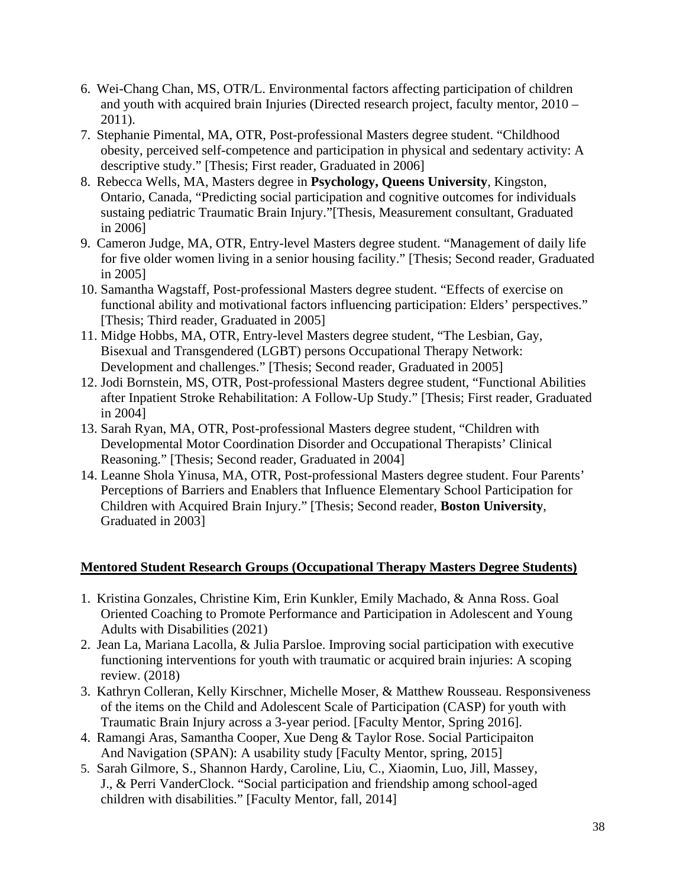6. Wei-Chang Chan, MS, OTR/L. Environmental factors affecting participation of children and youth with acquired brain Injuries (Directed research project, faculty mentor, 2010 – 2011).
7. Stephanie Pimental, MA, OTR, Post-professional Masters degree student. "Childhood obesity, perceived self-competence and participation in physical and sedentary activity: A descriptive study." [Thesis; First reader, Graduated in 2006]
8. Rebecca Wells, MA, Masters degree in **Psychology, Queens University**, Kingston, Ontario, Canada, "Predicting social participation and cognitive outcomes for individuals sustaing pediatric Traumatic Brain Injury."[Thesis, Measurement consultant, Graduated in 2006]
9. Cameron Judge, MA, OTR, Entry-level Masters degree student. "Management of daily life for five older women living in a senior housing facility." [Thesis; Second reader, Graduated in 2005]
10. Samantha Wagstaff, Post-professional Masters degree student. "Effects of exercise on functional ability and motivational factors influencing participation: Elders' perspectives." [Thesis; Third reader, Graduated in 2005]
11. Midge Hobbs, MA, OTR, Entry-level Masters degree student, "The Lesbian, Gay, Bisexual and Transgendered (LGBT) persons Occupational Therapy Network: Development and challenges." [Thesis; Second reader, Graduated in 2005]
12. Jodi Bornstein, MS, OTR, Post-professional Masters degree student, "Functional Abilities after Inpatient Stroke Rehabilitation: A Follow-Up Study." [Thesis; First reader, Graduated in 2004]
13. Sarah Ryan, MA, OTR, Post-professional Masters degree student, "Children with Developmental Motor Coordination Disorder and Occupational Therapists' Clinical Reasoning." [Thesis; Second reader, Graduated in 2004]
14. Leanne Shola Yinusa, MA, OTR, Post-professional Masters degree student. Four Parents' Perceptions of Barriers and Enablers that Influence Elementary School Participation for Children with Acquired Brain Injury." [Thesis; Second reader, **Boston University**, Graduated in 2003]

**Mentored Student Research Groups (Occupational Therapy Masters Degree Students)**

1. Kristina Gonzales, Christine Kim, Erin Kunkler, Emily Machado, & Anna Ross. Goal Oriented Coaching to Promote Performance and Participation in Adolescent and Young Adults with Disabilities (2021)
2. Jean La, Mariana Lacolla, & Julia Parsloe. Improving social participation with executive functioning interventions for youth with traumatic or acquired brain injuries: A scoping review. (2018)
3. Kathryn Colleran, Kelly Kirschner, Michelle Moser, & Matthew Rousseau. Responsiveness of the items on the Child and Adolescent Scale of Participation (CASP) for youth with Traumatic Brain Injury across a 3-year period. [Faculty Mentor, Spring 2016].
4. Ramangi Aras, Samantha Cooper, Xue Deng & Taylor Rose. Social Participaiton And Navigation (SPAN): A usability study [Faculty Mentor, spring, 2015]
5. Sarah Gilmore, S., Shannon Hardy, Caroline, Liu, C., Xiaomin, Luo, Jill, Massey, J., & Perri VanderClock. "Social participation and friendship among school-aged children with disabilities." [Faculty Mentor, fall, 2014]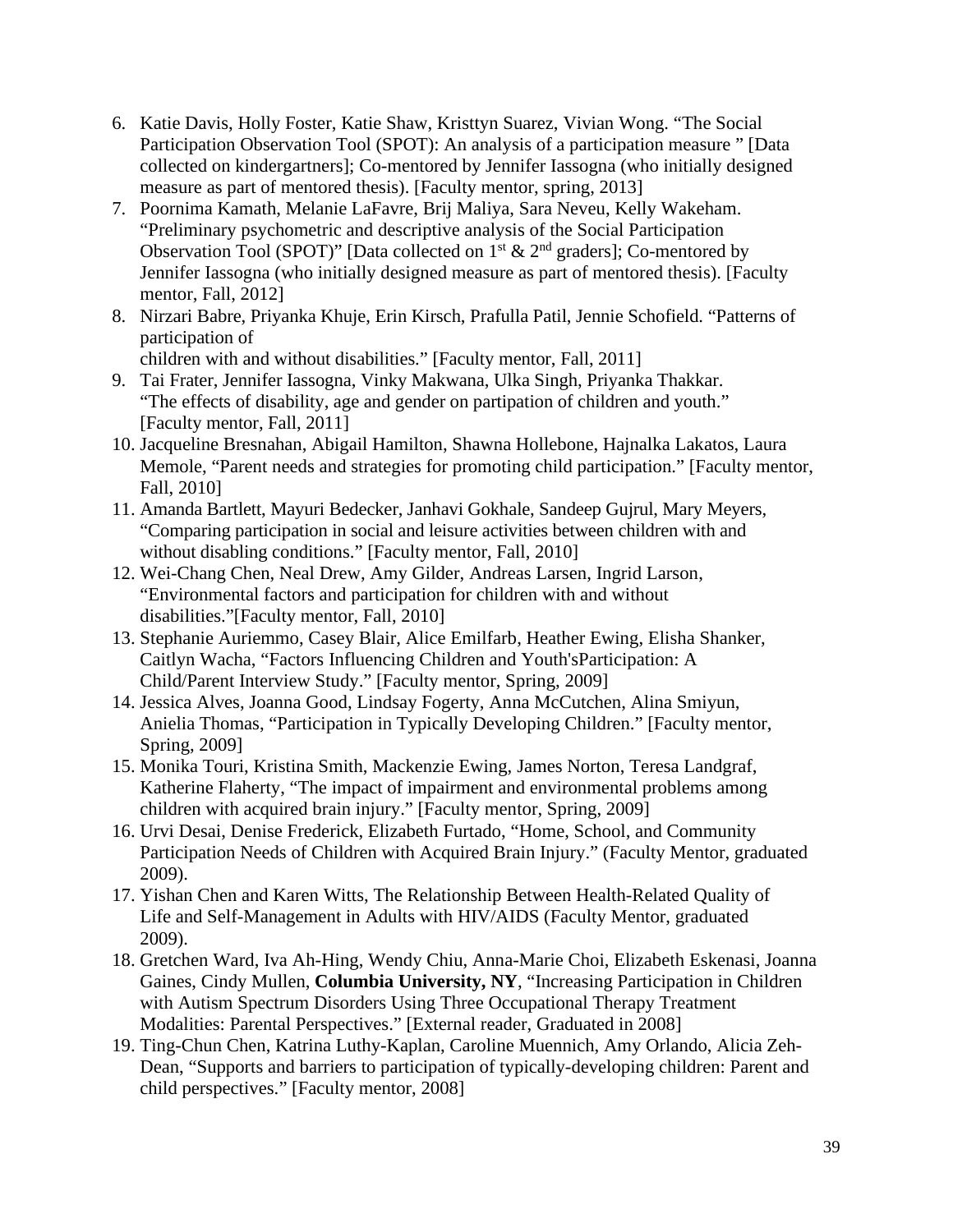6. Katie Davis, Holly Foster, Katie Shaw, Kristtyn Suarez, Vivian Wong. "The Social Participation Observation Tool (SPOT): An analysis of a participation measure " [Data collected on kindergartners]; Co-mentored by Jennifer Iassogna (who initially designed measure as part of mentored thesis). [Faculty mentor, spring, 2013]
7. Poornima Kamath, Melanie LaFavre, Brij Maliya, Sara Neveu, Kelly Wakeham. "Preliminary psychometric and descriptive analysis of the Social Participation Observation Tool (SPOT)" [Data collected on 1st & 2nd graders]; Co-mentored by Jennifer Iassogna (who initially designed measure as part of mentored thesis). [Faculty mentor, Fall, 2012]
8. Nirzari Babre, Priyanka Khuje, Erin Kirsch, Prafulla Patil, Jennie Schofield. "Patterns of participation of
   children with and without disabilities." [Faculty mentor, Fall, 2011]
9. Tai Frater, Jennifer Iassogna, Vinky Makwana, Ulka Singh, Priyanka Thakkar. "The effects of disability, age and gender on partipation of children and youth." [Faculty mentor, Fall, 2011]
10. Jacqueline Bresnahan, Abigail Hamilton, Shawna Hollebone, Hajnalka Lakatos, Laura Memole, "Parent needs and strategies for promoting child participation." [Faculty mentor, Fall, 2010]
11. Amanda Bartlett, Mayuri Bedecker, Janhavi Gokhale, Sandeep Gujrul, Mary Meyers, "Comparing participation in social and leisure activities between children with and without disabling conditions." [Faculty mentor, Fall, 2010]
12. Wei-Chang Chen, Neal Drew, Amy Gilder, Andreas Larsen, Ingrid Larson, "Environmental factors and participation for children with and without disabilities."[Faculty mentor, Fall, 2010]
13. Stephanie Auriemmo, Casey Blair, Alice Emilfarb, Heather Ewing, Elisha Shanker, Caitlyn Wacha, "Factors Influencing Children and Youth'sParticipation: A Child/Parent Interview Study." [Faculty mentor, Spring, 2009]
14. Jessica Alves, Joanna Good, Lindsay Fogerty, Anna McCutchen, Alina Smiyun, Anielia Thomas, "Participation in Typically Developing Children." [Faculty mentor, Spring, 2009]
15. Monika Touri, Kristina Smith, Mackenzie Ewing, James Norton, Teresa Landgraf, Katherine Flaherty, "The impact of impairment and environmental problems among children with acquired brain injury." [Faculty mentor, Spring, 2009]
16. Urvi Desai, Denise Frederick, Elizabeth Furtado, "Home, School, and Community Participation Needs of Children with Acquired Brain Injury." (Faculty Mentor, graduated 2009).
17. Yishan Chen and Karen Witts, The Relationship Between Health-Related Quality of Life and Self-Management in Adults with HIV/AIDS (Faculty Mentor, graduated 2009).
18. Gretchen Ward, Iva Ah-Hing, Wendy Chiu, Anna-Marie Choi, Elizabeth Eskenasi, Joanna Gaines, Cindy Mullen, **Columbia University, NY**, "Increasing Participation in Children with Autism Spectrum Disorders Using Three Occupational Therapy Treatment Modalities: Parental Perspectives." [External reader, Graduated in 2008]
19. Ting-Chun Chen, Katrina Luthy-Kaplan, Caroline Muennich, Amy Orlando, Alicia Zeh-Dean, "Supports and barriers to participation of typically-developing children: Parent and child perspectives." [Faculty mentor, 2008]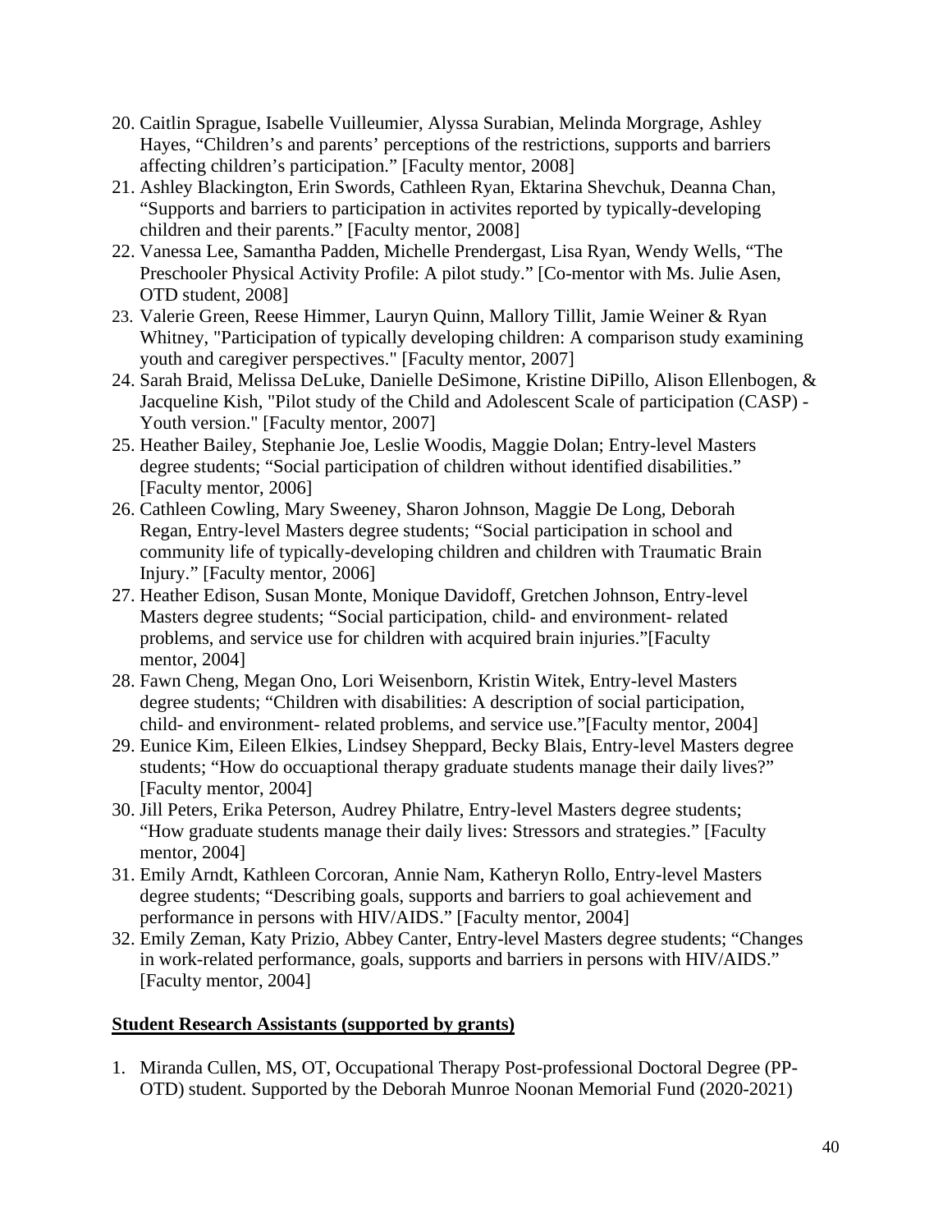20. Caitlin Sprague, Isabelle Vuilleumier, Alyssa Surabian, Melinda Morgrage, Ashley Hayes, "Children's and parents' perceptions of the restrictions, supports and barriers affecting children's participation." [Faculty mentor, 2008]
21. Ashley Blackington, Erin Swords, Cathleen Ryan, Ektarina Shevchuk, Deanna Chan, "Supports and barriers to participation in activites reported by typically-developing children and their parents." [Faculty mentor, 2008]
22. Vanessa Lee, Samantha Padden, Michelle Prendergast, Lisa Ryan, Wendy Wells, "The Preschooler Physical Activity Profile: A pilot study." [Co-mentor with Ms. Julie Asen, OTD student, 2008]
23. Valerie Green, Reese Himmer, Lauryn Quinn, Mallory Tillit, Jamie Weiner & Ryan Whitney, "Participation of typically developing children: A comparison study examining youth and caregiver perspectives." [Faculty mentor, 2007]
24. Sarah Braid, Melissa DeLuke, Danielle DeSimone, Kristine DiPillo, Alison Ellenbogen, & Jacqueline Kish, "Pilot study of the Child and Adolescent Scale of participation (CASP) - Youth version." [Faculty mentor, 2007]
25. Heather Bailey, Stephanie Joe, Leslie Woodis, Maggie Dolan; Entry-level Masters degree students; "Social participation of children without identified disabilities." [Faculty mentor, 2006]
26. Cathleen Cowling, Mary Sweeney, Sharon Johnson, Maggie De Long, Deborah Regan, Entry-level Masters degree students; "Social participation in school and community life of typically-developing children and children with Traumatic Brain Injury." [Faculty mentor, 2006]
27. Heather Edison, Susan Monte, Monique Davidoff, Gretchen Johnson, Entry-level Masters degree students; "Social participation, child- and environment- related problems, and service use for children with acquired brain injuries."[Faculty mentor, 2004]
28. Fawn Cheng, Megan Ono, Lori Weisenborn, Kristin Witek, Entry-level Masters degree students; "Children with disabilities: A description of social participation, child- and environment- related problems, and service use."[Faculty mentor, 2004]
29. Eunice Kim, Eileen Elkies, Lindsey Sheppard, Becky Blais, Entry-level Masters degree students; "How do occuaptional therapy graduate students manage their daily lives?" [Faculty mentor, 2004]
30. Jill Peters, Erika Peterson, Audrey Philatre, Entry-level Masters degree students; "How graduate students manage their daily lives: Stressors and strategies." [Faculty mentor, 2004]
31. Emily Arndt, Kathleen Corcoran, Annie Nam, Katheryn Rollo, Entry-level Masters degree students; "Describing goals, supports and barriers to goal achievement and performance in persons with HIV/AIDS." [Faculty mentor, 2004]
32. Emily Zeman, Katy Prizio, Abbey Canter, Entry-level Masters degree students; "Changes in work-related performance, goals, supports and barriers in persons with HIV/AIDS." [Faculty mentor, 2004]

**Student Research Assistants (supported by grants)**

1. Miranda Cullen, MS, OT, Occupational Therapy Post-professional Doctoral Degree (PP-OTD) student. Supported by the Deborah Munroe Noonan Memorial Fund (2020-2021)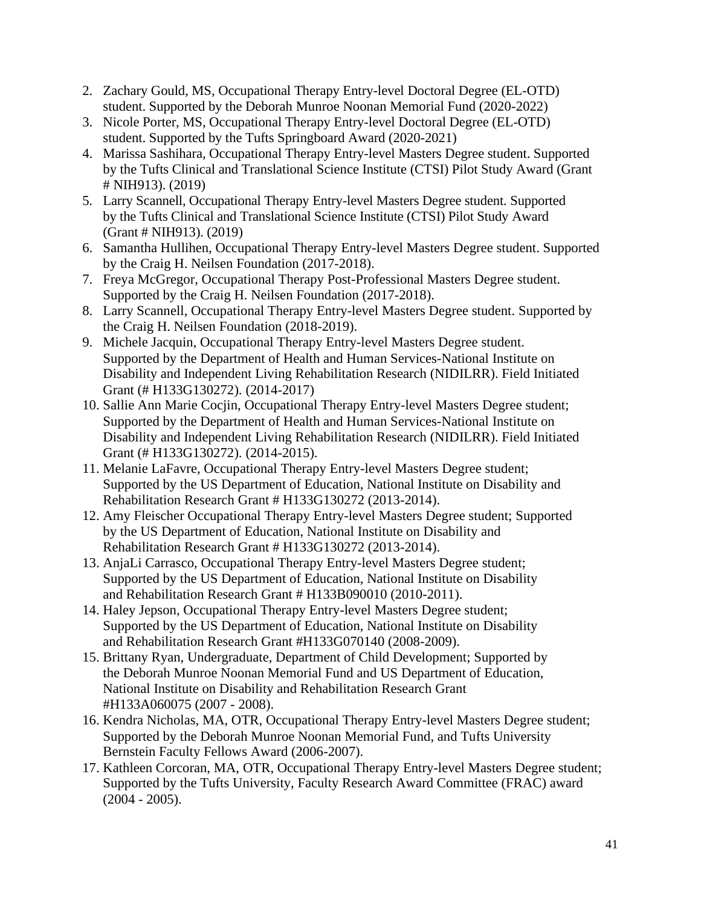2. Zachary Gould, MS, Occupational Therapy Entry-level Doctoral Degree (EL-OTD) student. Supported by the Deborah Munroe Noonan Memorial Fund (2020-2022)
3. Nicole Porter, MS, Occupational Therapy Entry-level Doctoral Degree (EL-OTD) student. Supported by the Tufts Springboard Award (2020-2021)
4. Marissa Sashihara, Occupational Therapy Entry-level Masters Degree student. Supported by the Tufts Clinical and Translational Science Institute (CTSI) Pilot Study Award (Grant # NIH913). (2019)
5. Larry Scannell, Occupational Therapy Entry-level Masters Degree student. Supported by the Tufts Clinical and Translational Science Institute (CTSI) Pilot Study Award (Grant # NIH913). (2019)
6. Samantha Hullihen, Occupational Therapy Entry-level Masters Degree student. Supported by the Craig H. Neilsen Foundation (2017-2018).
7. Freya McGregor, Occupational Therapy Post-Professional Masters Degree student. Supported by the Craig H. Neilsen Foundation (2017-2018).
8. Larry Scannell, Occupational Therapy Entry-level Masters Degree student. Supported by the Craig H. Neilsen Foundation (2018-2019).
9. Michele Jacquin, Occupational Therapy Entry-level Masters Degree student. Supported by the Department of Health and Human Services-National Institute on Disability and Independent Living Rehabilitation Research (NIDILRR). Field Initiated Grant (# H133G130272). (2014-2017)
10. Sallie Ann Marie Cocjin, Occupational Therapy Entry-level Masters Degree student; Supported by the Department of Health and Human Services-National Institute on Disability and Independent Living Rehabilitation Research (NIDILRR). Field Initiated Grant (# H133G130272). (2014-2015).
11. Melanie LaFavre, Occupational Therapy Entry-level Masters Degree student; Supported by the US Department of Education, National Institute on Disability and Rehabilitation Research Grant # H133G130272 (2013-2014).
12. Amy Fleischer Occupational Therapy Entry-level Masters Degree student; Supported by the US Department of Education, National Institute on Disability and Rehabilitation Research Grant # H133G130272 (2013-2014).
13. AnjaLi Carrasco, Occupational Therapy Entry-level Masters Degree student; Supported by the US Department of Education, National Institute on Disability and Rehabilitation Research Grant # H133B090010 (2010-2011).
14. Haley Jepson, Occupational Therapy Entry-level Masters Degree student; Supported by the US Department of Education, National Institute on Disability and Rehabilitation Research Grant #H133G070140 (2008-2009).
15. Brittany Ryan, Undergraduate, Department of Child Development; Supported by the Deborah Munroe Noonan Memorial Fund and US Department of Education, National Institute on Disability and Rehabilitation Research Grant #H133A060075 (2007 - 2008).
16. Kendra Nicholas, MA, OTR, Occupational Therapy Entry-level Masters Degree student; Supported by the Deborah Munroe Noonan Memorial Fund, and Tufts University Bernstein Faculty Fellows Award (2006-2007).
17. Kathleen Corcoran, MA, OTR, Occupational Therapy Entry-level Masters Degree student; Supported by the Tufts University, Faculty Research Award Committee (FRAC) award (2004 - 2005).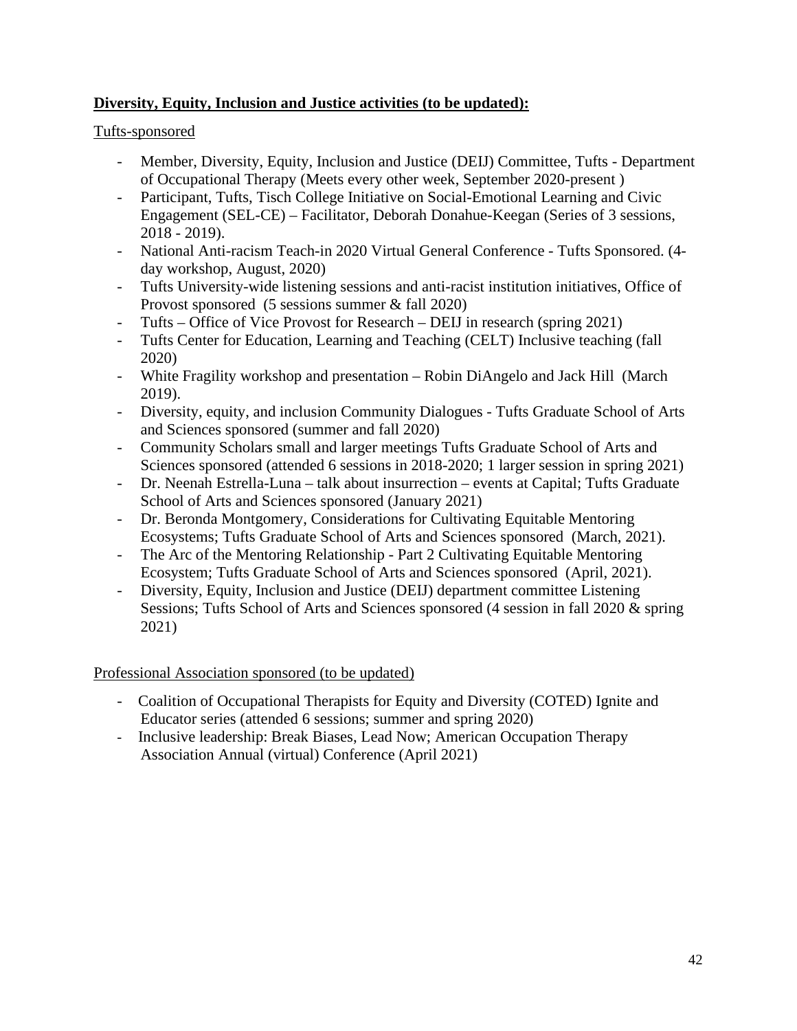**<u>Diversity, Equity, Inclusion and Justice activities (to be updated):</u>**

<u>Tufts-sponsored</u>

- Member, Diversity, Equity, Inclusion and Justice (DEIJ) Committee, Tufts - Department of Occupational Therapy (Meets every other week, September 2020-present )
- Participant, Tufts, Tisch College Initiative on Social-Emotional Learning and Civic Engagement (SEL-CE) – Facilitator, Deborah Donahue-Keegan (Series of 3 sessions, 2018 - 2019).
- National Anti-racism Teach-in 2020 Virtual General Conference - Tufts Sponsored. (4-day workshop, August, 2020)
- Tufts University-wide listening sessions and anti-racist institution initiatives, Office of Provost sponsored (5 sessions summer & fall 2020)
- Tufts – Office of Vice Provost for Research – DEIJ in research (spring 2021)
- Tufts Center for Education, Learning and Teaching (CELT) Inclusive teaching (fall 2020)
- White Fragility workshop and presentation – Robin DiAngelo and Jack Hill (March 2019).
- Diversity, equity, and inclusion Community Dialogues - Tufts Graduate School of Arts and Sciences sponsored (summer and fall 2020)
- Community Scholars small and larger meetings Tufts Graduate School of Arts and Sciences sponsored (attended 6 sessions in 2018-2020; 1 larger session in spring 2021)
- Dr. Neenah Estrella-Luna – talk about insurrection – events at Capital; Tufts Graduate School of Arts and Sciences sponsored (January 2021)
- Dr. Beronda Montgomery, Considerations for Cultivating Equitable Mentoring Ecosystems; Tufts Graduate School of Arts and Sciences sponsored (March, 2021).
- The Arc of the Mentoring Relationship - Part 2 Cultivating Equitable Mentoring Ecosystem; Tufts Graduate School of Arts and Sciences sponsored (April, 2021).
- Diversity, Equity, Inclusion and Justice (DEIJ) department committee Listening Sessions; Tufts School of Arts and Sciences sponsored (4 session in fall 2020 & spring 2021)

<u>Professional Association sponsored (to be updated)</u>

- Coalition of Occupational Therapists for Equity and Diversity (COTED) Ignite and Educator series (attended 6 sessions; summer and spring 2020)
- Inclusive leadership: Break Biases, Lead Now; American Occupation Therapy Association Annual (virtual) Conference (April 2021)